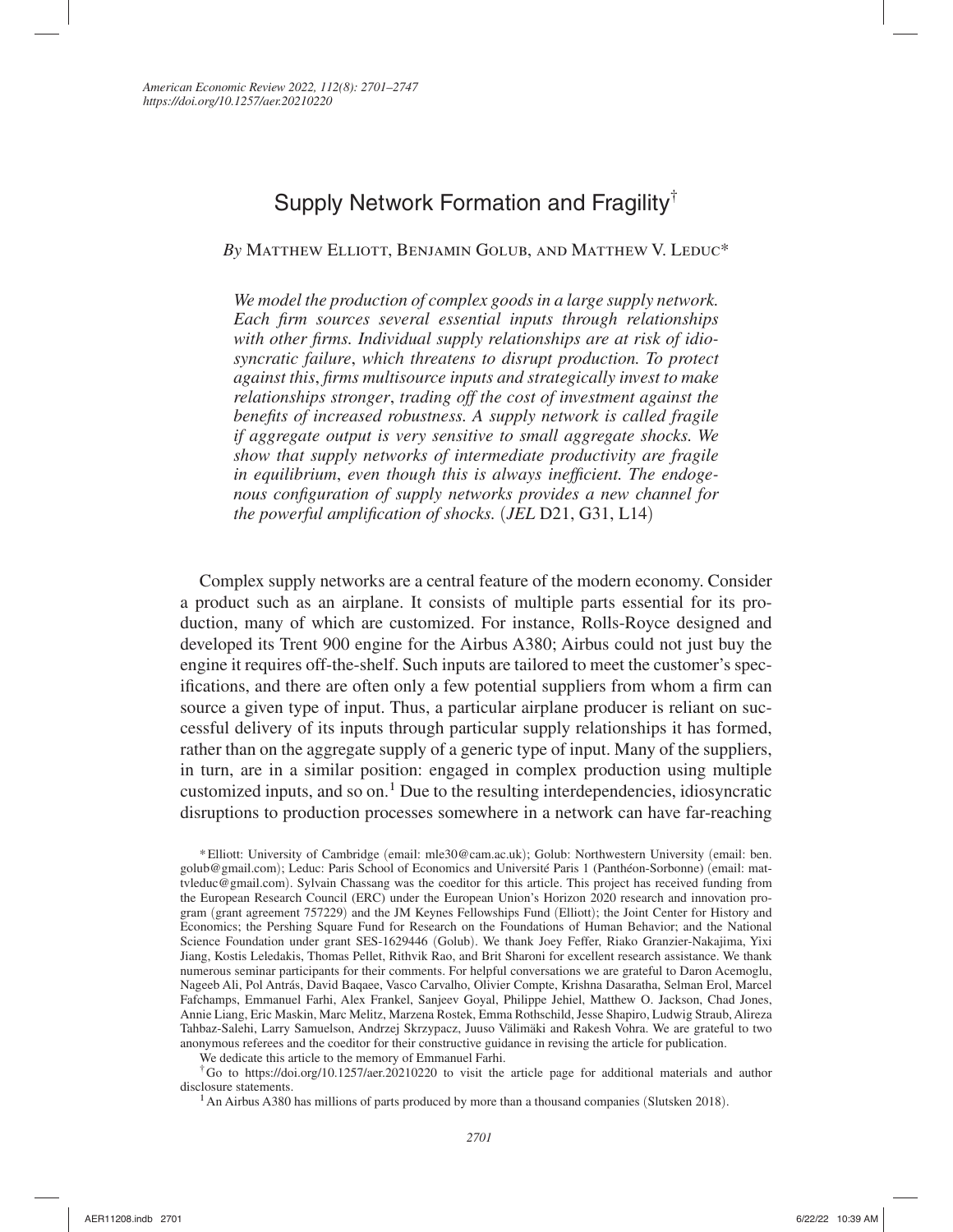# Supply Network Formation and Fragility†

*By* Matthew Elliott, Benjamin Golub, and Matthew V. Leduc*

*We model the production of complex goods in a large supply network. Each firm sources several essential inputs through relationships with other firms. Individual supply relationships are at risk of idiosyncratic failure, which threatens to disrupt production. To protect against this, firms multisource inputs and strategically invest to make relationships stronger, trading off the cost of investment against the benefits of increased robustness. A supply network is called fragile if aggregate output is very sensitive to small aggregate shocks. We show that supply networks of intermediate productivity are fragile in equilibrium, even though this is always inefficient. The endogenous configuration of supply networks provides a new channel for the powerful amplification of shocks.* (*JEL* D21, G31, L14)

Complex supply networks are a central feature of the modern economy. Consider a product such as an airplane. It consists of multiple parts essential for its production, many of which are customized. For instance, Rolls-Royce designed and developed its Trent 900 engine for the Airbus A380; Airbus could not just buy the engine it requires off-the-shelf. Such inputs are tailored to meet the customer's specifications, and there are often only a few potential suppliers from whom a firm can source a given type of input. Thus, a particular airplane producer is reliant on successful delivery of its inputs through particular supply relationships it has formed, rather than on the aggregate supply of a generic type of input. Many of the suppliers, in turn, are in a similar position: engaged in complex production using multiple customized inputs, and so on.[1] Due to the resulting interdependencies, idiosyncratic disruptions to production processes somewhere in a network can have far-reaching

*Elliott: University of Cambridge (email: mle30@cam.ac.uk); Golub: Northwestern University (email: ben.golub@gmail.com); Leduc: Paris School of Economics and Université Paris 1 (Panthéon-Sorbonne) (email: mattvleduc@gmail.com). Sylvain Chassang was the coeditor for this article. This project has received funding from the European Research Council (ERC) under the European Union's Horizon 2020 research and innovation program (grant agreement 757229) and the JM Keynes Fellowships Fund (Elliott); the Joint Center for History and Economics; the Pershing Square Fund for Research on the Foundations of Human Behavior; and the National Science Foundation under grant SES-1629446 (Golub). We thank Joey Feffer, Riako Granzier-Nakajima, Yixi Jiang, Kostis Leledakis, Thomas Pellet, Rithvik Rao, and Brit Sharoni for excellent research assistance. We thank numerous seminar participants for their comments. For helpful conversations we are grateful to Daron Acemoglu, Nageeb Ali, Pol Antrás, David Baqaee, Vasco Carvalho, Olivier Compte, Krishna Dasaratha, Selman Erol, Marcel Fafchamps, Emmanuel Farhi, Alex Frankel, Sanjeev Goyal, Philippe Jehiel, Matthew O. Jackson, Chad Jones, Annie Liang, Eric Maskin, Marc Melitz, Marzena Rostek, Emma Rothschild, Jesse Shapiro, Ludwig Straub, Alireza Tahbaz-Salehi, Larry Samuelson, Andrzej Skrzypacz, Juuso Välimäki and Rakesh Vohra. We are grateful to two anonymous referees and the coeditor for their constructive guidance in revising the article for publication.

We dedicate this article to the memory of Emmanuel Farhi.

†Go to https://doi.org/10.1257/aer.20210220 to visit the article page for additional materials and author disclosure statements.

[1] An Airbus A380 has millions of parts produced by more than a thousand companies (Slutsken 2018).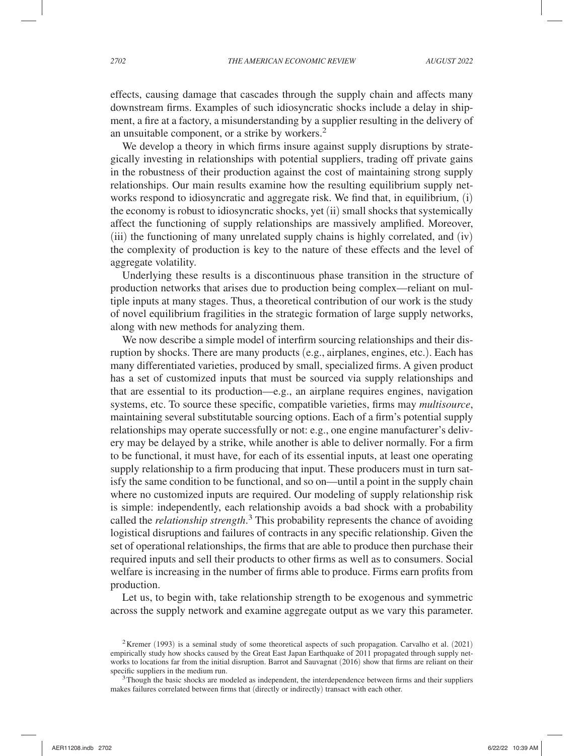effects, causing damage that cascades through the supply chain and affects many downstream firms. Examples of such idiosyncratic shocks include a delay in shipment, a fire at a factory, a misunderstanding by a supplier resulting in the delivery of an unsuitable component, or a strike by workers.[2]

We develop a theory in which firms insure against supply disruptions by strategically investing in relationships with potential suppliers, trading off private gains in the robustness of their production against the cost of maintaining strong supply relationships. Our main results examine how the resulting equilibrium supply networks respond to idiosyncratic and aggregate risk. We find that, in equilibrium, (i) the economy is robust to idiosyncratic shocks, yet (ii) small shocks that systemically affect the functioning of supply relationships are massively amplified. Moreover, (iii) the functioning of many unrelated supply chains is highly correlated, and (iv) the complexity of production is key to the nature of these effects and the level of aggregate volatility.

Underlying these results is a discontinuous phase transition in the structure of production networks that arises due to production being complex—reliant on multiple inputs at many stages. Thus, a theoretical contribution of our work is the study of novel equilibrium fragilities in the strategic formation of large supply networks, along with new methods for analyzing them.

We now describe a simple model of interfirm sourcing relationships and their disruption by shocks. There are many products (e.g., airplanes, engines, etc.). Each has many differentiated varieties, produced by small, specialized firms. A given product has a set of customized inputs that must be sourced via supply relationships and that are essential to its production—e.g., an airplane requires engines, navigation systems, etc. To source these specific, compatible varieties, firms may *multisource*, maintaining several substitutable sourcing options. Each of a firm's potential supply relationships may operate successfully or not: e.g., one engine manufacturer's delivery may be delayed by a strike, while another is able to deliver normally. For a firm to be functional, it must have, for each of its essential inputs, at least one operating supply relationship to a firm producing that input. These producers must in turn satisfy the same condition to be functional, and so on—until a point in the supply chain where no customized inputs are required. Our modeling of supply relationship risk is simple: independently, each relationship avoids a bad shock with a probability called the *relationship strength*.[3] This probability represents the chance of avoiding logistical disruptions and failures of contracts in any specific relationship. Given the set of operational relationships, the firms that are able to produce then purchase their required inputs and sell their products to other firms as well as to consumers. Social welfare is increasing in the number of firms able to produce. Firms earn profits from production.

Let us, to begin with, take relationship strength to be exogenous and symmetric across the supply network and examine aggregate output as we vary this parameter.

[2] Kremer (1993) is a seminal study of some theoretical aspects of such propagation. Carvalho et al. (2021) empirically study how shocks caused by the Great East Japan Earthquake of 2011 propagated through supply networks to locations far from the initial disruption. Barrot and Sauvagnat (2016) show that firms are reliant on their specific suppliers in the medium run.

[3] Though the basic shocks are modeled as independent, the interdependence between firms and their suppliers makes failures correlated between firms that (directly or indirectly) transact with each other.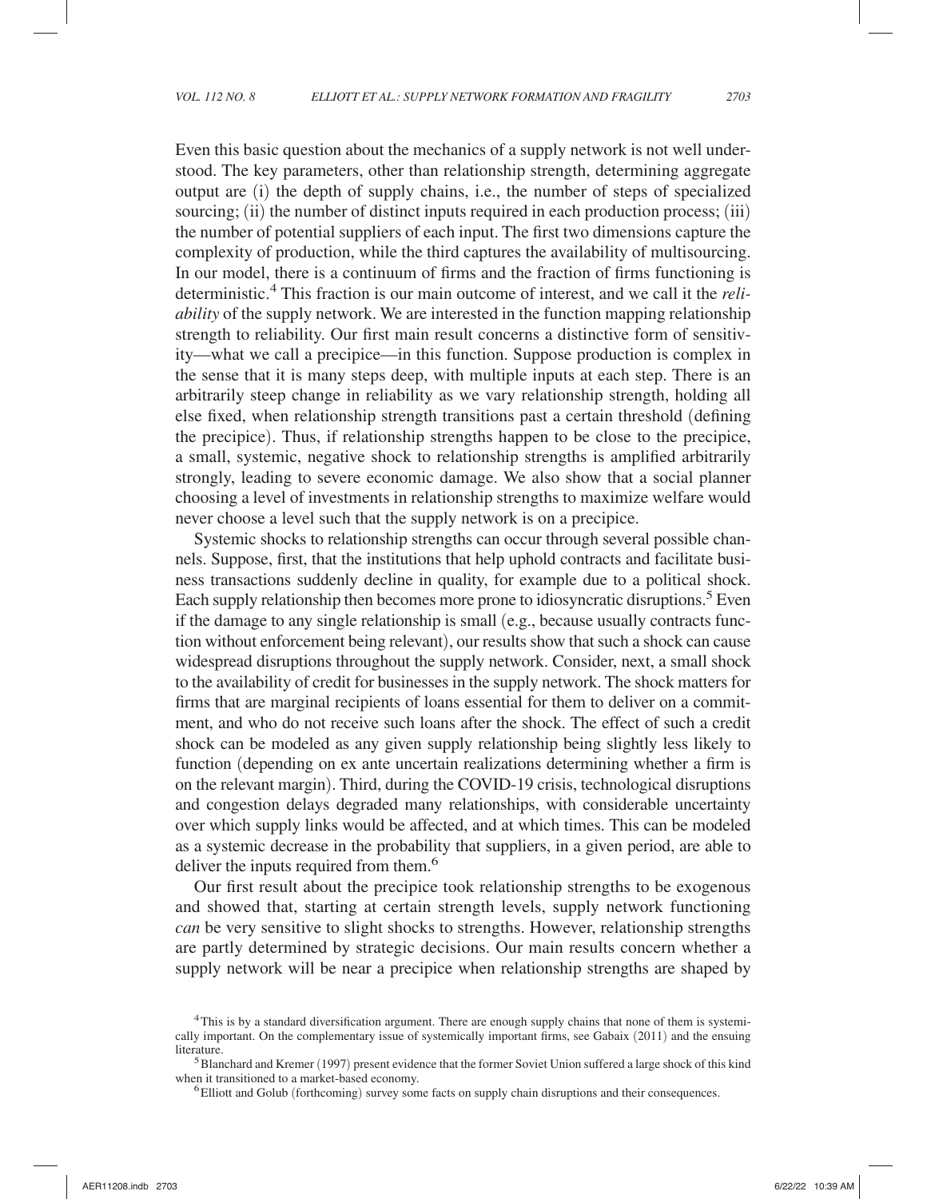Even this basic question about the mechanics of a supply network is not well understood. The key parameters, other than relationship strength, determining aggregate output are (i) the depth of supply chains, i.e., the number of steps of specialized sourcing; (ii) the number of distinct inputs required in each production process; (iii) the number of potential suppliers of each input. The first two dimensions capture the complexity of production, while the third captures the availability of multisourcing. In our model, there is a continuum of firms and the fraction of firms functioning is deterministic.[4] This fraction is our main outcome of interest, and we call it the *reliability* of the supply network. We are interested in the function mapping relationship strength to reliability. Our first main result concerns a distinctive form of sensitivity—what we call a precipice—in this function. Suppose production is complex in the sense that it is many steps deep, with multiple inputs at each step. There is an arbitrarily steep change in reliability as we vary relationship strength, holding all else fixed, when relationship strength transitions past a certain threshold (defining the precipice). Thus, if relationship strengths happen to be close to the precipice, a small, systemic, negative shock to relationship strengths is amplified arbitrarily strongly, leading to severe economic damage. We also show that a social planner choosing a level of investments in relationship strengths to maximize welfare would never choose a level such that the supply network is on a precipice.

Systemic shocks to relationship strengths can occur through several possible channels. Suppose, first, that the institutions that help uphold contracts and facilitate business transactions suddenly decline in quality, for example due to a political shock. Each supply relationship then becomes more prone to idiosyncratic disruptions.[5] Even if the damage to any single relationship is small (e.g., because usually contracts function without enforcement being relevant), our results show that such a shock can cause widespread disruptions throughout the supply network. Consider, next, a small shock to the availability of credit for businesses in the supply network. The shock matters for firms that are marginal recipients of loans essential for them to deliver on a commitment, and who do not receive such loans after the shock. The effect of such a credit shock can be modeled as any given supply relationship being slightly less likely to function (depending on ex ante uncertain realizations determining whether a firm is on the relevant margin). Third, during the COVID-19 crisis, technological disruptions and congestion delays degraded many relationships, with considerable uncertainty over which supply links would be affected, and at which times. This can be modeled as a systemic decrease in the probability that suppliers, in a given period, are able to deliver the inputs required from them.[6]

Our first result about the precipice took relationship strengths to be exogenous and showed that, starting at certain strength levels, supply network functioning *can* be very sensitive to slight shocks to strengths. However, relationship strengths are partly determined by strategic decisions. Our main results concern whether a supply network will be near a precipice when relationship strengths are shaped by

[4] This is by a standard diversification argument. There are enough supply chains that none of them is systemically important. On the complementary issue of systemically important firms, see Gabaix (2011) and the ensuing literature.

[5] Blanchard and Kremer (1997) present evidence that the former Soviet Union suffered a large shock of this kind when it transitioned to a market-based economy.

[6] Elliott and Golub (forthcoming) survey some facts on supply chain disruptions and their consequences.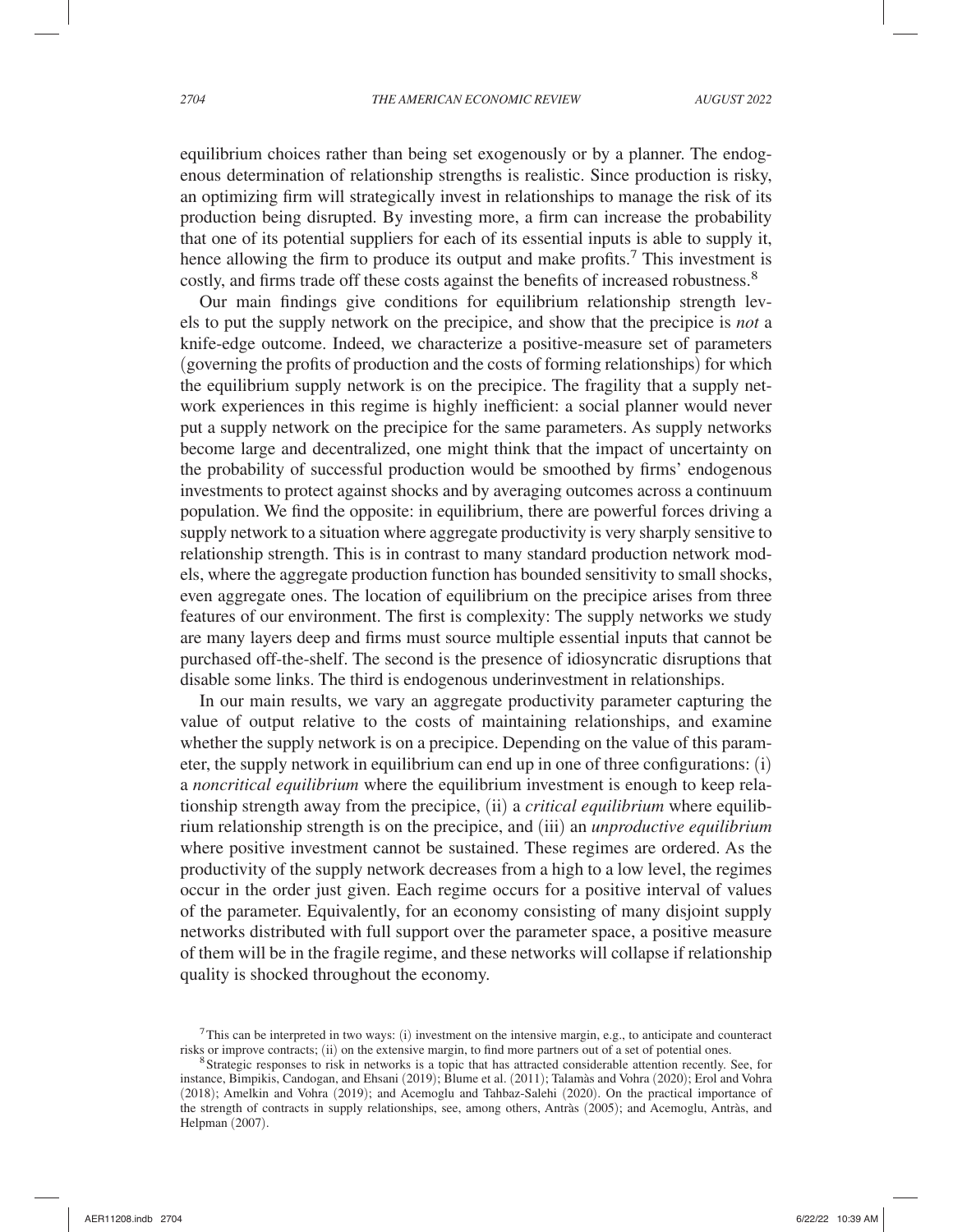equilibrium choices rather than being set exogenously or by a planner. The endogenous determination of relationship strengths is realistic. Since production is risky, an optimizing firm will strategically invest in relationships to manage the risk of its production being disrupted. By investing more, a firm can increase the probability that one of its potential suppliers for each of its essential inputs is able to supply it, hence allowing the firm to produce its output and make profits.[7] This investment is costly, and firms trade off these costs against the benefits of increased robustness.[8]

Our main findings give conditions for equilibrium relationship strength levels to put the supply network on the precipice, and show that the precipice is *not* a knife-edge outcome. Indeed, we characterize a positive-measure set of parameters (governing the profits of production and the costs of forming relationships) for which the equilibrium supply network is on the precipice. The fragility that a supply network experiences in this regime is highly inefficient: a social planner would never put a supply network on the precipice for the same parameters. As supply networks become large and decentralized, one might think that the impact of uncertainty on the probability of successful production would be smoothed by firms' endogenous investments to protect against shocks and by averaging outcomes across a continuum population. We find the opposite: in equilibrium, there are powerful forces driving a supply network to a situation where aggregate productivity is very sharply sensitive to relationship strength. This is in contrast to many standard production network models, where the aggregate production function has bounded sensitivity to small shocks, even aggregate ones. The location of equilibrium on the precipice arises from three features of our environment. The first is complexity: The supply networks we study are many layers deep and firms must source multiple essential inputs that cannot be purchased off-the-shelf. The second is the presence of idiosyncratic disruptions that disable some links. The third is endogenous underinvestment in relationships.

In our main results, we vary an aggregate productivity parameter capturing the value of output relative to the costs of maintaining relationships, and examine whether the supply network is on a precipice. Depending on the value of this parameter, the supply network in equilibrium can end up in one of three configurations: (i) a *noncritical equilibrium* where the equilibrium investment is enough to keep relationship strength away from the precipice, (ii) a *critical equilibrium* where equilibrium relationship strength is on the precipice, and (iii) an *unproductive equilibrium* where positive investment cannot be sustained. These regimes are ordered. As the productivity of the supply network decreases from a high to a low level, the regimes occur in the order just given. Each regime occurs for a positive interval of values of the parameter. Equivalently, for an economy consisting of many disjoint supply networks distributed with full support over the parameter space, a positive measure of them will be in the fragile regime, and these networks will collapse if relationship quality is shocked throughout the economy.

[7] This can be interpreted in two ways: (i) investment on the intensive margin, e.g., to anticipate and counteract risks or improve contracts; (ii) on the extensive margin, to find more partners out of a set of potential ones.

[8] Strategic responses to risk in networks is a topic that has attracted considerable attention recently. See, for instance, Bimpikis, Candogan, and Ehsani (2019); Blume et al. (2011); Talamàs and Vohra (2020); Erol and Vohra (2018); Amelkin and Vohra (2019); and Acemoglu and Tahbaz-Salehi (2020). On the practical importance of the strength of contracts in supply relationships, see, among others, Antràs (2005); and Acemoglu, Antràs, and Helpman (2007).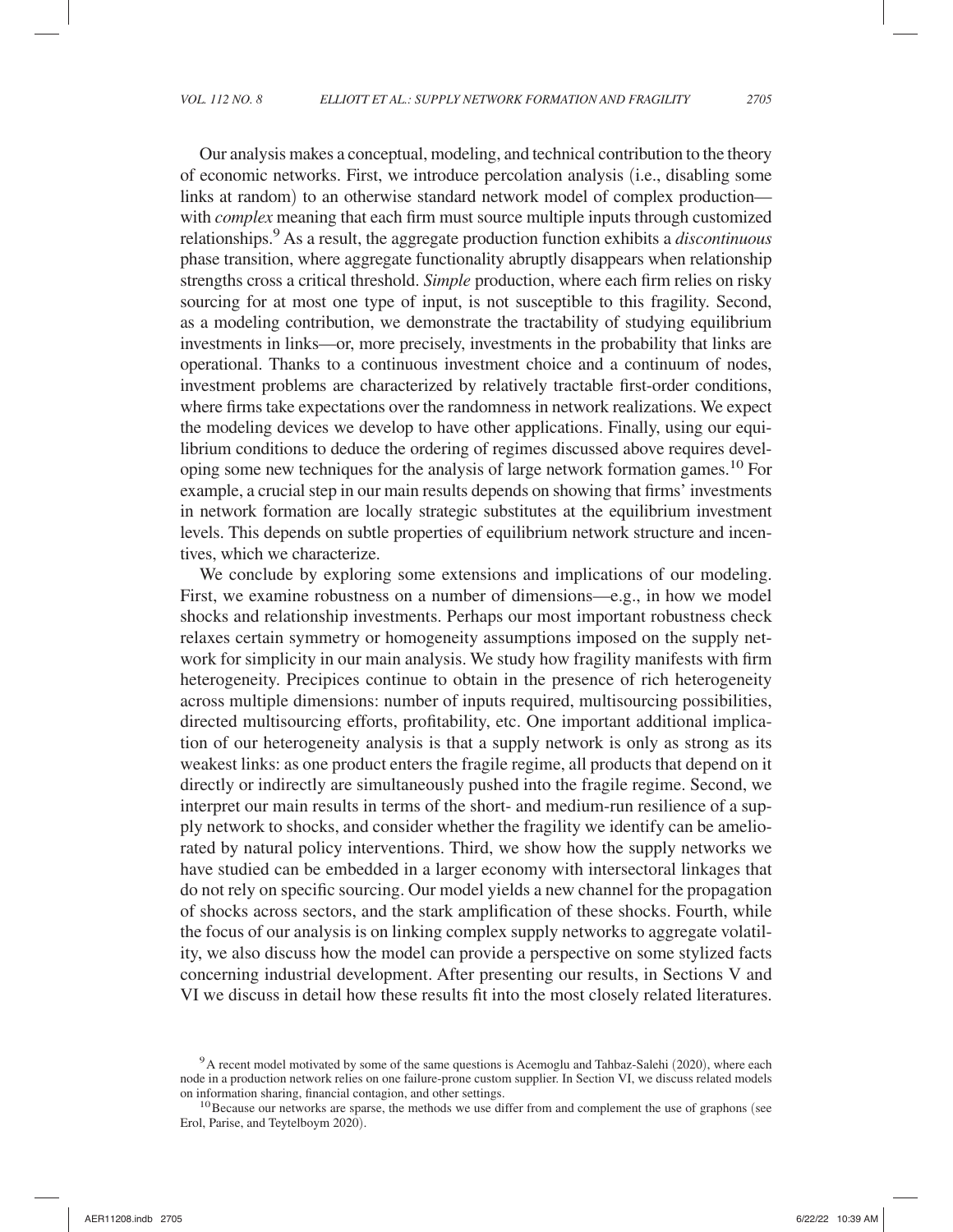Our analysis makes a conceptual, modeling, and technical contribution to the theory of economic networks. First, we introduce percolation analysis (i.e., disabling some links at random) to an otherwise standard network model of complex production—with *complex* meaning that each firm must source multiple inputs through customized relationships.[9] As a result, the aggregate production function exhibits a *discontinuous* phase transition, where aggregate functionality abruptly disappears when relationship strengths cross a critical threshold. *Simple* production, where each firm relies on risky sourcing for at most one type of input, is not susceptible to this fragility. Second, as a modeling contribution, we demonstrate the tractability of studying equilibrium investments in links—or, more precisely, investments in the probability that links are operational. Thanks to a continuous investment choice and a continuum of nodes, investment problems are characterized by relatively tractable first-order conditions, where firms take expectations over the randomness in network realizations. We expect the modeling devices we develop to have other applications. Finally, using our equilibrium conditions to deduce the ordering of regimes discussed above requires developing some new techniques for the analysis of large network formation games.[10] For example, a crucial step in our main results depends on showing that firms' investments in network formation are locally strategic substitutes at the equilibrium investment levels. This depends on subtle properties of equilibrium network structure and incentives, which we characterize.

We conclude by exploring some extensions and implications of our modeling. First, we examine robustness on a number of dimensions—e.g., in how we model shocks and relationship investments. Perhaps our most important robustness check relaxes certain symmetry or homogeneity assumptions imposed on the supply network for simplicity in our main analysis. We study how fragility manifests with firm heterogeneity. Precipices continue to obtain in the presence of rich heterogeneity across multiple dimensions: number of inputs required, multisourcing possibilities, directed multisourcing efforts, profitability, etc. One important additional implication of our heterogeneity analysis is that a supply network is only as strong as its weakest links: as one product enters the fragile regime, all products that depend on it directly or indirectly are simultaneously pushed into the fragile regime. Second, we interpret our main results in terms of the short- and medium-run resilience of a supply network to shocks, and consider whether the fragility we identify can be ameliorated by natural policy interventions. Third, we show how the supply networks we have studied can be embedded in a larger economy with intersectoral linkages that do not rely on specific sourcing. Our model yields a new channel for the propagation of shocks across sectors, and the stark amplification of these shocks. Fourth, while the focus of our analysis is on linking complex supply networks to aggregate volatility, we also discuss how the model can provide a perspective on some stylized facts concerning industrial development. After presenting our results, in Sections V and VI we discuss in detail how these results fit into the most closely related literatures.

[9] A recent model motivated by some of the same questions is Acemoglu and Tahbaz-Salehi (2020), where each node in a production network relies on one failure-prone custom supplier. In Section VI, we discuss related models on information sharing, financial contagion, and other settings.

[10] Because our networks are sparse, the methods we use differ from and complement the use of graphons (see Erol, Parise, and Teytelboym 2020).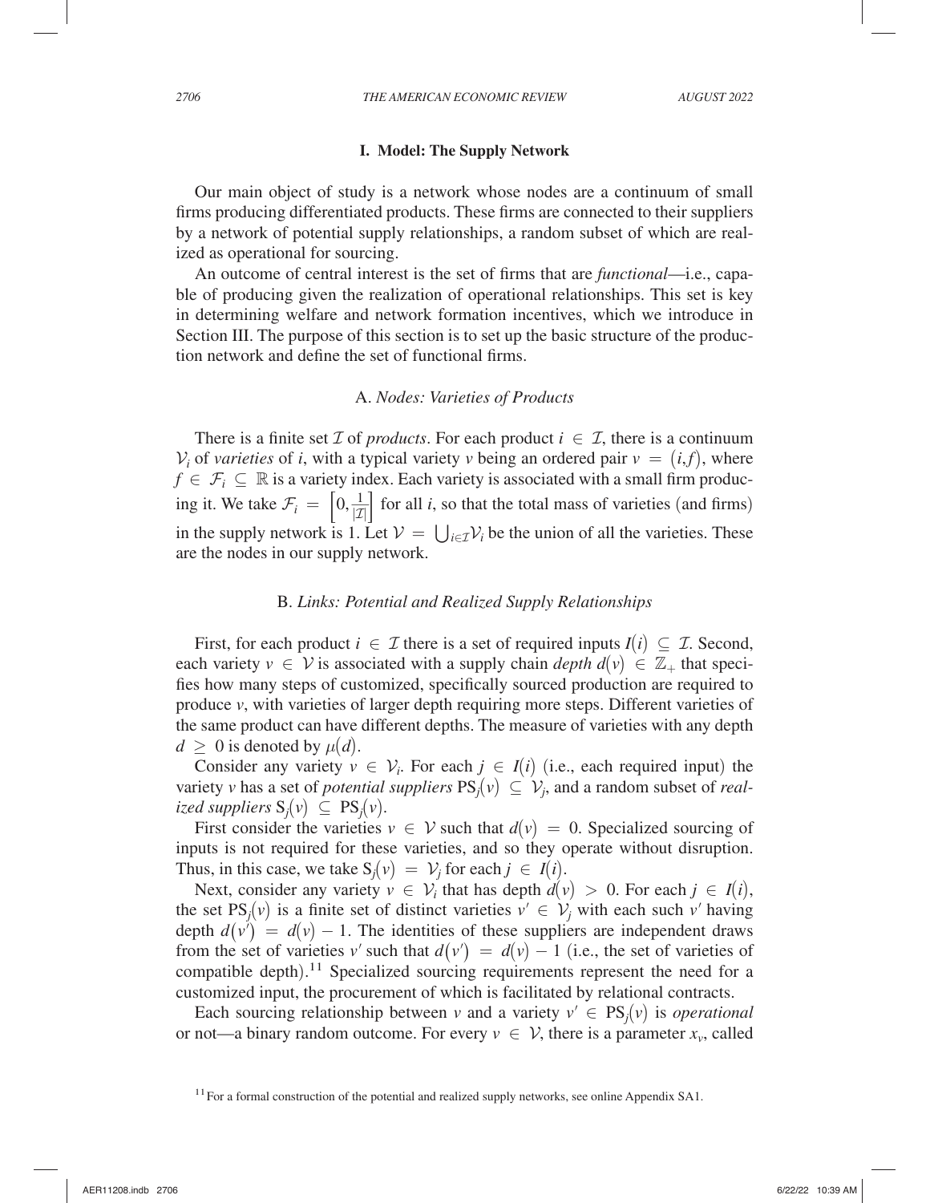## I. Model: The Supply Network

Our main object of study is a network whose nodes are a continuum of small firms producing differentiated products. These firms are connected to their suppliers by a network of potential supply relationships, a random subset of which are realized as operational for sourcing.

An outcome of central interest is the set of firms that are *functional*—i.e., capable of producing given the realization of operational relationships. This set is key in determining welfare and network formation incentives, which we introduce in Section III. The purpose of this section is to set up the basic structure of the production network and define the set of functional firms.

### A. *Nodes: Varieties of Products*

There is a finite set $\mathcal{I}$ of *products*. For each product $i \in \mathcal{I}$, there is a continuum $\mathcal{V}_i$ of *varieties* of $i$, with a typical variety $v$ being an ordered pair $v = (i,f)$, where $f \in \mathcal{F}_i \subseteq \mathbb{R}$ is a variety index. Each variety is associated with a small firm producing it. We take $\mathcal{F}_i = \left[0, \frac{1}{|\mathcal{I}|}\right]$ for all $i$, so that the total mass of varieties (and firms) in the supply network is 1. Let $\mathcal{V} = \bigcup_{i \in \mathcal{I}} \mathcal{V}_i$ be the union of all the varieties. These are the nodes in our supply network.

### B. *Links: Potential and Realized Supply Relationships*

First, for each product $i \in \mathcal{I}$ there is a set of required inputs $I(i) \subseteq \mathcal{I}$. Second, each variety $v \in \mathcal{V}$ is associated with a supply chain *depth* $d(v) \in \mathbb{Z}_+$ that specifies how many steps of customized, specifically sourced production are required to produce $v$, with varieties of larger depth requiring more steps. Different varieties of the same product can have different depths. The measure of varieties with any depth $d \geq 0$ is denoted by $\mu(d)$.

Consider any variety $v \in \mathcal{V}_i$. For each $j \in I(i)$ (i.e., each required input) the variety $v$ has a set of *potential suppliers* $\mathrm{PS}_j(v) \subseteq \mathcal{V}_j$, and a random subset of *realized suppliers* $\mathrm{S}_j(v) \subseteq \mathrm{PS}_j(v)$.

First consider the varieties $v \in \mathcal{V}$ such that $d(v) = 0$. Specialized sourcing of inputs is not required for these varieties, and so they operate without disruption. Thus, in this case, we take $\mathrm{S}_j(v) = \mathcal{V}_j$ for each $j \in I(i)$.

Next, consider any variety $v \in \mathcal{V}_i$ that has depth $d(v) > 0$. For each $j \in I(i)$, the set $\mathrm{PS}_j(v)$ is a finite set of distinct varieties $v' \in \mathcal{V}_j$ with each such $v'$ having depth $d(v') = d(v) - 1$. The identities of these suppliers are independent draws from the set of varieties $v'$ such that $d(v') = d(v) - 1$ (i.e., the set of varieties of compatible depth).[11] Specialized sourcing requirements represent the need for a customized input, the procurement of which is facilitated by relational contracts.

Each sourcing relationship between $v$ and a variety $v' \in \mathrm{PS}_j(v)$ is *operational* or not—a binary random outcome. For every $v \in \mathcal{V}$, there is a parameter $x_v$, called

[11] For a formal construction of the potential and realized supply networks, see online Appendix SA1.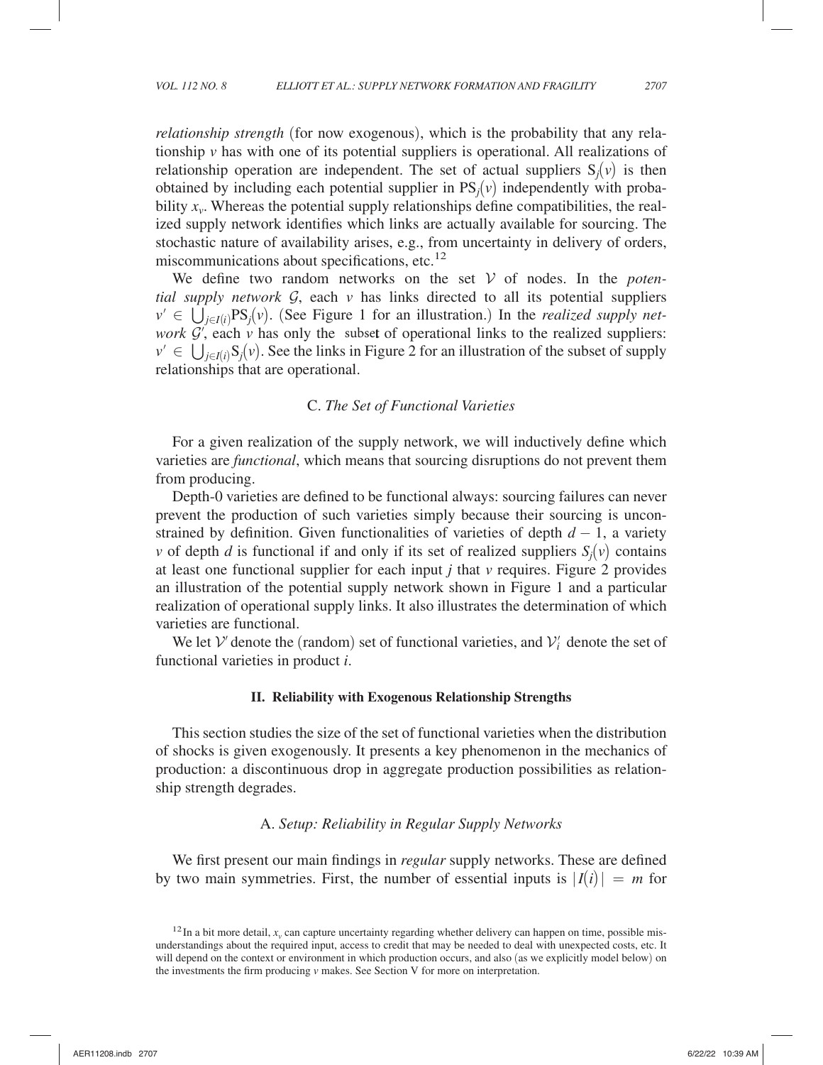*relationship strength* (for now exogenous), which is the probability that any relationship $v$ has with one of its potential suppliers is operational. All realizations of relationship operation are independent. The set of actual suppliers $S_j(v)$ is then obtained by including each potential supplier in $PS_j(v)$ independently with probability $x_v$. Whereas the potential supply relationships define compatibilities, the realized supply network identifies which links are actually available for sourcing. The stochastic nature of availability arises, e.g., from uncertainty in delivery of orders, miscommunications about specifications, etc.[12]

We define two random networks on the set $\mathcal{V}$ of nodes. In the *potential supply network* $\mathcal{G}$, each $v$ has links directed to all its potential suppliers $v' \in \bigcup_{j \in I(i)} PS_j(v)$. (See Figure 1 for an illustration.) In the *realized supply network* $\mathcal{G}'$, each $v$ has only the subset of operational links to the realized suppliers: $v' \in \bigcup_{j \in I(i)} S_j(v)$. See the links in Figure 2 for an illustration of the subset of supply relationships that are operational.

### C. *The Set of Functional Varieties*

For a given realization of the supply network, we will inductively define which varieties are *functional*, which means that sourcing disruptions do not prevent them from producing.

Depth-0 varieties are defined to be functional always: sourcing failures can never prevent the production of such varieties simply because their sourcing is unconstrained by definition. Given functionalities of varieties of depth $d-1$, a variety $v$ of depth $d$ is functional if and only if its set of realized suppliers $S_j(v)$ contains at least one functional supplier for each input $j$ that $v$ requires. Figure 2 provides an illustration of the potential supply network shown in Figure 1 and a particular realization of operational supply links. It also illustrates the determination of which varieties are functional.

We let $\mathcal{V}'$ denote the (random) set of functional varieties, and $\mathcal{V}'_i$ denote the set of functional varieties in product $i$.

## II. Reliability with Exogenous Relationship Strengths

This section studies the size of the set of functional varieties when the distribution of shocks is given exogenously. It presents a key phenomenon in the mechanics of production: a discontinuous drop in aggregate production possibilities as relationship strength degrades.

### A. *Setup: Reliability in Regular Supply Networks*

We first present our main findings in *regular* supply networks. These are defined by two main symmetries. First, the number of essential inputs is $|I(i)| = m$ for

[12] In a bit more detail, $x_v$ can capture uncertainty regarding whether delivery can happen on time, possible misunderstandings about the required input, access to credit that may be needed to deal with unexpected costs, etc. It will depend on the context or environment in which production occurs, and also (as we explicitly model below) on the investments the firm producing $v$ makes. See Section V for more on interpretation.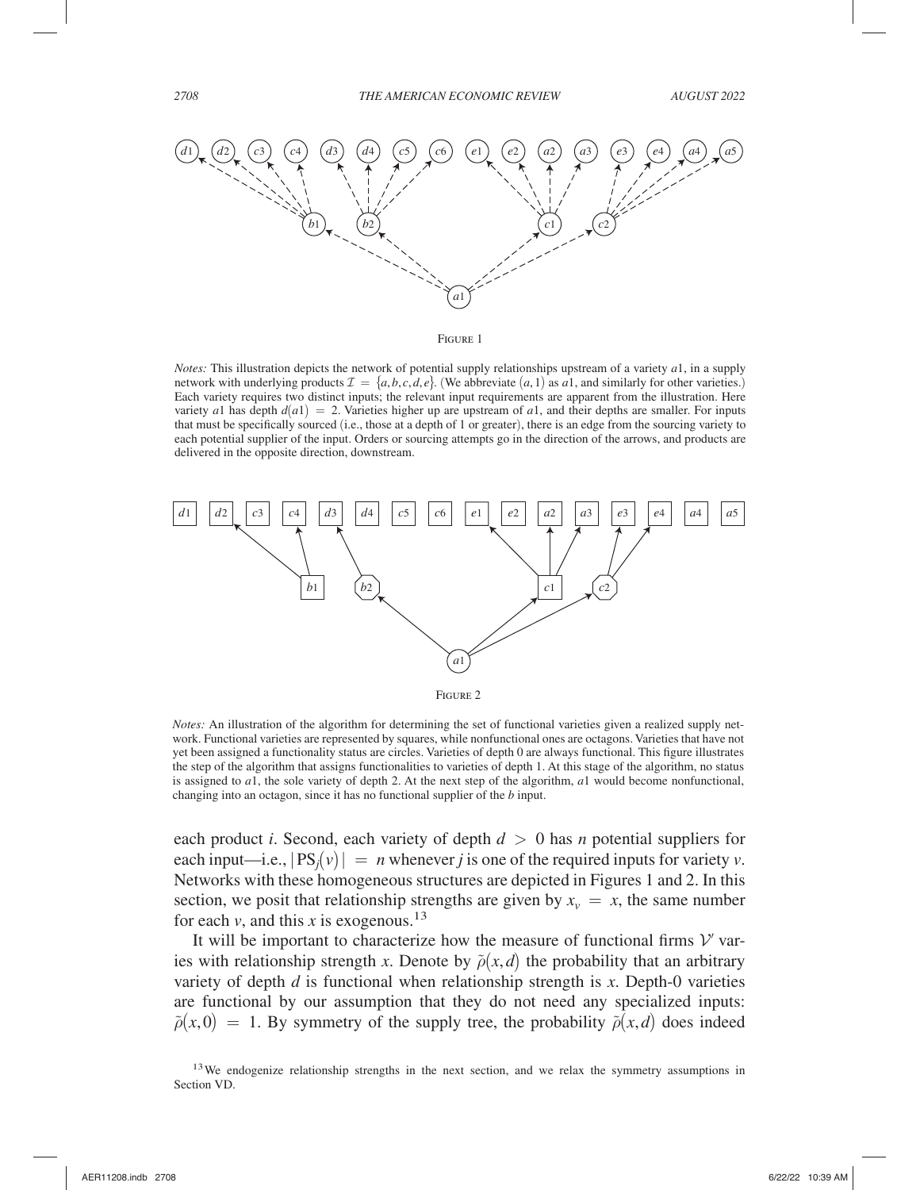Figure 1

*Notes:* This illustration depicts the network of potential supply relationships upstream of a variety $a1$, in a supply network with underlying products $\mathcal{I} = \{a, b, c, d, e\}$. (We abbreviate $(a, 1)$ as $a1$, and similarly for other varieties.) Each variety requires two distinct inputs; the relevant input requirements are apparent from the illustration. Here variety $a1$ has depth $d(a1) = 2$. Varieties higher up are upstream of $a1$, and their depths are smaller. For inputs that must be specifically sourced (i.e., those at a depth of 1 or greater), there is an edge from the sourcing variety to each potential supplier of the input. Orders or sourcing attempts go in the direction of the arrows, and products are delivered in the opposite direction, downstream.

Figure 2

*Notes:* An illustration of the algorithm for determining the set of functional varieties given a realized supply network. Functional varieties are represented by squares, while nonfunctional ones are octagons. Varieties that have not yet been assigned a functionality status are circles. Varieties of depth 0 are always functional. This figure illustrates the step of the algorithm that assigns functionalities to varieties of depth 1. At this stage of the algorithm, no status is assigned to $a1$, the sole variety of depth 2. At the next step of the algorithm, $a1$ would become nonfunctional, changing into an octagon, since it has no functional supplier of the $b$ input.

each product $i$. Second, each variety of depth $d > 0$ has $n$ potential suppliers for each input—i.e., $|\text{PS}_j(v)| = n$ whenever $j$ is one of the required inputs for variety $v$. Networks with these homogeneous structures are depicted in Figures 1 and 2. In this section, we posit that relationship strengths are given by $x_v = x$, the same number for each $v$, and this $x$ is exogenous.[13]

It will be important to characterize how the measure of functional firms $\mathcal{V}'$ varies with relationship strength $x$. Denote by $\tilde{\rho}(x, d)$ the probability that an arbitrary variety of depth $d$ is functional when relationship strength is $x$. Depth-0 varieties are functional by our assumption that they do not need any specialized inputs: $\tilde{\rho}(x, 0) = 1$. By symmetry of the supply tree, the probability $\tilde{\rho}(x, d)$ does indeed

[13] We endogenize relationship strengths in the next section, and we relax the symmetry assumptions in Section VD.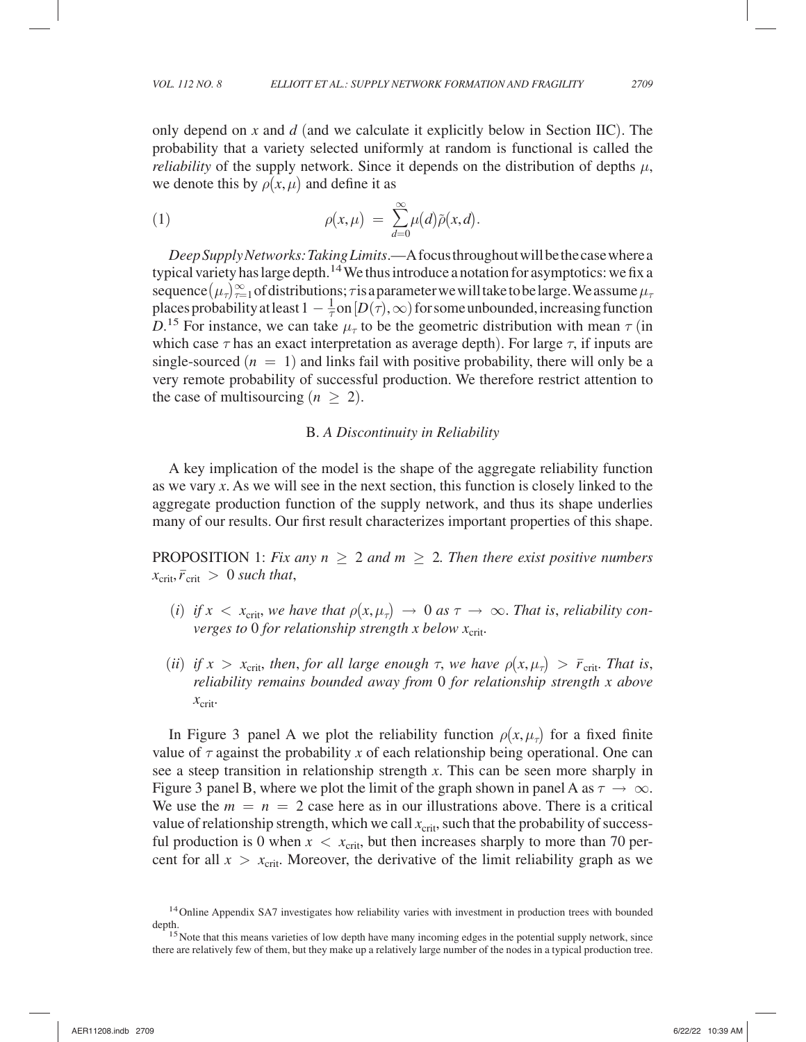only depend on $x$ and $d$ (and we calculate it explicitly below in Section IIC). The probability that a variety selected uniformly at random is functional is called the *reliability* of the supply network. Since it depends on the distribution of depths $\mu$, we denote this by $\rho(x, \mu)$ and define it as

$$\rho(x, \mu) = \sum_{d=0}^{\infty} \mu(d) \tilde{\rho}(x, d). \tag{1}$$

*Deep Supply Networks: Taking Limits*.—A focus throughout will be the case where a typical variety has large depth.[14] We thus introduce a notation for asymptotics: we fix a sequence $(\mu_\tau)_{\tau=1}^{\infty}$ of distributions; $\tau$ is a parameter we will take to be large. We assume $\mu_\tau$ places probability at least $1 - \frac{1}{\tau}$ on $[D(\tau), \infty)$ for some unbounded, increasing function $D$.[15] For instance, we can take $\mu_\tau$ to be the geometric distribution with mean $\tau$ (in which case $\tau$ has an exact interpretation as average depth). For large $\tau$, if inputs are single-sourced ($n = 1$) and links fail with positive probability, there will only be a very remote probability of successful production. We therefore restrict attention to the case of multisourcing ($n \geq 2$).

### B. *A Discontinuity in Reliability*

A key implication of the model is the shape of the aggregate reliability function as we vary $x$. As we will see in the next section, this function is closely linked to the aggregate production function of the supply network, and thus its shape underlies many of our results. Our first result characterizes important properties of this shape.

PROPOSITION 1: *Fix any $n \geq 2$ and $m \geq 2$. Then there exist positive numbers $x_{\text{crit}}, \bar{r}_{\text{crit}} > 0$ such that,*

(*i*) *if $x < x_{\text{crit}}$, we have that $\rho(x, \mu_\tau) \to 0$ as $\tau \to \infty$. That is, reliability converges to 0 for relationship strength $x$ below $x_{\text{crit}}$.*

(*ii*) *if $x > x_{\text{crit}}$, then, for all large enough $\tau$, we have $\rho(x, \mu_\tau) > \bar{r}_{\text{crit}}$. That is, reliability remains bounded away from 0 for relationship strength $x$ above $x_{\text{crit}}$.*

In Figure 3 panel A we plot the reliability function $\rho(x, \mu_\tau)$ for a fixed finite value of $\tau$ against the probability $x$ of each relationship being operational. One can see a steep transition in relationship strength $x$. This can be seen more sharply in Figure 3 panel B, where we plot the limit of the graph shown in panel A as $\tau \to \infty$. We use the $m = n = 2$ case here as in our illustrations above. There is a critical value of relationship strength, which we call $x_{\text{crit}}$, such that the probability of successful production is 0 when $x < x_{\text{crit}}$, but then increases sharply to more than 70 percent for all $x > x_{\text{crit}}$. Moreover, the derivative of the limit reliability graph as we

[14] Online Appendix SA7 investigates how reliability varies with investment in production trees with bounded depth.

[15] Note that this means varieties of low depth have many incoming edges in the potential supply network, since there are relatively few of them, but they make up a relatively large number of the nodes in a typical production tree.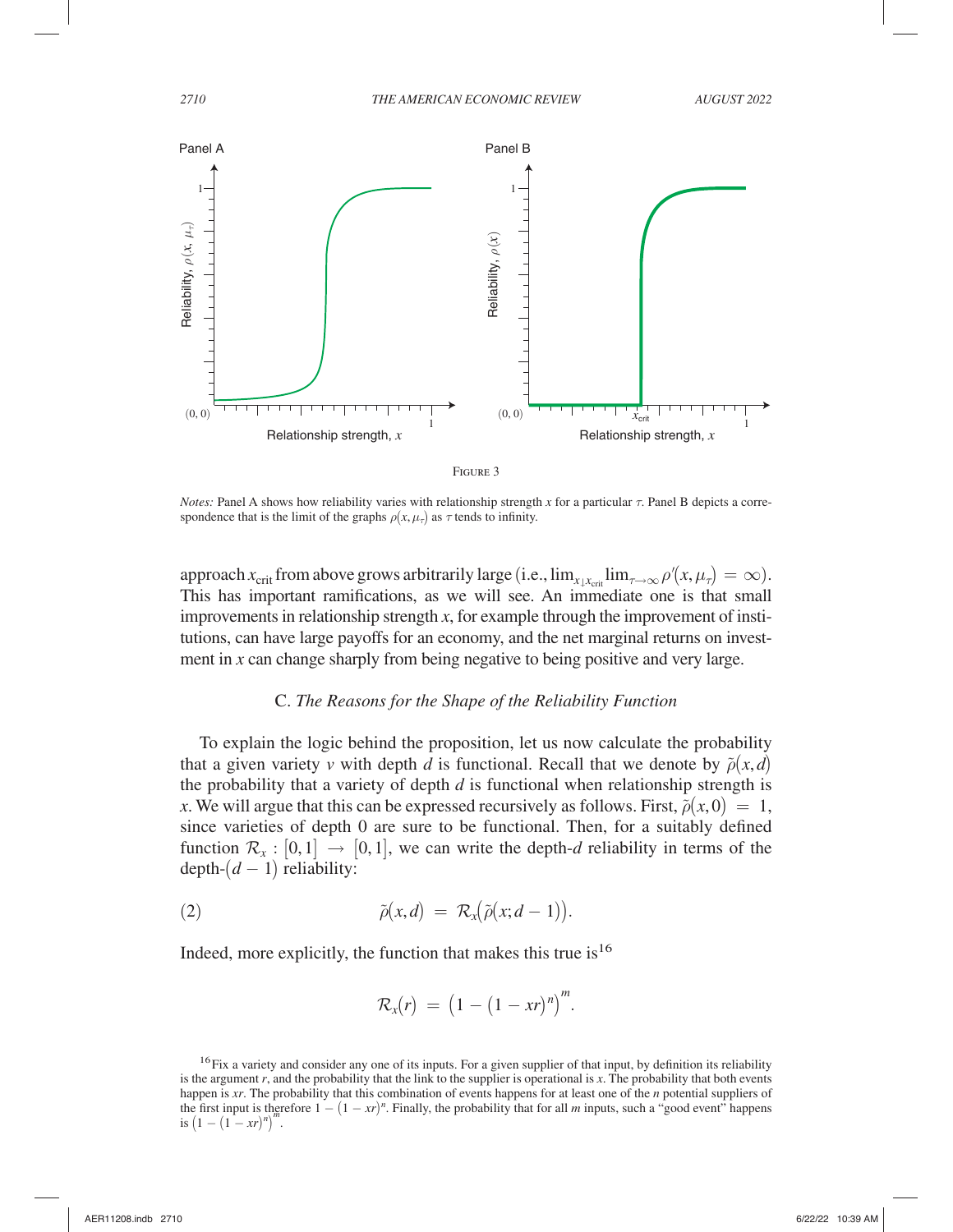Figure 3

*Notes:* Panel A shows how reliability varies with relationship strength $x$ for a particular $\tau$. Panel B depicts a correspondence that is the limit of the graphs $\rho(x, \mu_\tau)$ as $\tau$ tends to infinity.

approach $x_{\text{crit}}$ from above grows arbitrarily large (i.e., $\lim_{x \downarrow x_{\text{crit}}} \lim_{\tau \to \infty} \rho'(x, \mu_\tau) = \infty$). This has important ramifications, as we will see. An immediate one is that small improvements in relationship strength $x$, for example through the improvement of institutions, can have large payoffs for an economy, and the net marginal returns on investment in $x$ can change sharply from being negative to being positive and very large.

### C. *The Reasons for the Shape of the Reliability Function*

To explain the logic behind the proposition, let us now calculate the probability that a given variety $v$ with depth $d$ is functional. Recall that we denote by $\tilde{\rho}(x, d)$ the probability that a variety of depth $d$ is functional when relationship strength is $x$. We will argue that this can be expressed recursively as follows. First, $\tilde{\rho}(x, 0) = 1$, since varieties of depth 0 are sure to be functional. Then, for a suitably defined function $\mathcal{R}_x : [0,1] \to [0,1]$, we can write the depth-$d$ reliability in terms of the depth-$(d-1)$ reliability:

$$\tilde{\rho}(x, d) = \mathcal{R}_x\big(\tilde{\rho}(x; d-1)\big). \tag{2}$$

Indeed, more explicitly, the function that makes this true is[16]

$$\mathcal{R}_x(r) = \big(1 - (1 - xr)^n\big)^m.$$

[16] Fix a variety and consider any one of its inputs. For a given supplier of that input, by definition its reliability is the argument $r$, and the probability that the link to the supplier is operational is $x$. The probability that both events happen is $xr$. The probability that this combination of events happens for at least one of the $n$ potential suppliers of the first input is therefore $1 - (1 - xr)^n$. Finally, the probability that for all $m$ inputs, such a "good event" happens is $\big(1 - (1 - xr)^n\big)^m$.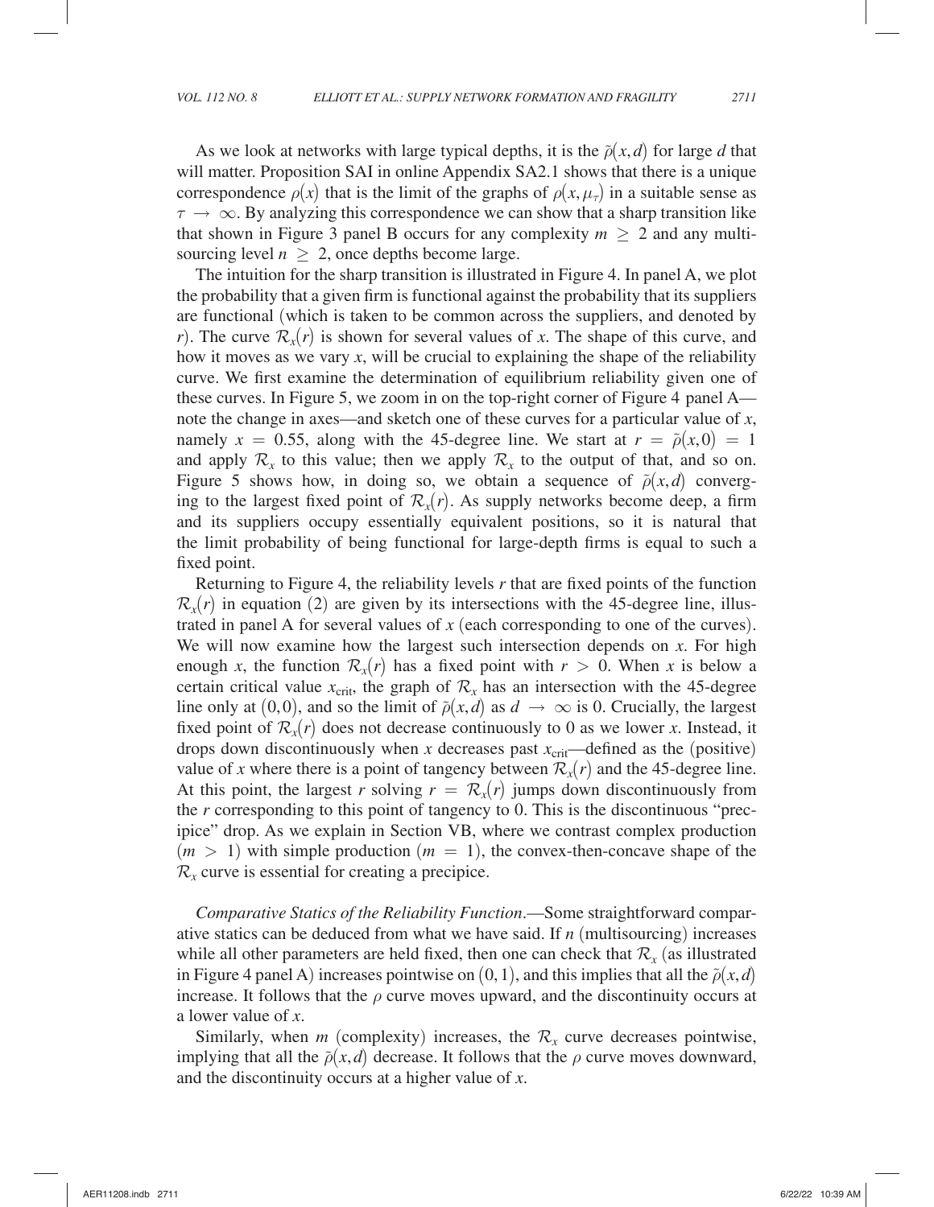As we look at networks with large typical depths, it is the $\tilde{\rho}(x,d)$ for large $d$ that will matter. Proposition SAI in online Appendix SA2.1 shows that there is a unique correspondence $\rho(x)$ that is the limit of the graphs of $\rho(x,\mu_\tau)$ in a suitable sense as $\tau \to \infty$. By analyzing this correspondence we can show that a sharp transition like that shown in Figure 3 panel B occurs for any complexity $m \geq 2$ and any multisourcing level $n \geq 2$, once depths become large.

The intuition for the sharp transition is illustrated in Figure 4. In panel A, we plot the probability that a given firm is functional against the probability that its suppliers are functional (which is taken to be common across the suppliers, and denoted by $r$). The curve $\mathcal{R}_x(r)$ is shown for several values of $x$. The shape of this curve, and how it moves as we vary $x$, will be crucial to explaining the shape of the reliability curve. We first examine the determination of equilibrium reliability given one of these curves. In Figure 5, we zoom in on the top-right corner of Figure 4 panel A—note the change in axes—and sketch one of these curves for a particular value of $x$, namely $x = 0.55$, along with the 45-degree line. We start at $r = \tilde{\rho}(x,0) = 1$ and apply $\mathcal{R}_x$ to this value; then we apply $\mathcal{R}_x$ to the output of that, and so on. Figure 5 shows how, in doing so, we obtain a sequence of $\tilde{\rho}(x,d)$ converging to the largest fixed point of $\mathcal{R}_x(r)$. As supply networks become deep, a firm and its suppliers occupy essentially equivalent positions, so it is natural that the limit probability of being functional for large-depth firms is equal to such a fixed point.

Returning to Figure 4, the reliability levels $r$ that are fixed points of the function $\mathcal{R}_x(r)$ in equation (2) are given by its intersections with the 45-degree line, illustrated in panel A for several values of $x$ (each corresponding to one of the curves). We will now examine how the largest such intersection depends on $x$. For high enough $x$, the function $\mathcal{R}_x(r)$ has a fixed point with $r > 0$. When $x$ is below a certain critical value $x_{\text{crit}}$, the graph of $\mathcal{R}_x$ has an intersection with the 45-degree line only at $(0,0)$, and so the limit of $\tilde{\rho}(x,d)$ as $d \to \infty$ is 0. Crucially, the largest fixed point of $\mathcal{R}_x(r)$ does not decrease continuously to 0 as we lower $x$. Instead, it drops down discontinuously when $x$ decreases past $x_{\text{crit}}$—defined as the (positive) value of $x$ where there is a point of tangency between $\mathcal{R}_x(r)$ and the 45-degree line. At this point, the largest $r$ solving $r = \mathcal{R}_x(r)$ jumps down discontinuously from the $r$ corresponding to this point of tangency to 0. This is the discontinuous "precipice" drop. As we explain in Section VB, where we contrast complex production $(m > 1)$ with simple production $(m = 1)$, the convex-then-concave shape of the $\mathcal{R}_x$ curve is essential for creating a precipice.

*Comparative Statics of the Reliability Function*.—Some straightforward comparative statics can be deduced from what we have said. If $n$ (multisourcing) increases while all other parameters are held fixed, then one can check that $\mathcal{R}_x$ (as illustrated in Figure 4 panel A) increases pointwise on $(0,1)$, and this implies that all the $\tilde{\rho}(x,d)$ increase. It follows that the $\rho$ curve moves upward, and the discontinuity occurs at a lower value of $x$.

Similarly, when $m$ (complexity) increases, the $\mathcal{R}_x$ curve decreases pointwise, implying that all the $\tilde{\rho}(x,d)$ decrease. It follows that the $\rho$ curve moves downward, and the discontinuity occurs at a higher value of $x$.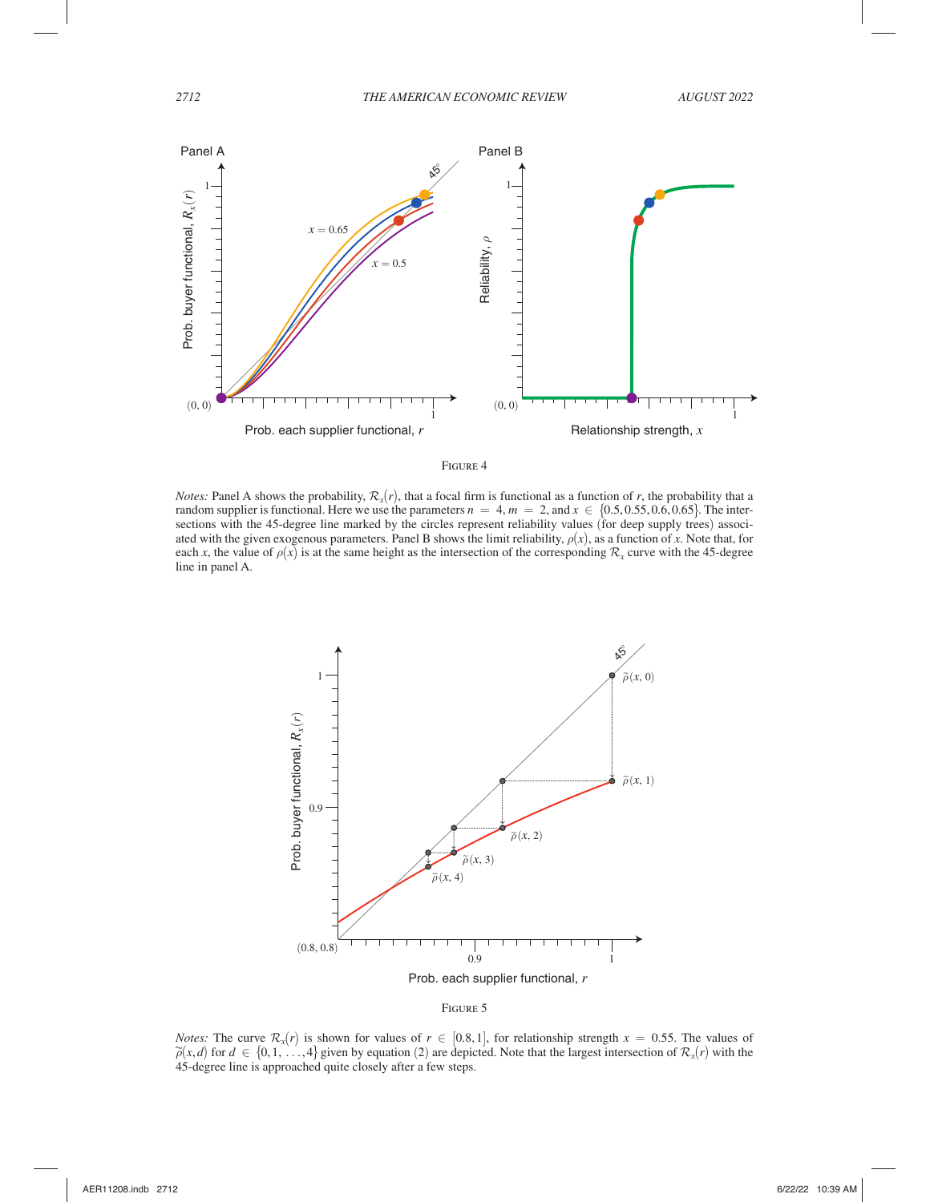Figure 4

*Notes:* Panel A shows the probability, $\mathcal{R}_x(r)$, that a focal firm is functional as a function of $r$, the probability that a random supplier is functional. Here we use the parameters $n = 4, m = 2$, and $x \in \{0.5, 0.55, 0.6, 0.65\}$. The intersections with the 45-degree line marked by the circles represent reliability values (for deep supply trees) associated with the given exogenous parameters. Panel B shows the limit reliability, $\rho(x)$, as a function of $x$. Note that, for each $x$, the value of $\rho(x)$ is at the same height as the intersection of the corresponding $\mathcal{R}_x$ curve with the 45-degree line in panel A.

Figure 5

*Notes:* The curve $\mathcal{R}_x(r)$ is shown for values of $r \in [0.8, 1]$, for relationship strength $x = 0.55$. The values of $\tilde{\rho}(x, d)$ for $d \in \{0, 1, \ldots, 4\}$ given by equation (2) are depicted. Note that the largest intersection of $\mathcal{R}_x(r)$ with the 45-degree line is approached quite closely after a few steps.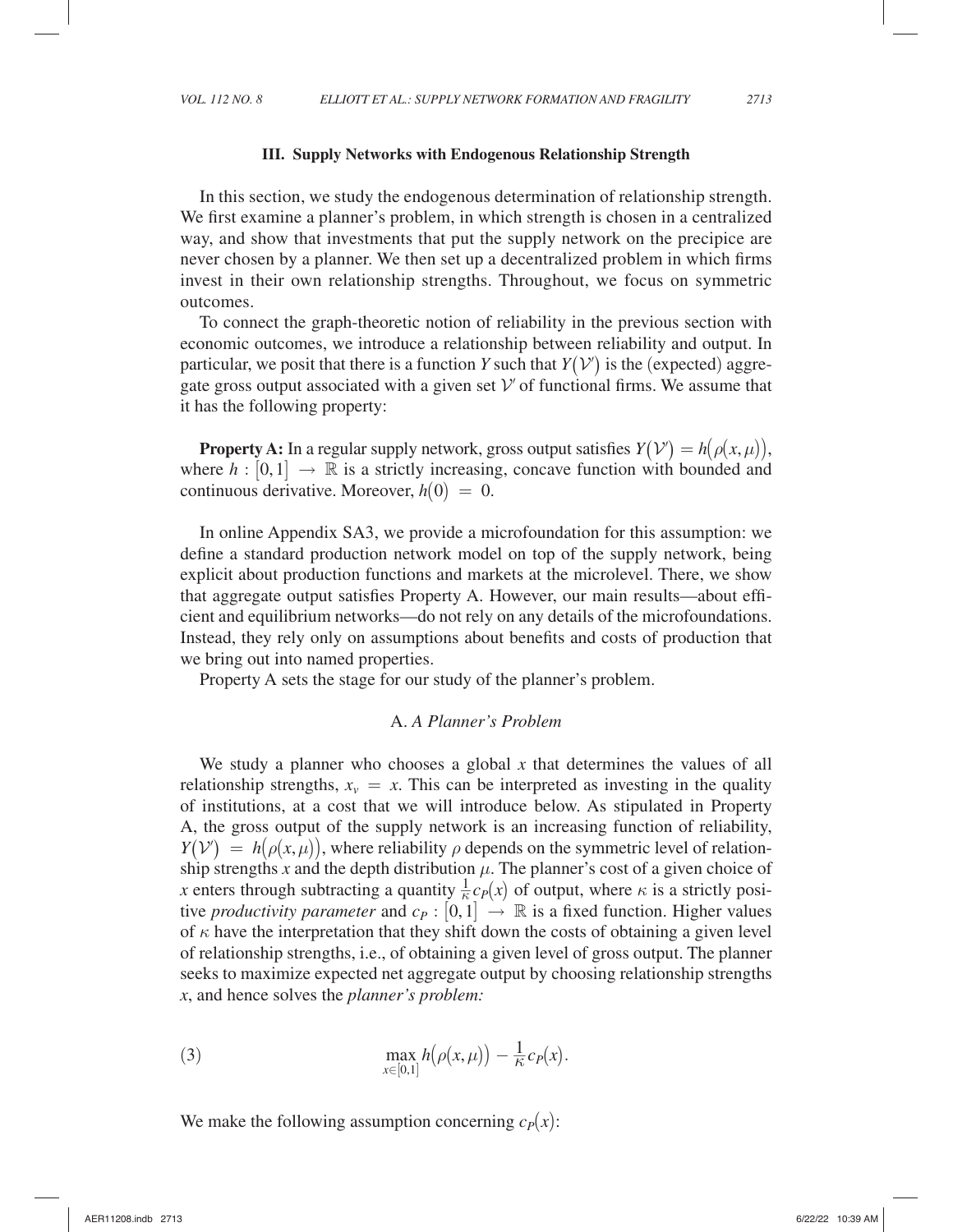## III. Supply Networks with Endogenous Relationship Strength

In this section, we study the endogenous determination of relationship strength. We first examine a planner's problem, in which strength is chosen in a centralized way, and show that investments that put the supply network on the precipice are never chosen by a planner. We then set up a decentralized problem in which firms invest in their own relationship strengths. Throughout, we focus on symmetric outcomes.

To connect the graph-theoretic notion of reliability in the previous section with economic outcomes, we introduce a relationship between reliability and output. In particular, we posit that there is a function $Y$ such that $Y(\mathcal{V}')$ is the (expected) aggregate gross output associated with a given set $\mathcal{V}'$ of functional firms. We assume that it has the following property:

**Property A:** In a regular supply network, gross output satisfies $Y(\mathcal{V}') = h(\rho(x, \mu))$, where $h : [0,1] \to \mathbb{R}$ is a strictly increasing, concave function with bounded and continuous derivative. Moreover, $h(0) = 0$.

In online Appendix SA3, we provide a microfoundation for this assumption: we define a standard production network model on top of the supply network, being explicit about production functions and markets at the microlevel. There, we show that aggregate output satisfies Property A. However, our main results—about efficient and equilibrium networks—do not rely on any details of the microfoundations. Instead, they rely only on assumptions about benefits and costs of production that we bring out into named properties.

Property A sets the stage for our study of the planner's problem.

### A. *A Planner's Problem*

We study a planner who chooses a global $x$ that determines the values of all relationship strengths, $x_v = x$. This can be interpreted as investing in the quality of institutions, at a cost that we will introduce below. As stipulated in Property A, the gross output of the supply network is an increasing function of reliability, $Y(\mathcal{V}') = h(\rho(x, \mu))$, where reliability $\rho$ depends on the symmetric level of relationship strengths $x$ and the depth distribution $\mu$. The planner's cost of a given choice of $x$ enters through subtracting a quantity $\frac{1}{\kappa} c_P(x)$ of output, where $\kappa$ is a strictly positive *productivity parameter* and $c_P : [0,1] \to \mathbb{R}$ is a fixed function. Higher values of $\kappa$ have the interpretation that they shift down the costs of obtaining a given level of relationship strengths, i.e., of obtaining a given level of gross output. The planner seeks to maximize expected net aggregate output by choosing relationship strengths $x$, and hence solves the *planner's problem:*

$$\max_{x \in [0,1]} h(\rho(x, \mu)) - \frac{1}{\kappa} c_P(x). \tag{3}$$

We make the following assumption concerning $c_P(x)$: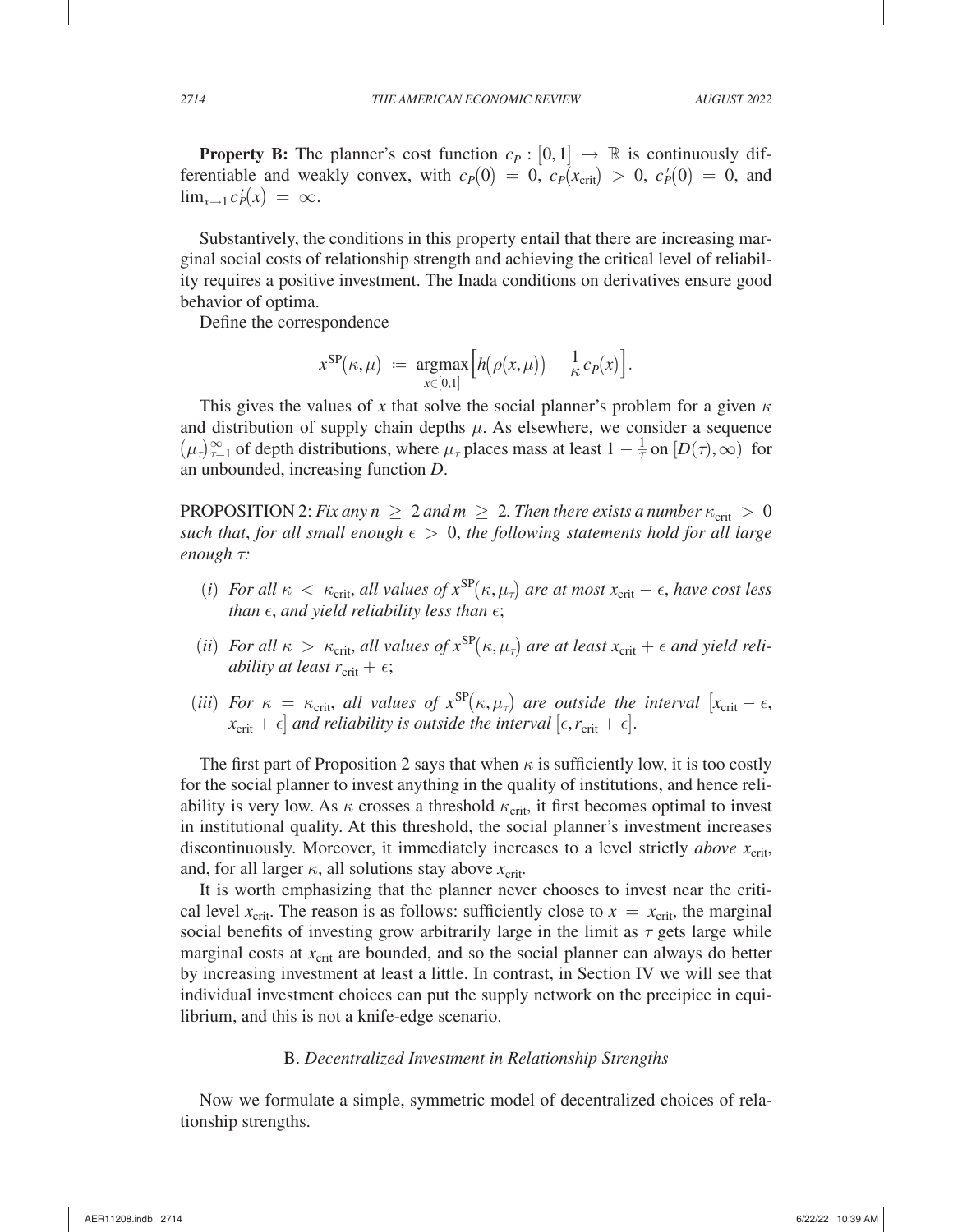**Property B:** The planner's cost function $c_P : [0,1] \to \mathbb{R}$ is continuously differentiable and weakly convex, with $c_P(0) = 0$, $c_P(x_{\text{crit}}) > 0$, $c_P'(0) = 0$, and $\lim_{x \to 1} c_P'(x) = \infty$.

Substantively, the conditions in this property entail that there are increasing marginal social costs of relationship strength and achieving the critical level of reliability requires a positive investment. The Inada conditions on derivatives ensure good behavior of optima.

Define the correspondence

$$x^{\text{SP}}(\kappa, \mu) := \underset{x \in [0,1]}{\operatorname{argmax}} \Big[ h\big(\rho(x,\mu)\big) - \frac{1}{\kappa} c_P(x) \Big].$$

This gives the values of $x$ that solve the social planner's problem for a given $\kappa$ and distribution of supply chain depths $\mu$. As elsewhere, we consider a sequence $(\mu_\tau)_{\tau=1}^{\infty}$ of depth distributions, where $\mu_\tau$ places mass at least $1 - \frac{1}{\tau}$ on $[D(\tau), \infty)$ for an unbounded, increasing function $D$.

PROPOSITION 2: *Fix any $n \geq 2$ and $m \geq 2$. Then there exists a number $\kappa_{\text{crit}} > 0$ such that, for all small enough $\epsilon > 0$, the following statements hold for all large enough $\tau$:*

- $(i)$ *For all $\kappa < \kappa_{\text{crit}}$, all values of $x^{\text{SP}}(\kappa, \mu_\tau)$ are at most $x_{\text{crit}} - \epsilon$, have cost less than $\epsilon$, and yield reliability less than $\epsilon$;*
- $(ii)$ *For all $\kappa > \kappa_{\text{crit}}$, all values of $x^{\text{SP}}(\kappa, \mu_\tau)$ are at least $x_{\text{crit}} + \epsilon$ and yield reliability at least $r_{\text{crit}} + \epsilon$;*
- $(iii)$ *For $\kappa = \kappa_{\text{crit}}$, all values of $x^{\text{SP}}(\kappa, \mu_\tau)$ are outside the interval $[x_{\text{crit}} - \epsilon, x_{\text{crit}} + \epsilon]$ and reliability is outside the interval $[\epsilon, r_{\text{crit}} + \epsilon]$.*

The first part of Proposition 2 says that when $\kappa$ is sufficiently low, it is too costly for the social planner to invest anything in the quality of institutions, and hence reliability is very low. As $\kappa$ crosses a threshold $\kappa_{\text{crit}}$, it first becomes optimal to invest in institutional quality. At this threshold, the social planner's investment increases discontinuously. Moreover, it immediately increases to a level strictly *above* $x_{\text{crit}}$, and, for all larger $\kappa$, all solutions stay above $x_{\text{crit}}$.

It is worth emphasizing that the planner never chooses to invest near the critical level $x_{\text{crit}}$. The reason is as follows: sufficiently close to $x = x_{\text{crit}}$, the marginal social benefits of investing grow arbitrarily large in the limit as $\tau$ gets large while marginal costs at $x_{\text{crit}}$ are bounded, and so the social planner can always do better by increasing investment at least a little. In contrast, in Section IV we will see that individual investment choices can put the supply network on the precipice in equilibrium, and this is not a knife-edge scenario.

### B. *Decentralized Investment in Relationship Strengths*

Now we formulate a simple, symmetric model of decentralized choices of relationship strengths.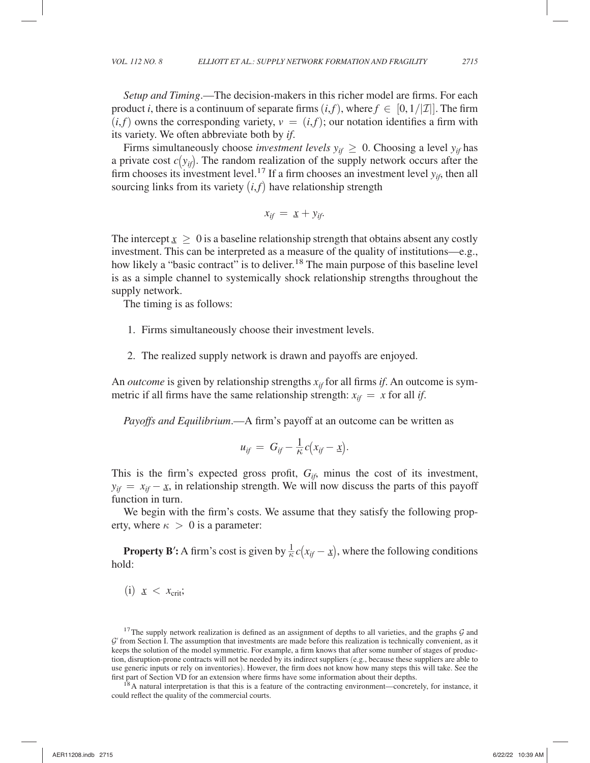*Setup and Timing*.—The decision-makers in this richer model are firms. For each product $i$, there is a continuum of separate firms $(i,f)$, where $f \in [0, 1/|\mathcal{I}|]$. The firm $(i,f)$ owns the corresponding variety, $v = (i,f)$; our notation identifies a firm with its variety. We often abbreviate both by *if*.

Firms simultaneously choose *investment levels* $y_{if} \geq 0$. Choosing a level $y_{if}$ has a private cost $c(y_{if})$. The random realization of the supply network occurs after the firm chooses its investment level.[17] If a firm chooses an investment level $y_{if}$, then all sourcing links from its variety $(i,f)$ have relationship strength

$$x_{if} = \underline{x} + y_{if}.$$

The intercept $\underline{x} \geq 0$ is a baseline relationship strength that obtains absent any costly investment. This can be interpreted as a measure of the quality of institutions—e.g., how likely a "basic contract" is to deliver.[18] The main purpose of this baseline level is as a simple channel to systemically shock relationship strengths throughout the supply network.

The timing is as follows:

1. Firms simultaneously choose their investment levels.

2. The realized supply network is drawn and payoffs are enjoyed.

An *outcome* is given by relationship strengths $x_{if}$ for all firms *if*. An outcome is symmetric if all firms have the same relationship strength: $x_{if} = x$ for all *if*.

*Payoffs and Equilibrium*.—A firm's payoff at an outcome can be written as

$$u_{if} = G_{if} - \frac{1}{\kappa} c(x_{if} - \underline{x}).$$

This is the firm's expected gross profit, $G_{if}$, minus the cost of its investment, $y_{if} = x_{if} - \underline{x}$, in relationship strength. We will now discuss the parts of this payoff function in turn.

We begin with the firm's costs. We assume that they satisfy the following property, where $\kappa > 0$ is a parameter:

**Property B′:** A firm's cost is given by $\frac{1}{\kappa} c(x_{if} - \underline{x})$, where the following conditions hold:

(i) $\underline{x} < x_{\text{crit}}$;

[17] The supply network realization is defined as an assignment of depths to all varieties, and the graphs $\mathcal{G}$ and $\mathcal{G}'$ from Section I. The assumption that investments are made before this realization is technically convenient, as it keeps the solution of the model symmetric. For example, a firm knows that after some number of stages of production, disruption-prone contracts will not be needed by its indirect suppliers (e.g., because these suppliers are able to use generic inputs or rely on inventories). However, the firm does not know how many steps this will take. See the first part of Section VD for an extension where firms have some information about their depths.

[18] A natural interpretation is that this is a feature of the contracting environment—concretely, for instance, it could reflect the quality of the commercial courts.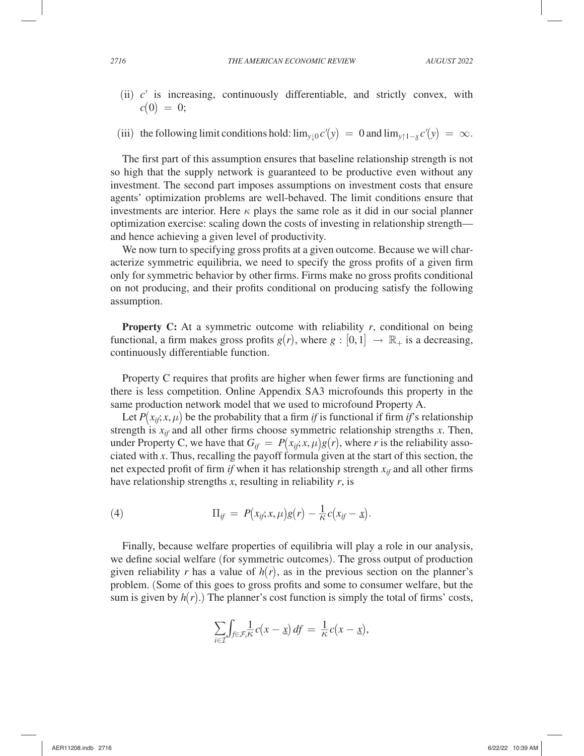(ii) $c'$ is increasing, continuously differentiable, and strictly convex, with $c(0) = 0$;

(iii) the following limit conditions hold: $\lim_{y \downarrow 0} c'(y) = 0$ and $\lim_{y \uparrow 1-\underline{x}} c'(y) = \infty$.

The first part of this assumption ensures that baseline relationship strength is not so high that the supply network is guaranteed to be productive even without any investment. The second part imposes assumptions on investment costs that ensure agents' optimization problems are well-behaved. The limit conditions ensure that investments are interior. Here $\kappa$ plays the same role as it did in our social planner optimization exercise: scaling down the costs of investing in relationship strength—and hence achieving a given level of productivity.

We now turn to specifying gross profits at a given outcome. Because we will characterize symmetric equilibria, we need to specify the gross profits of a given firm only for symmetric behavior by other firms. Firms make no gross profits conditional on not producing, and their profits conditional on producing satisfy the following assumption.

**Property C:** At a symmetric outcome with reliability $r$, conditional on being functional, a firm makes gross profits $g(r)$, where $g : [0,1] \to \mathbb{R}_+$ is a decreasing, continuously differentiable function.

Property C requires that profits are higher when fewer firms are functioning and there is less competition. Online Appendix SA3 microfounds this property in the same production network model that we used to microfound Property A.

Let $P(x_{if}; x, \mu)$ be the probability that a firm *if* is functional if firm *if*'s relationship strength is $x_{if}$ and all other firms choose symmetric relationship strengths $x$. Then, under Property C, we have that $G_{if} = P(x_{if}; x, \mu) g(r)$, where $r$ is the reliability associated with $x$. Thus, recalling the payoff formula given at the start of this section, the net expected profit of firm *if* when it has relationship strength $x_{if}$ and all other firms have relationship strengths $x$, resulting in reliability $r$, is

$$\Pi_{if} = P(x_{if}; x, \mu) g(r) - \frac{1}{\kappa} c(x_{if} - \underline{x}). \tag{4}$$

Finally, because welfare properties of equilibria will play a role in our analysis, we define social welfare (for symmetric outcomes). The gross output of production given reliability $r$ has a value of $h(r)$, as in the previous section on the planner's problem. (Some of this goes to gross profits and some to consumer welfare, but the sum is given by $h(r)$.) The planner's cost function is simply the total of firms' costs,

$$\sum_{i \in \mathcal{I}} \int_{f \in \mathcal{F}_i} \frac{1}{\kappa} c(x - \underline{x}) \, df = \frac{1}{\kappa} c(x - \underline{x}),$$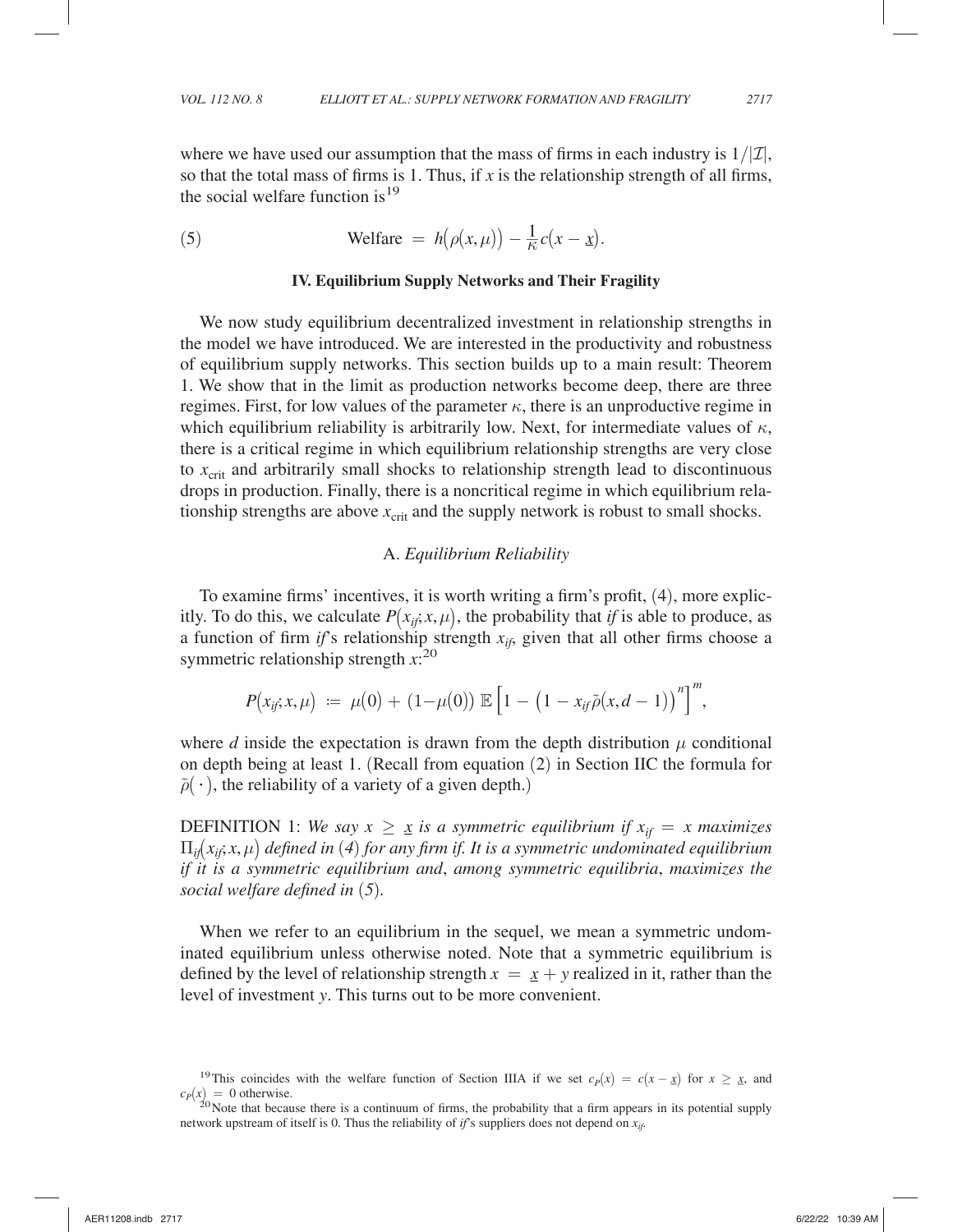where we have used our assumption that the mass of firms in each industry is $1/|\mathcal{I}|$, so that the total mass of firms is 1. Thus, if $x$ is the relationship strength of all firms, the social welfare function is[19]

$$\text{Welfare} \;=\; h\big(\rho(x,\mu)\big) - \frac{1}{\kappa}c\big(x - \underline{x}\big). \tag{5}$$

## IV. Equilibrium Supply Networks and Their Fragility

We now study equilibrium decentralized investment in relationship strengths in the model we have introduced. We are interested in the productivity and robustness of equilibrium supply networks. This section builds up to a main result: Theorem 1. We show that in the limit as production networks become deep, there are three regimes. First, for low values of the parameter $\kappa$, there is an unproductive regime in which equilibrium reliability is arbitrarily low. Next, for intermediate values of $\kappa$, there is a critical regime in which equilibrium relationship strengths are very close to $x_{\text{crit}}$ and arbitrarily small shocks to relationship strength lead to discontinuous drops in production. Finally, there is a noncritical regime in which equilibrium relationship strengths are above $x_{\text{crit}}$ and the supply network is robust to small shocks.

### A. *Equilibrium Reliability*

To examine firms' incentives, it is worth writing a firm's profit, (4), more explicitly. To do this, we calculate $P\big(x_{if}; x, \mu\big)$, the probability that *if* is able to produce, as a function of firm *if*'s relationship strength $x_{if}$, given that all other firms choose a symmetric relationship strength $x$:[20]

$$P\big(x_{if}; x, \mu\big) \;:=\; \mu(0) + \big(1-\mu(0)\big)\,\mathbb{E}\Big[1 - \big(1 - x_{if}\tilde{\rho}(x, d-1)\big)^{n}\Big]^{m},$$

where $d$ inside the expectation is drawn from the depth distribution $\mu$ conditional on depth being at least 1. (Recall from equation (2) in Section IIC the formula for $\tilde{\rho}(\cdot)$, the reliability of a variety of a given depth.)

DEFINITION 1: *We say $x \geq \underline{x}$ is a symmetric equilibrium if $x_{if} = x$ maximizes $\Pi_{if}\big(x_{if}; x, \mu\big)$ defined in (4) for any firm if. It is a symmetric undominated equilibrium if it is a symmetric equilibrium and, among symmetric equilibria, maximizes the social welfare defined in (5).*

When we refer to an equilibrium in the sequel, we mean a symmetric undominated equilibrium unless otherwise noted. Note that a symmetric equilibrium is defined by the level of relationship strength $x = \underline{x} + y$ realized in it, rather than the level of investment $y$. This turns out to be more convenient.

---

[19] This coincides with the welfare function of Section IIIA if we set $c_P(x) = c(x - \underline{x})$ for $x \geq \underline{x}$, and $c_P(x) = 0$ otherwise.

[20] Note that because there is a continuum of firms, the probability that a firm appears in its potential supply network upstream of itself is 0. Thus the reliability of *if*'s suppliers does not depend on $x_{if}$.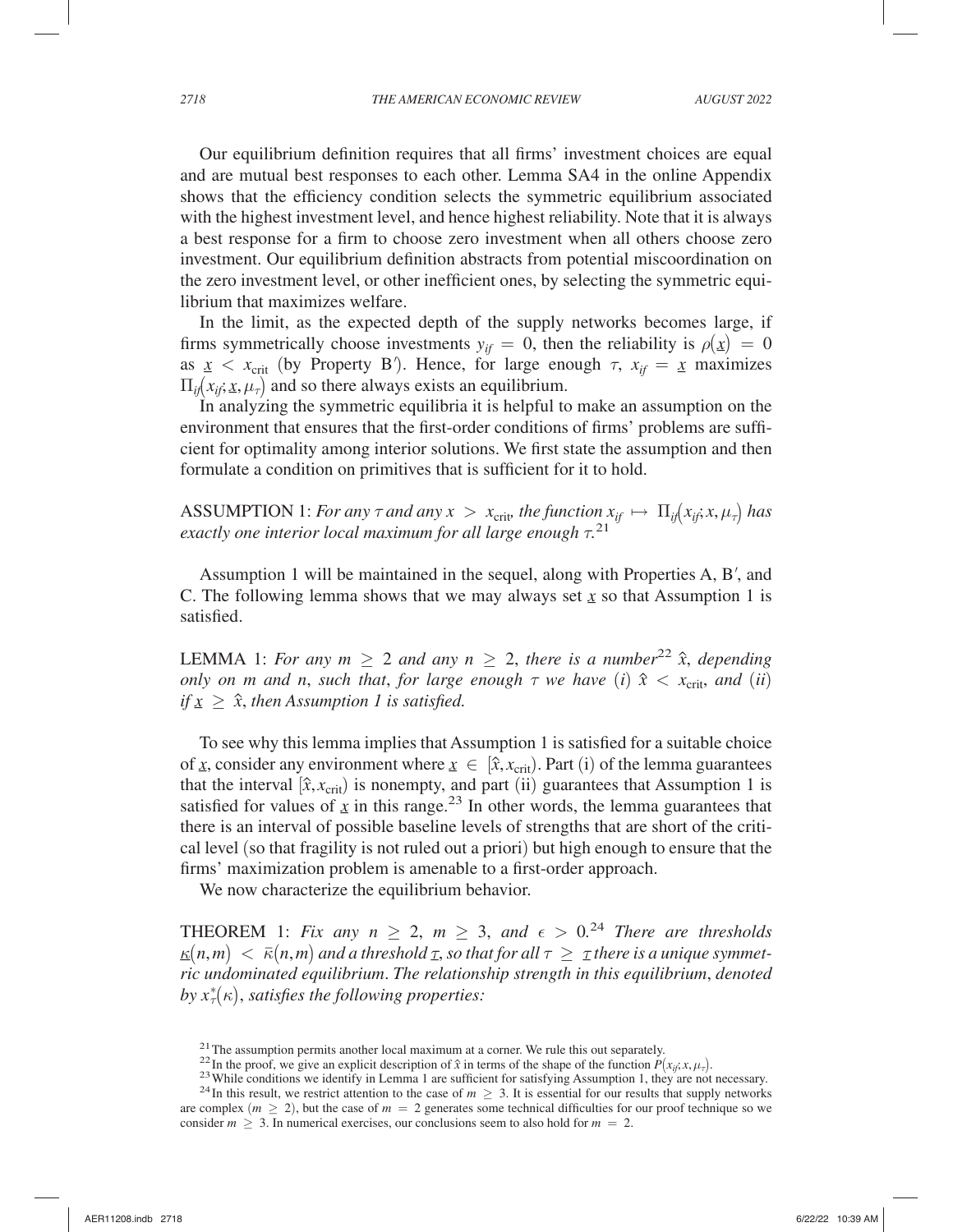Our equilibrium definition requires that all firms' investment choices are equal and are mutual best responses to each other. Lemma SA4 in the online Appendix shows that the efficiency condition selects the symmetric equilibrium associated with the highest investment level, and hence highest reliability. Note that it is always a best response for a firm to choose zero investment when all others choose zero investment. Our equilibrium definition abstracts from potential miscoordination on the zero investment level, or other inefficient ones, by selecting the symmetric equilibrium that maximizes welfare.

In the limit, as the expected depth of the supply networks becomes large, if firms symmetrically choose investments $y_{if} = 0$, then the reliability is $\rho(\underline{x}) = 0$ as $\underline{x} < x_{\text{crit}}$ (by Property B′). Hence, for large enough $\tau$, $x_{if} = \underline{x}$ maximizes $\Pi_{if}(x_{if}; \underline{x}, \mu_\tau)$ and so there always exists an equilibrium.

In analyzing the symmetric equilibria it is helpful to make an assumption on the environment that ensures that the first-order conditions of firms' problems are sufficient for optimality among interior solutions. We first state the assumption and then formulate a condition on primitives that is sufficient for it to hold.

ASSUMPTION 1: *For any $\tau$ and any $x > x_{\text{crit}}$, the function $x_{if} \mapsto \Pi_{if}(x_{if}; x, \mu_\tau)$ has exactly one interior local maximum for all large enough $\tau$.*[21]

Assumption 1 will be maintained in the sequel, along with Properties A, B′, and C. The following lemma shows that we may always set $\underline{x}$ so that Assumption 1 is satisfied.

LEMMA 1: *For any $m \geq 2$ and any $n \geq 2$, there is a number*[22] *$\hat{x}$, depending only on m and n, such that, for large enough $\tau$ we have (i) $\hat{x} < x_{\text{crit}}$, and (ii) if $\underline{x} \geq \hat{x}$, then Assumption 1 is satisfied.*

To see why this lemma implies that Assumption 1 is satisfied for a suitable choice of $\underline{x}$, consider any environment where $\underline{x} \in [\hat{x}, x_{\text{crit}})$. Part (i) of the lemma guarantees that the interval $[\hat{x}, x_{\text{crit}})$ is nonempty, and part (ii) guarantees that Assumption 1 is satisfied for values of $\underline{x}$ in this range.[23] In other words, the lemma guarantees that there is an interval of possible baseline levels of strengths that are short of the critical level (so that fragility is not ruled out a priori) but high enough to ensure that the firms' maximization problem is amenable to a first-order approach.

We now characterize the equilibrium behavior.

THEOREM 1: *Fix any $n \geq 2$, $m \geq 3$, and $\epsilon > 0$.*[24] *There are thresholds $\underline{\kappa}(n,m) < \bar{\kappa}(n,m)$ and a threshold $\underline{\tau}$, so that for all $\tau \geq \underline{\tau}$ there is a unique symmetric undominated equilibrium. The relationship strength in this equilibrium, denoted by $x^*_\tau(\kappa)$, satisfies the following properties:*

[21] The assumption permits another local maximum at a corner. We rule this out separately.

[22] In the proof, we give an explicit description of $\hat{x}$ in terms of the shape of the function $P(x_{if}; x, \mu_\tau)$.

[23] While conditions we identify in Lemma 1 are sufficient for satisfying Assumption 1, they are not necessary.

[24] In this result, we restrict attention to the case of $m \geq 3$. It is essential for our results that supply networks are complex ($m \geq 2$), but the case of $m = 2$ generates some technical difficulties for our proof technique so we consider $m \geq 3$. In numerical exercises, our conclusions seem to also hold for $m = 2$.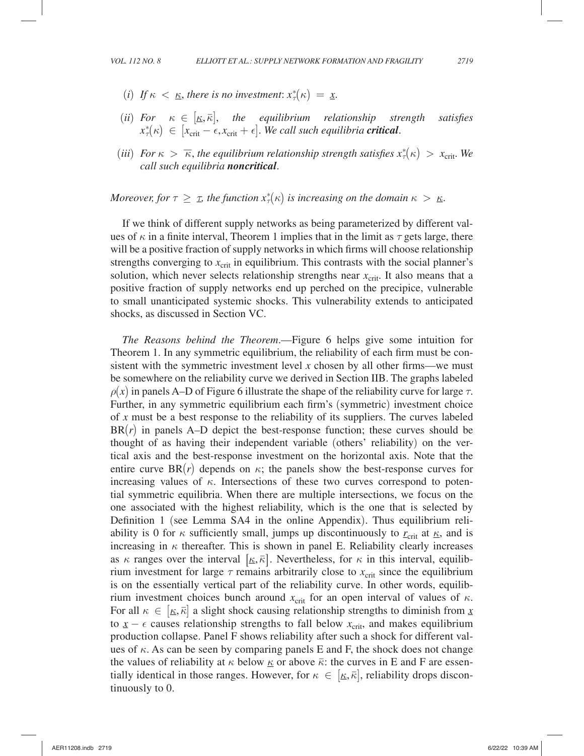(*i*) *If* $\kappa < \underline{\kappa}$, *there is no investment*: $x^*_\tau(\kappa) = \underline{x}$.

(*ii*) *For* $\kappa \in [\underline{\kappa}, \bar{\kappa}]$, *the equilibrium relationship strength satisfies* $x^*_\tau(\kappa) \in [x_{\text{crit}} - \epsilon, x_{\text{crit}} + \epsilon]$. *We call such equilibria* ***critical***.

(*iii*) *For* $\kappa > \overline{\kappa}$, *the equilibrium relationship strength satisfies* $x^*_\tau(\kappa) > x_{\text{crit}}$. *We call such equilibria* ***noncritical***.

*Moreover, for* $\tau \geq \underline{\tau}$, *the function* $x^*_\tau(\kappa)$ *is increasing on the domain* $\kappa > \underline{\kappa}$.

If we think of different supply networks as being parameterized by different values of $\kappa$ in a finite interval, Theorem 1 implies that in the limit as $\tau$ gets large, there will be a positive fraction of supply networks in which firms will choose relationship strengths converging to $x_{\text{crit}}$ in equilibrium. This contrasts with the social planner's solution, which never selects relationship strengths near $x_{\text{crit}}$. It also means that a positive fraction of supply networks end up perched on the precipice, vulnerable to small unanticipated systemic shocks. This vulnerability extends to anticipated shocks, as discussed in Section VC.

*The Reasons behind the Theorem*.—Figure 6 helps give some intuition for Theorem 1. In any symmetric equilibrium, the reliability of each firm must be consistent with the symmetric investment level $x$ chosen by all other firms—we must be somewhere on the reliability curve we derived in Section IIB. The graphs labeled $\rho(x)$ in panels A–D of Figure 6 illustrate the shape of the reliability curve for large $\tau$. Further, in any symmetric equilibrium each firm's (symmetric) investment choice of $x$ must be a best response to the reliability of its suppliers. The curves labeled $\text{BR}(r)$ in panels A–D depict the best-response function; these curves should be thought of as having their independent variable (others' reliability) on the vertical axis and the best-response investment on the horizontal axis. Note that the entire curve $\text{BR}(r)$ depends on $\kappa$; the panels show the best-response curves for increasing values of $\kappa$. Intersections of these two curves correspond to potential symmetric equilibria. When there are multiple intersections, we focus on the one associated with the highest reliability, which is the one that is selected by Definition 1 (see Lemma SA4 in the online Appendix). Thus equilibrium reliability is 0 for $\kappa$ sufficiently small, jumps up discontinuously to $\underline{r}_{\text{crit}}$ at $\underline{\kappa}$, and is increasing in $\kappa$ thereafter. This is shown in panel E. Reliability clearly increases as $\kappa$ ranges over the interval $[\underline{\kappa}, \bar{\kappa}]$. Nevertheless, for $\kappa$ in this interval, equilibrium investment for large $\tau$ remains arbitrarily close to $x_{\text{crit}}$ since the equilibrium is on the essentially vertical part of the reliability curve. In other words, equilibrium investment choices bunch around $x_{\text{crit}}$ for an open interval of values of $\kappa$. For all $\kappa \in [\underline{\kappa}, \bar{\kappa}]$ a slight shock causing relationship strengths to diminish from $\underline{x}$ to $\underline{x} - \epsilon$ causes relationship strengths to fall below $x_{\text{crit}}$, and makes equilibrium production collapse. Panel F shows reliability after such a shock for different values of $\kappa$. As can be seen by comparing panels E and F, the shock does not change the values of reliability at $\kappa$ below $\underline{\kappa}$ or above $\bar{\kappa}$: the curves in E and F are essentially identical in those ranges. However, for $\kappa \in [\underline{\kappa}, \bar{\kappa}]$, reliability drops discontinuously to 0.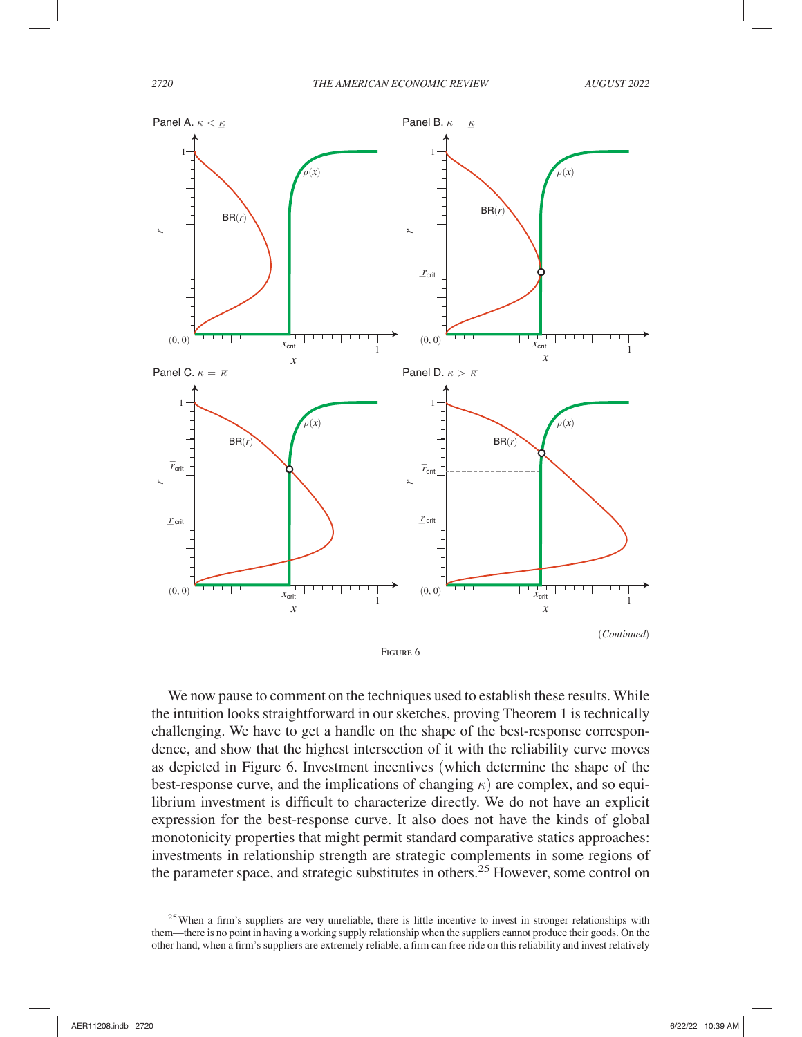Panel A. $\kappa < \underline{\kappa}$

Panel B. $\kappa = \underline{\kappa}$

Panel C. $\kappa = \overline{\kappa}$

Panel D. $\kappa > \overline{\kappa}$

(*Continued*)

Figure 6

We now pause to comment on the techniques used to establish these results. While the intuition looks straightforward in our sketches, proving Theorem 1 is technically challenging. We have to get a handle on the shape of the best-response correspondence, and show that the highest intersection of it with the reliability curve moves as depicted in Figure 6. Investment incentives (which determine the shape of the best-response curve, and the implications of changing $\kappa$) are complex, and so equilibrium investment is difficult to characterize directly. We do not have an explicit expression for the best-response curve. It also does not have the kinds of global monotonicity properties that might permit standard comparative statics approaches: investments in relationship strength are strategic complements in some regions of the parameter space, and strategic substitutes in others.[25] However, some control on

[25] When a firm's suppliers are very unreliable, there is little incentive to invest in stronger relationships with them—there is no point in having a working supply relationship when the suppliers cannot produce their goods. On the other hand, when a firm's suppliers are extremely reliable, a firm can free ride on this reliability and invest relatively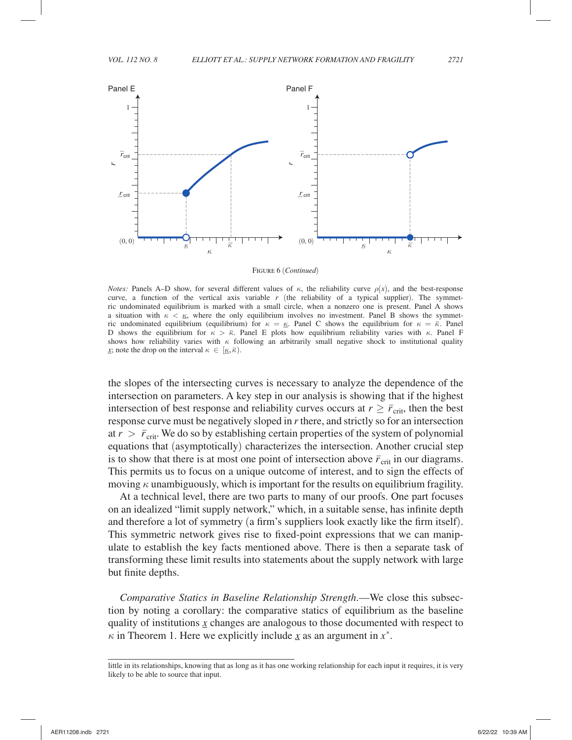Figure 6 (*Continued*)

*Notes:* Panels A–D show, for several different values of $\kappa$, the reliability curve $\rho(x)$, and the best-response curve, a function of the vertical axis variable $r$ (the reliability of a typical supplier). The symmetric undominated equilibrium is marked with a small circle, when a nonzero one is present. Panel A shows a situation with $\kappa < \underline{\kappa}$, where the only equilibrium involves no investment. Panel B shows the symmetric undominated equilibrium (equilibrium) for $\kappa = \underline{\kappa}$. Panel C shows the equilibrium for $\kappa = \bar{\kappa}$. Panel D shows the equilibrium for $\kappa > \bar{\kappa}$. Panel E plots how equilibrium reliability varies with $\kappa$. Panel F shows how reliability varies with $\kappa$ following an arbitrarily small negative shock to institutional quality $\underline{x}$; note the drop on the interval $\kappa \in [\underline{\kappa}, \bar{\kappa})$.

the slopes of the intersecting curves is necessary to analyze the dependence of the intersection on parameters. A key step in our analysis is showing that if the highest intersection of best response and reliability curves occurs at $r \geq \bar{r}_{\text{crit}}$, then the best response curve must be negatively sloped in $r$ there, and strictly so for an intersection at $r > \bar{r}_{\text{crit}}$. We do so by establishing certain properties of the system of polynomial equations that (asymptotically) characterizes the intersection. Another crucial step is to show that there is at most one point of intersection above $\bar{r}_{\text{crit}}$ in our diagrams. This permits us to focus on a unique outcome of interest, and to sign the effects of moving $\kappa$ unambiguously, which is important for the results on equilibrium fragility.

At a technical level, there are two parts to many of our proofs. One part focuses on an idealized "limit supply network," which, in a suitable sense, has infinite depth and therefore a lot of symmetry (a firm's suppliers look exactly like the firm itself). This symmetric network gives rise to fixed-point expressions that we can manipulate to establish the key facts mentioned above. There is then a separate task of transforming these limit results into statements about the supply network with large but finite depths.

*Comparative Statics in Baseline Relationship Strength*.—We close this subsection by noting a corollary: the comparative statics of equilibrium as the baseline quality of institutions $\underline{x}$ changes are analogous to those documented with respect to $\kappa$ in Theorem 1. Here we explicitly include $\underline{x}$ as an argument in $x^*$.

little in its relationships, knowing that as long as it has one working relationship for each input it requires, it is very likely to be able to source that input.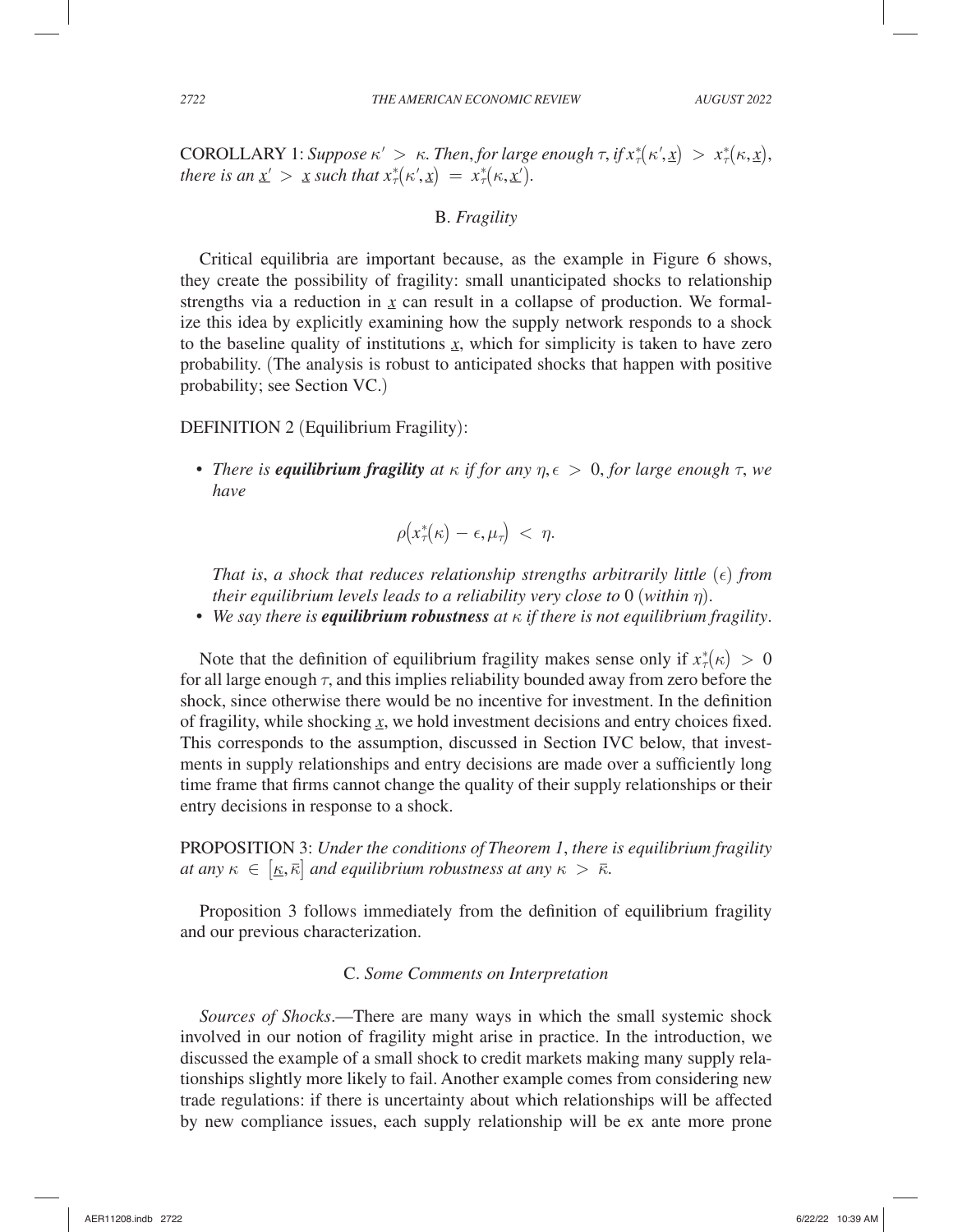COROLLARY 1: *Suppose $\kappa' > \kappa$. Then, for large enough $\tau$, if $x_\tau^*(\kappa', \underline{x}) > x_\tau^*(\kappa, \underline{x})$, there is an $\underline{x}' > \underline{x}$ such that $x_\tau^*(\kappa', \underline{x}) = x_\tau^*(\kappa, \underline{x}')$.*

### B. *Fragility*

Critical equilibria are important because, as the example in Figure 6 shows, they create the possibility of fragility: small unanticipated shocks to relationship strengths via a reduction in $\underline{x}$ can result in a collapse of production. We formalize this idea by explicitly examining how the supply network responds to a shock to the baseline quality of institutions $\underline{x}$, which for simplicity is taken to have zero probability. (The analysis is robust to anticipated shocks that happen with positive probability; see Section VC.)

DEFINITION 2 (Equilibrium Fragility):

- *There is **equilibrium fragility** at $\kappa$ if for any $\eta, \epsilon > 0$, for large enough $\tau$, we have*

$$\rho\big(x_\tau^*(\kappa) - \epsilon, \mu_\tau\big) < \eta.$$

  *That is, a shock that reduces relationship strengths arbitrarily little ($\epsilon$) from their equilibrium levels leads to a reliability very close to 0 (within $\eta$).*
- *We say there is **equilibrium robustness** at $\kappa$ if there is not equilibrium fragility.*

Note that the definition of equilibrium fragility makes sense only if $x_\tau^*(\kappa) > 0$ for all large enough $\tau$, and this implies reliability bounded away from zero before the shock, since otherwise there would be no incentive for investment. In the definition of fragility, while shocking $\underline{x}$, we hold investment decisions and entry choices fixed. This corresponds to the assumption, discussed in Section IVC below, that investments in supply relationships and entry decisions are made over a sufficiently long time frame that firms cannot change the quality of their supply relationships or their entry decisions in response to a shock.

PROPOSITION 3: *Under the conditions of Theorem 1, there is equilibrium fragility at any $\kappa \in [\underline{\kappa}, \bar{\kappa}]$ and equilibrium robustness at any $\kappa > \bar{\kappa}$.*

Proposition 3 follows immediately from the definition of equilibrium fragility and our previous characterization.

### C. *Some Comments on Interpretation*

*Sources of Shocks*.—There are many ways in which the small systemic shock involved in our notion of fragility might arise in practice. In the introduction, we discussed the example of a small shock to credit markets making many supply relationships slightly more likely to fail. Another example comes from considering new trade regulations: if there is uncertainty about which relationships will be affected by new compliance issues, each supply relationship will be ex ante more prone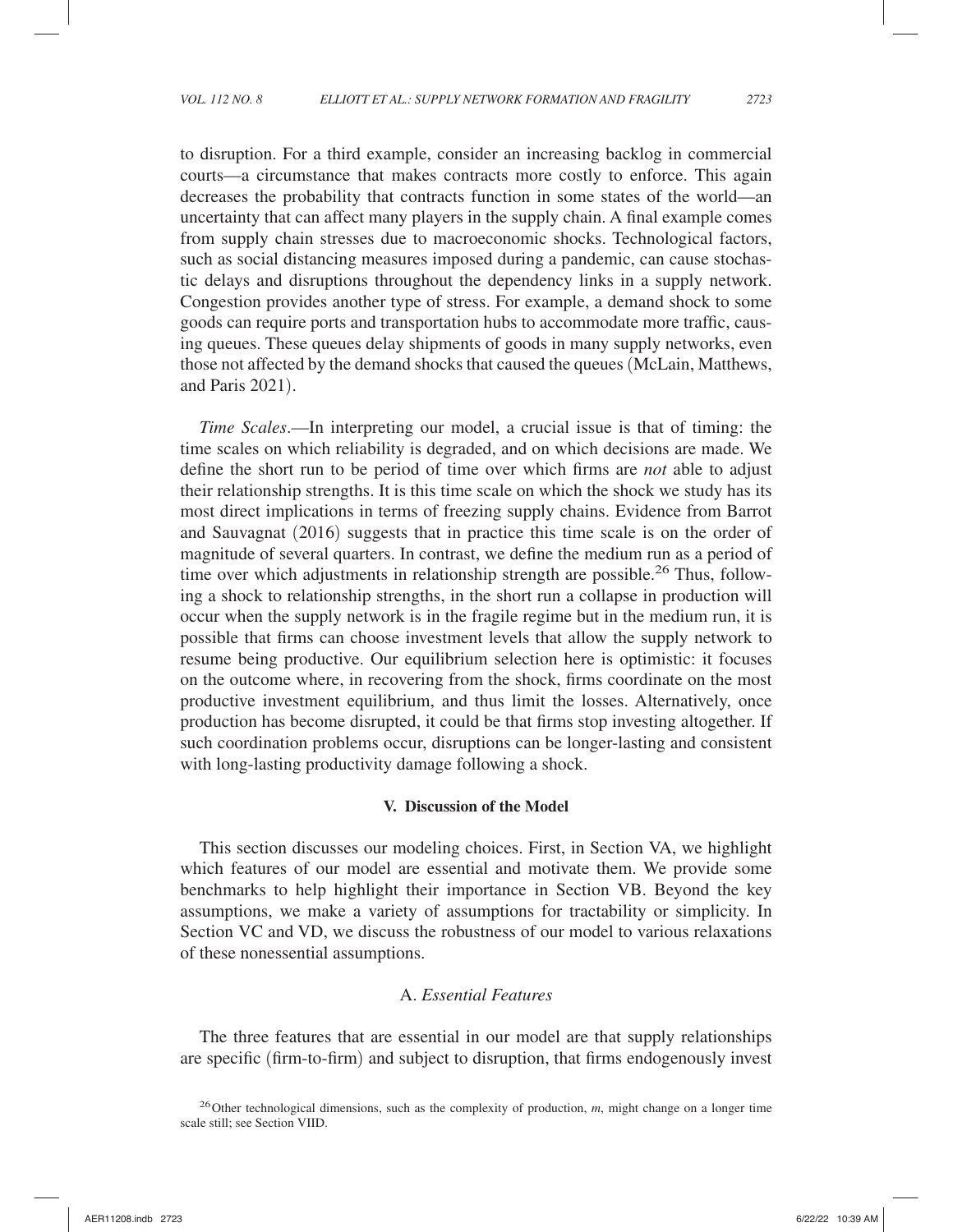to disruption. For a third example, consider an increasing backlog in commercial courts—a circumstance that makes contracts more costly to enforce. This again decreases the probability that contracts function in some states of the world—an uncertainty that can affect many players in the supply chain. A final example comes from supply chain stresses due to macroeconomic shocks. Technological factors, such as social distancing measures imposed during a pandemic, can cause stochastic delays and disruptions throughout the dependency links in a supply network. Congestion provides another type of stress. For example, a demand shock to some goods can require ports and transportation hubs to accommodate more traffic, causing queues. These queues delay shipments of goods in many supply networks, even those not affected by the demand shocks that caused the queues (McLain, Matthews, and Paris 2021).

*Time Scales*.—In interpreting our model, a crucial issue is that of timing: the time scales on which reliability is degraded, and on which decisions are made. We define the short run to be period of time over which firms are *not* able to adjust their relationship strengths. It is this time scale on which the shock we study has its most direct implications in terms of freezing supply chains. Evidence from Barrot and Sauvagnat (2016) suggests that in practice this time scale is on the order of magnitude of several quarters. In contrast, we define the medium run as a period of time over which adjustments in relationship strength are possible.[26] Thus, following a shock to relationship strengths, in the short run a collapse in production will occur when the supply network is in the fragile regime but in the medium run, it is possible that firms can choose investment levels that allow the supply network to resume being productive. Our equilibrium selection here is optimistic: it focuses on the outcome where, in recovering from the shock, firms coordinate on the most productive investment equilibrium, and thus limit the losses. Alternatively, once production has become disrupted, it could be that firms stop investing altogether. If such coordination problems occur, disruptions can be longer-lasting and consistent with long-lasting productivity damage following a shock.

## V. Discussion of the Model

This section discusses our modeling choices. First, in Section VA, we highlight which features of our model are essential and motivate them. We provide some benchmarks to help highlight their importance in Section VB. Beyond the key assumptions, we make a variety of assumptions for tractability or simplicity. In Section VC and VD, we discuss the robustness of our model to various relaxations of these nonessential assumptions.

### A. *Essential Features*

The three features that are essential in our model are that supply relationships are specific (firm-to-firm) and subject to disruption, that firms endogenously invest

[26] Other technological dimensions, such as the complexity of production, $m$, might change on a longer time scale still; see Section VIID.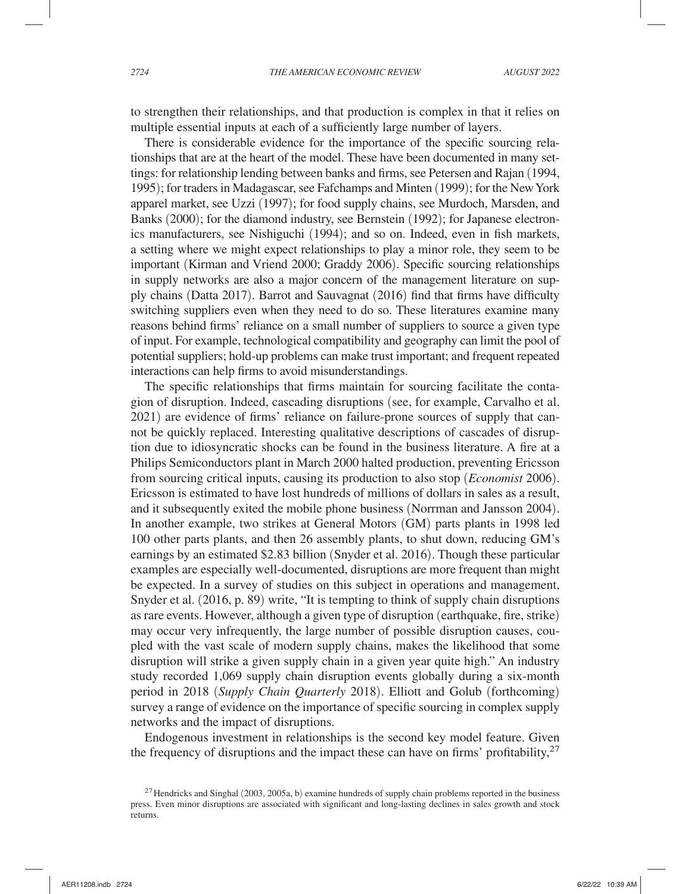to strengthen their relationships, and that production is complex in that it relies on multiple essential inputs at each of a sufficiently large number of layers.

There is considerable evidence for the importance of the specific sourcing relationships that are at the heart of the model. These have been documented in many settings: for relationship lending between banks and firms, see Petersen and Rajan (1994, 1995); for traders in Madagascar, see Fafchamps and Minten (1999); for the New York apparel market, see Uzzi (1997); for food supply chains, see Murdoch, Marsden, and Banks (2000); for the diamond industry, see Bernstein (1992); for Japanese electronics manufacturers, see Nishiguchi (1994); and so on. Indeed, even in fish markets, a setting where we might expect relationships to play a minor role, they seem to be important (Kirman and Vriend 2000; Graddy 2006). Specific sourcing relationships in supply networks are also a major concern of the management literature on supply chains (Datta 2017). Barrot and Sauvagnat (2016) find that firms have difficulty switching suppliers even when they need to do so. These literatures examine many reasons behind firms' reliance on a small number of suppliers to source a given type of input. For example, technological compatibility and geography can limit the pool of potential suppliers; hold-up problems can make trust important; and frequent repeated interactions can help firms to avoid misunderstandings.

The specific relationships that firms maintain for sourcing facilitate the contagion of disruption. Indeed, cascading disruptions (see, for example, Carvalho et al. 2021) are evidence of firms' reliance on failure-prone sources of supply that cannot be quickly replaced. Interesting qualitative descriptions of cascades of disruption due to idiosyncratic shocks can be found in the business literature. A fire at a Philips Semiconductors plant in March 2000 halted production, preventing Ericsson from sourcing critical inputs, causing its production to also stop (*Economist* 2006). Ericsson is estimated to have lost hundreds of millions of dollars in sales as a result, and it subsequently exited the mobile phone business (Norrman and Jansson 2004). In another example, two strikes at General Motors (GM) parts plants in 1998 led 100 other parts plants, and then 26 assembly plants, to shut down, reducing GM's earnings by an estimated \$2.83 billion (Snyder et al. 2016). Though these particular examples are especially well-documented, disruptions are more frequent than might be expected. In a survey of studies on this subject in operations and management, Snyder et al. (2016, p. 89) write, "It is tempting to think of supply chain disruptions as rare events. However, although a given type of disruption (earthquake, fire, strike) may occur very infrequently, the large number of possible disruption causes, coupled with the vast scale of modern supply chains, makes the likelihood that some disruption will strike a given supply chain in a given year quite high." An industry study recorded 1,069 supply chain disruption events globally during a six-month period in 2018 (*Supply Chain Quarterly* 2018). Elliott and Golub (forthcoming) survey a range of evidence on the importance of specific sourcing in complex supply networks and the impact of disruptions.

Endogenous investment in relationships is the second key model feature. Given the frequency of disruptions and the impact these can have on firms' profitability,[27]

[27] Hendricks and Singhal (2003, 2005a, b) examine hundreds of supply chain problems reported in the business press. Even minor disruptions are associated with significant and long-lasting declines in sales growth and stock returns.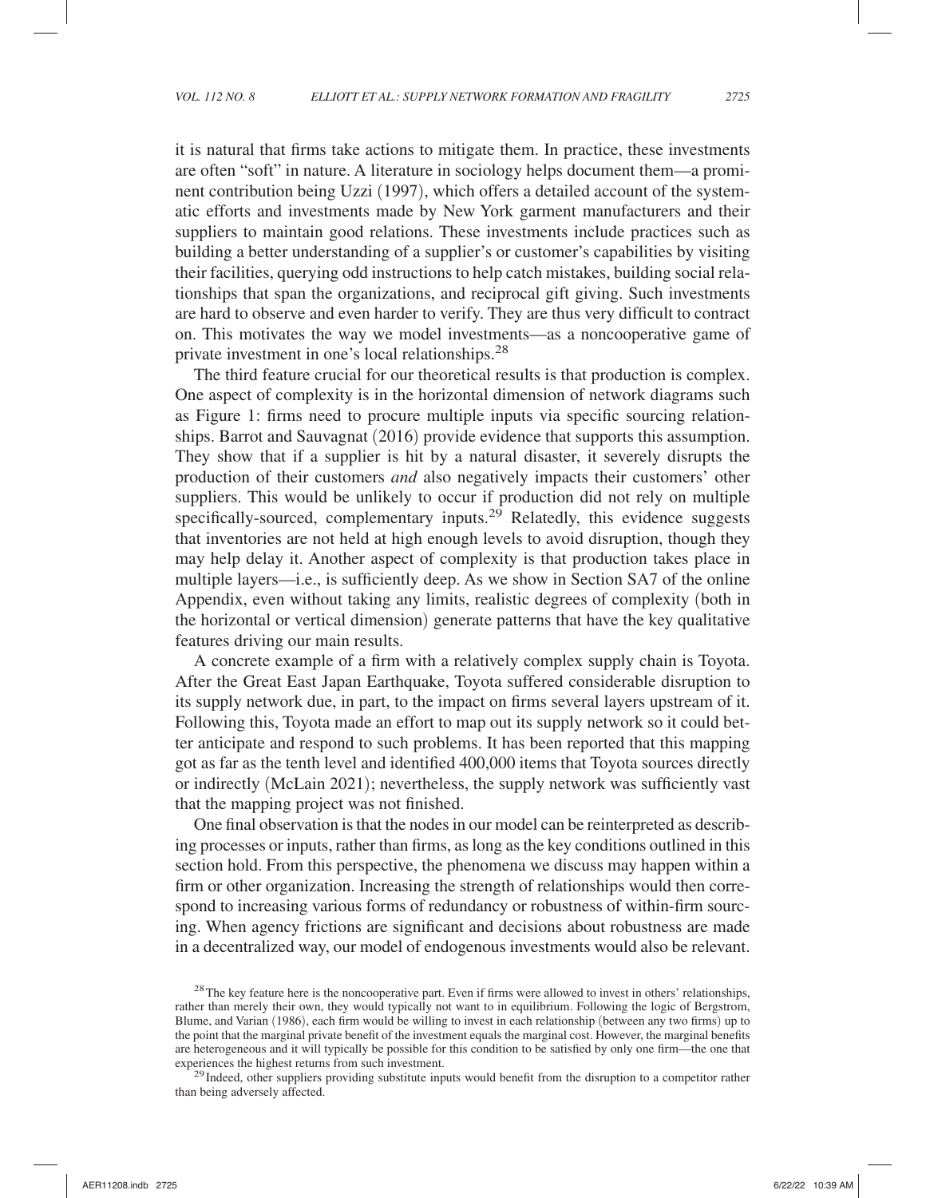it is natural that firms take actions to mitigate them. In practice, these investments are often "soft" in nature. A literature in sociology helps document them—a prominent contribution being Uzzi (1997), which offers a detailed account of the systematic efforts and investments made by New York garment manufacturers and their suppliers to maintain good relations. These investments include practices such as building a better understanding of a supplier's or customer's capabilities by visiting their facilities, querying odd instructions to help catch mistakes, building social relationships that span the organizations, and reciprocal gift giving. Such investments are hard to observe and even harder to verify. They are thus very difficult to contract on. This motivates the way we model investments—as a noncooperative game of private investment in one's local relationships.[28]

The third feature crucial for our theoretical results is that production is complex. One aspect of complexity is in the horizontal dimension of network diagrams such as Figure 1: firms need to procure multiple inputs via specific sourcing relationships. Barrot and Sauvagnat (2016) provide evidence that supports this assumption. They show that if a supplier is hit by a natural disaster, it severely disrupts the production of their customers *and* also negatively impacts their customers' other suppliers. This would be unlikely to occur if production did not rely on multiple specifically-sourced, complementary inputs.[29] Relatedly, this evidence suggests that inventories are not held at high enough levels to avoid disruption, though they may help delay it. Another aspect of complexity is that production takes place in multiple layers—i.e., is sufficiently deep. As we show in Section SA7 of the online Appendix, even without taking any limits, realistic degrees of complexity (both in the horizontal or vertical dimension) generate patterns that have the key qualitative features driving our main results.

A concrete example of a firm with a relatively complex supply chain is Toyota. After the Great East Japan Earthquake, Toyota suffered considerable disruption to its supply network due, in part, to the impact on firms several layers upstream of it. Following this, Toyota made an effort to map out its supply network so it could better anticipate and respond to such problems. It has been reported that this mapping got as far as the tenth level and identified 400,000 items that Toyota sources directly or indirectly (McLain 2021); nevertheless, the supply network was sufficiently vast that the mapping project was not finished.

One final observation is that the nodes in our model can be reinterpreted as describing processes or inputs, rather than firms, as long as the key conditions outlined in this section hold. From this perspective, the phenomena we discuss may happen within a firm or other organization. Increasing the strength of relationships would then correspond to increasing various forms of redundancy or robustness of within-firm sourcing. When agency frictions are significant and decisions about robustness are made in a decentralized way, our model of endogenous investments would also be relevant.

[28] The key feature here is the noncooperative part. Even if firms were allowed to invest in others' relationships, rather than merely their own, they would typically not want to in equilibrium. Following the logic of Bergstrom, Blume, and Varian (1986), each firm would be willing to invest in each relationship (between any two firms) up to the point that the marginal private benefit of the investment equals the marginal cost. However, the marginal benefits are heterogeneous and it will typically be possible for this condition to be satisfied by only one firm—the one that experiences the highest returns from such investment.

[29] Indeed, other suppliers providing substitute inputs would benefit from the disruption to a competitor rather than being adversely affected.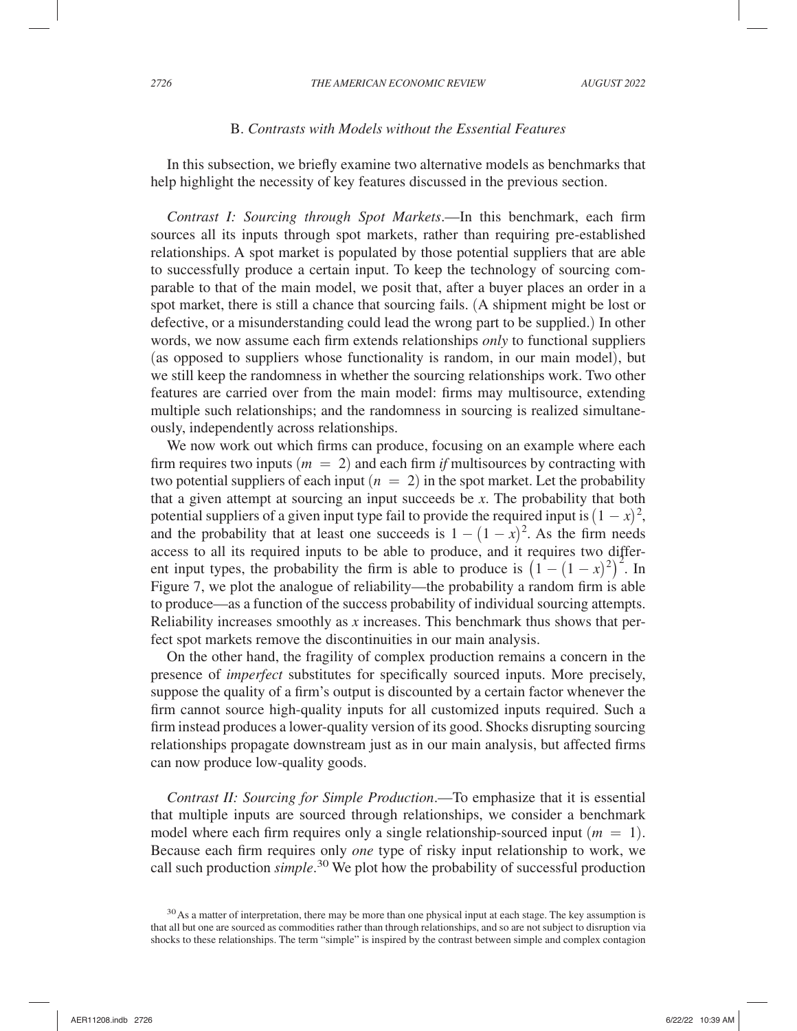### B. *Contrasts with Models without the Essential Features*

In this subsection, we briefly examine two alternative models as benchmarks that help highlight the necessity of key features discussed in the previous section.

*Contrast I: Sourcing through Spot Markets*.—In this benchmark, each firm sources all its inputs through spot markets, rather than requiring pre-established relationships. A spot market is populated by those potential suppliers that are able to successfully produce a certain input. To keep the technology of sourcing comparable to that of the main model, we posit that, after a buyer places an order in a spot market, there is still a chance that sourcing fails. (A shipment might be lost or defective, or a misunderstanding could lead the wrong part to be supplied.) In other words, we now assume each firm extends relationships *only* to functional suppliers (as opposed to suppliers whose functionality is random, in our main model), but we still keep the randomness in whether the sourcing relationships work. Two other features are carried over from the main model: firms may multisource, extending multiple such relationships; and the randomness in sourcing is realized simultaneously, independently across relationships.

We now work out which firms can produce, focusing on an example where each firm requires two inputs ($m = 2$) and each firm *if* multisources by contracting with two potential suppliers of each input ($n = 2$) in the spot market. Let the probability that a given attempt at sourcing an input succeeds be $x$. The probability that both potential suppliers of a given input type fail to provide the required input is $(1 - x)^2$, and the probability that at least one succeeds is $1 - (1 - x)^2$. As the firm needs access to all its required inputs to be able to produce, and it requires two different input types, the probability the firm is able to produce is $\left(1 - (1 - x)^2\right)^2$. In Figure 7, we plot the analogue of reliability—the probability a random firm is able to produce—as a function of the success probability of individual sourcing attempts. Reliability increases smoothly as $x$ increases. This benchmark thus shows that perfect spot markets remove the discontinuities in our main analysis.

On the other hand, the fragility of complex production remains a concern in the presence of *imperfect* substitutes for specifically sourced inputs. More precisely, suppose the quality of a firm's output is discounted by a certain factor whenever the firm cannot source high-quality inputs for all customized inputs required. Such a firm instead produces a lower-quality version of its good. Shocks disrupting sourcing relationships propagate downstream just as in our main analysis, but affected firms can now produce low-quality goods.

*Contrast II: Sourcing for Simple Production*.—To emphasize that it is essential that multiple inputs are sourced through relationships, we consider a benchmark model where each firm requires only a single relationship-sourced input ($m = 1$). Because each firm requires only *one* type of risky input relationship to work, we call such production *simple*.[30] We plot how the probability of successful production

[30] As a matter of interpretation, there may be more than one physical input at each stage. The key assumption is that all but one are sourced as commodities rather than through relationships, and so are not subject to disruption via shocks to these relationships. The term "simple" is inspired by the contrast between simple and complex contagion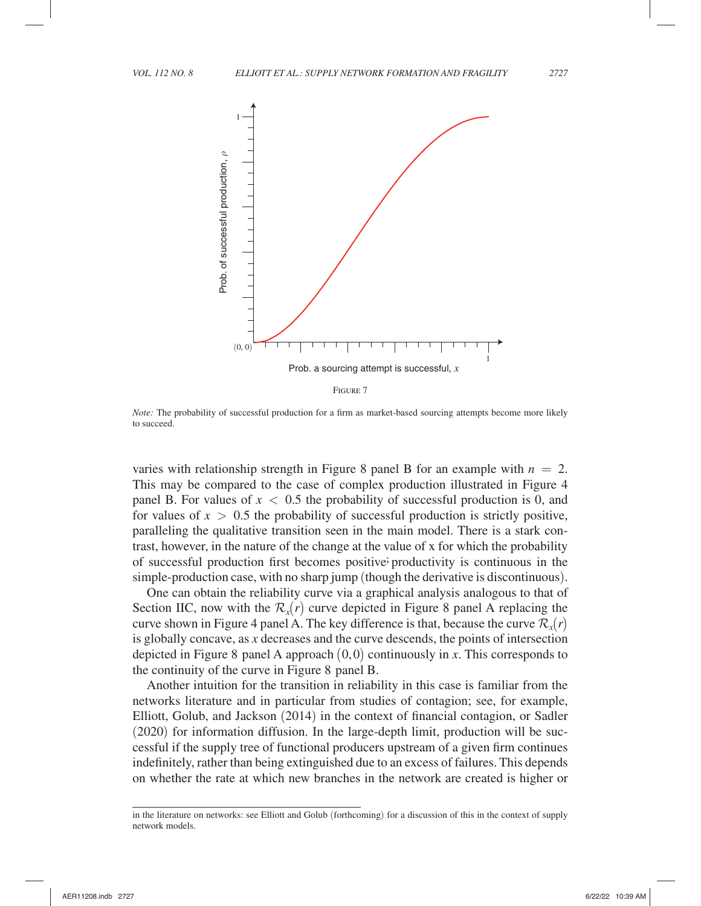Figure 7

*Note:* The probability of successful production for a firm as market-based sourcing attempts become more likely to succeed.

varies with relationship strength in Figure 8 panel B for an example with $n = 2$. This may be compared to the case of complex production illustrated in Figure 4 panel B. For values of $x < 0.5$ the probability of successful production is 0, and for values of $x > 0.5$ the probability of successful production is strictly positive, paralleling the qualitative transition seen in the main model. There is a stark contrast, however, in the nature of the change at the value of x for which the probability of successful production first becomes positive; productivity is continuous in the simple-production case, with no sharp jump (though the derivative is discontinuous).

One can obtain the reliability curve via a graphical analysis analogous to that of Section IIC, now with the $\mathcal{R}_x(r)$ curve depicted in Figure 8 panel A replacing the curve shown in Figure 4 panel A. The key difference is that, because the curve $\mathcal{R}_x(r)$ is globally concave, as $x$ decreases and the curve descends, the points of intersection depicted in Figure 8 panel A approach $(0,0)$ continuously in $x$. This corresponds to the continuity of the curve in Figure 8 panel B.

Another intuition for the transition in reliability in this case is familiar from the networks literature and in particular from studies of contagion; see, for example, Elliott, Golub, and Jackson (2014) in the context of financial contagion, or Sadler (2020) for information diffusion. In the large-depth limit, production will be successful if the supply tree of functional producers upstream of a given firm continues indefinitely, rather than being extinguished due to an excess of failures. This depends on whether the rate at which new branches in the network are created is higher or

in the literature on networks: see Elliott and Golub (forthcoming) for a discussion of this in the context of supply network models.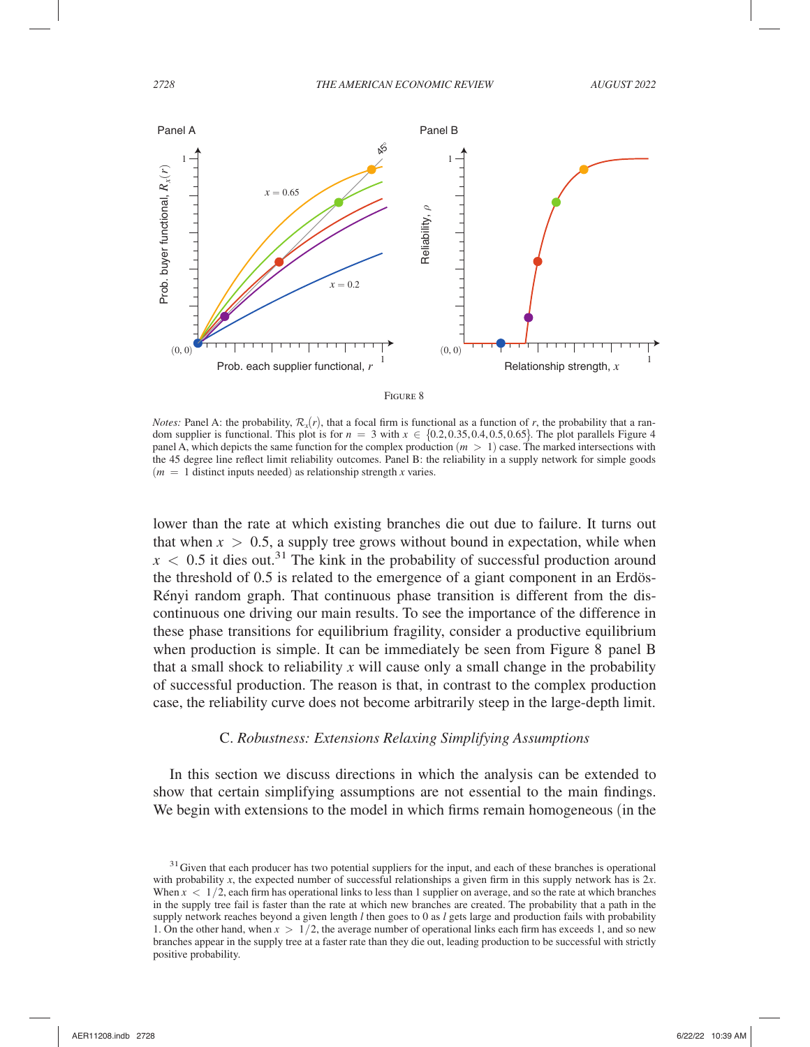Figure 8

*Notes:* Panel A: the probability, $\mathcal{R}_x(r)$, that a focal firm is functional as a function of $r$, the probability that a random supplier is functional. This plot is for $n = 3$ with $x \in \{0.2, 0.35, 0.4, 0.5, 0.65\}$. The plot parallels Figure 4 panel A, which depicts the same function for the complex production ($m > 1$) case. The marked intersections with the 45 degree line reflect limit reliability outcomes. Panel B: the reliability in a supply network for simple goods ($m = 1$ distinct inputs needed) as relationship strength $x$ varies.

lower than the rate at which existing branches die out due to failure. It turns out that when $x > 0.5$, a supply tree grows without bound in expectation, while when $x < 0.5$ it dies out.[31] The kink in the probability of successful production around the threshold of 0.5 is related to the emergence of a giant component in an Erdös-Rényi random graph. That continuous phase transition is different from the discontinuous one driving our main results. To see the importance of the difference in these phase transitions for equilibrium fragility, consider a productive equilibrium when production is simple. It can be immediately be seen from Figure 8 panel B that a small shock to reliability $x$ will cause only a small change in the probability of successful production. The reason is that, in contrast to the complex production case, the reliability curve does not become arbitrarily steep in the large-depth limit.

### C. *Robustness: Extensions Relaxing Simplifying Assumptions*

In this section we discuss directions in which the analysis can be extended to show that certain simplifying assumptions are not essential to the main findings. We begin with extensions to the model in which firms remain homogeneous (in the

[31] Given that each producer has two potential suppliers for the input, and each of these branches is operational with probability $x$, the expected number of successful relationships a given firm in this supply network has is $2x$. When $x < 1/2$, each firm has operational links to less than 1 supplier on average, and so the rate at which branches in the supply tree fail is faster than the rate at which new branches are created. The probability that a path in the supply network reaches beyond a given length $l$ then goes to 0 as $l$ gets large and production fails with probability 1. On the other hand, when $x > 1/2$, the average number of operational links each firm has exceeds 1, and so new branches appear in the supply tree at a faster rate than they die out, leading production to be successful with strictly positive probability.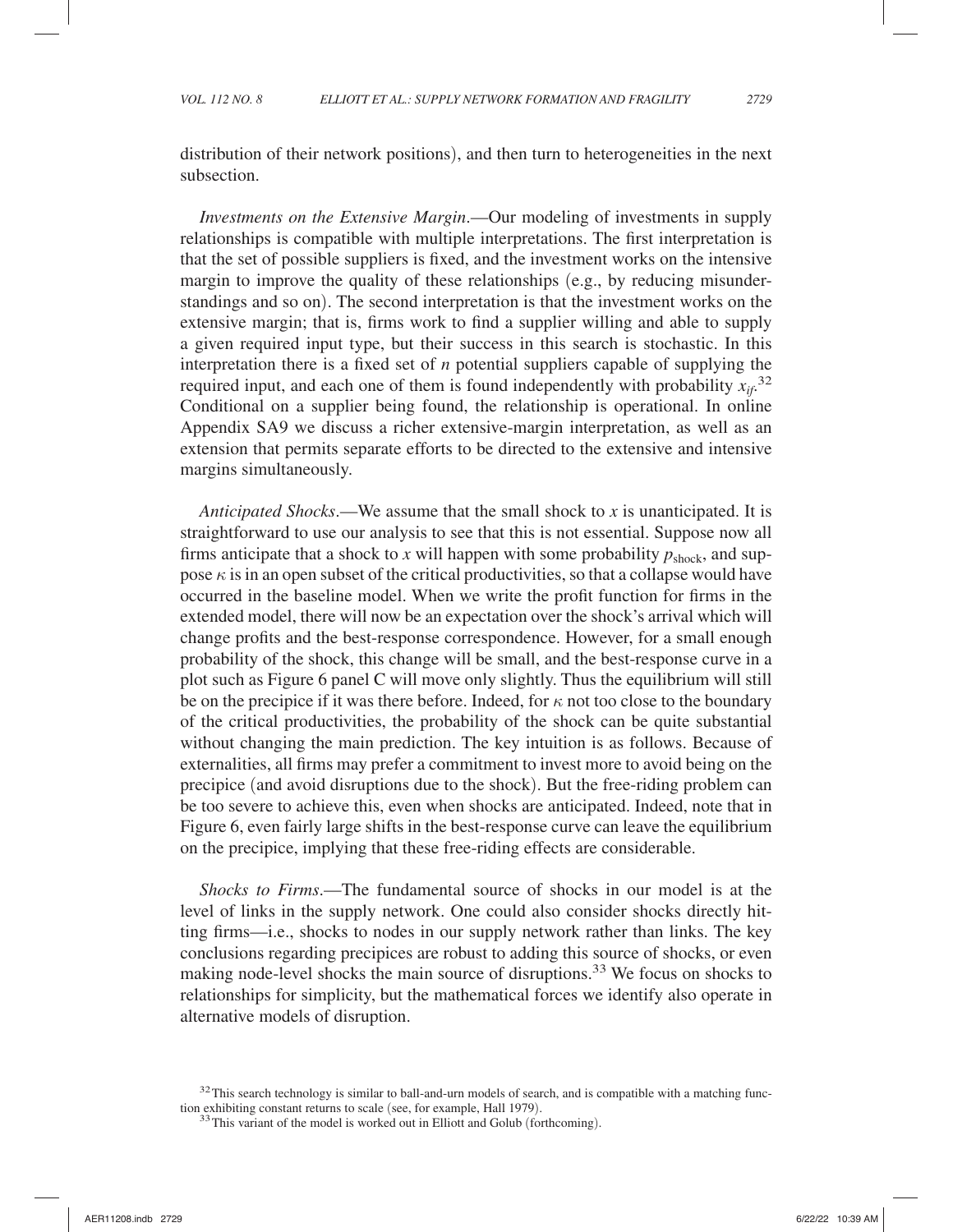distribution of their network positions), and then turn to heterogeneities in the next subsection.

*Investments on the Extensive Margin*.—Our modeling of investments in supply relationships is compatible with multiple interpretations. The first interpretation is that the set of possible suppliers is fixed, and the investment works on the intensive margin to improve the quality of these relationships (e.g., by reducing misunderstandings and so on). The second interpretation is that the investment works on the extensive margin; that is, firms work to find a supplier willing and able to supply a given required input type, but their success in this search is stochastic. In this interpretation there is a fixed set of $n$ potential suppliers capable of supplying the required input, and each one of them is found independently with probability $x_{if}$.[32] Conditional on a supplier being found, the relationship is operational. In online Appendix SA9 we discuss a richer extensive-margin interpretation, as well as an extension that permits separate efforts to be directed to the extensive and intensive margins simultaneously.

*Anticipated Shocks*.—We assume that the small shock to $x$ is unanticipated. It is straightforward to use our analysis to see that this is not essential. Suppose now all firms anticipate that a shock to $x$ will happen with some probability $p_{\text{shock}}$, and suppose $\kappa$ is in an open subset of the critical productivities, so that a collapse would have occurred in the baseline model. When we write the profit function for firms in the extended model, there will now be an expectation over the shock's arrival which will change profits and the best-response correspondence. However, for a small enough probability of the shock, this change will be small, and the best-response curve in a plot such as Figure 6 panel C will move only slightly. Thus the equilibrium will still be on the precipice if it was there before. Indeed, for $\kappa$ not too close to the boundary of the critical productivities, the probability of the shock can be quite substantial without changing the main prediction. The key intuition is as follows. Because of externalities, all firms may prefer a commitment to invest more to avoid being on the precipice (and avoid disruptions due to the shock). But the free-riding problem can be too severe to achieve this, even when shocks are anticipated. Indeed, note that in Figure 6, even fairly large shifts in the best-response curve can leave the equilibrium on the precipice, implying that these free-riding effects are considerable.

*Shocks to Firms*.—The fundamental source of shocks in our model is at the level of links in the supply network. One could also consider shocks directly hitting firms—i.e., shocks to nodes in our supply network rather than links. The key conclusions regarding precipices are robust to adding this source of shocks, or even making node-level shocks the main source of disruptions.[33] We focus on shocks to relationships for simplicity, but the mathematical forces we identify also operate in alternative models of disruption.

[32] This search technology is similar to ball-and-urn models of search, and is compatible with a matching function exhibiting constant returns to scale (see, for example, Hall 1979).

[33] This variant of the model is worked out in Elliott and Golub (forthcoming).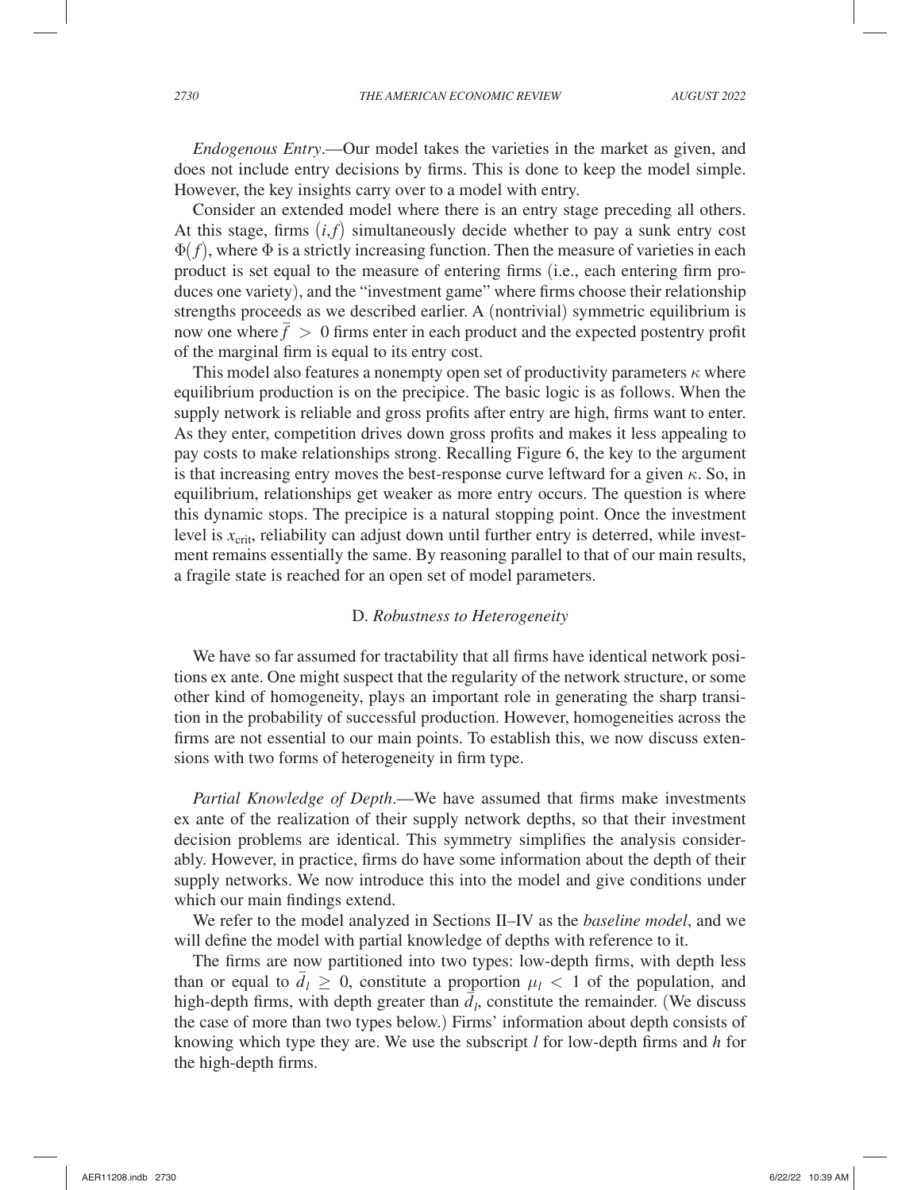*Endogenous Entry*.—Our model takes the varieties in the market as given, and does not include entry decisions by firms. This is done to keep the model simple. However, the key insights carry over to a model with entry.

Consider an extended model where there is an entry stage preceding all others. At this stage, firms $(i,f)$ simultaneously decide whether to pay a sunk entry cost $\Phi(f)$, where $\Phi$ is a strictly increasing function. Then the measure of varieties in each product is set equal to the measure of entering firms (i.e., each entering firm produces one variety), and the "investment game" where firms choose their relationship strengths proceeds as we described earlier. A (nontrivial) symmetric equilibrium is now one where $\bar{f} > 0$ firms enter in each product and the expected postentry profit of the marginal firm is equal to its entry cost.

This model also features a nonempty open set of productivity parameters $\kappa$ where equilibrium production is on the precipice. The basic logic is as follows. When the supply network is reliable and gross profits after entry are high, firms want to enter. As they enter, competition drives down gross profits and makes it less appealing to pay costs to make relationships strong. Recalling Figure 6, the key to the argument is that increasing entry moves the best-response curve leftward for a given $\kappa$. So, in equilibrium, relationships get weaker as more entry occurs. The question is where this dynamic stops. The precipice is a natural stopping point. Once the investment level is $x_{\text{crit}}$, reliability can adjust down until further entry is deterred, while investment remains essentially the same. By reasoning parallel to that of our main results, a fragile state is reached for an open set of model parameters.

## D. *Robustness to Heterogeneity*

We have so far assumed for tractability that all firms have identical network positions ex ante. One might suspect that the regularity of the network structure, or some other kind of homogeneity, plays an important role in generating the sharp transition in the probability of successful production. However, homogeneities across the firms are not essential to our main points. To establish this, we now discuss extensions with two forms of heterogeneity in firm type.

*Partial Knowledge of Depth*.—We have assumed that firms make investments ex ante of the realization of their supply network depths, so that their investment decision problems are identical. This symmetry simplifies the analysis considerably. However, in practice, firms do have some information about the depth of their supply networks. We now introduce this into the model and give conditions under which our main findings extend.

We refer to the model analyzed in Sections II–IV as the *baseline model*, and we will define the model with partial knowledge of depths with reference to it.

The firms are now partitioned into two types: low-depth firms, with depth less than or equal to $\bar{d}_l \geq 0$, constitute a proportion $\mu_l < 1$ of the population, and high-depth firms, with depth greater than $\bar{d}_l$, constitute the remainder. (We discuss the case of more than two types below.) Firms' information about depth consists of knowing which type they are. We use the subscript $l$ for low-depth firms and $h$ for the high-depth firms.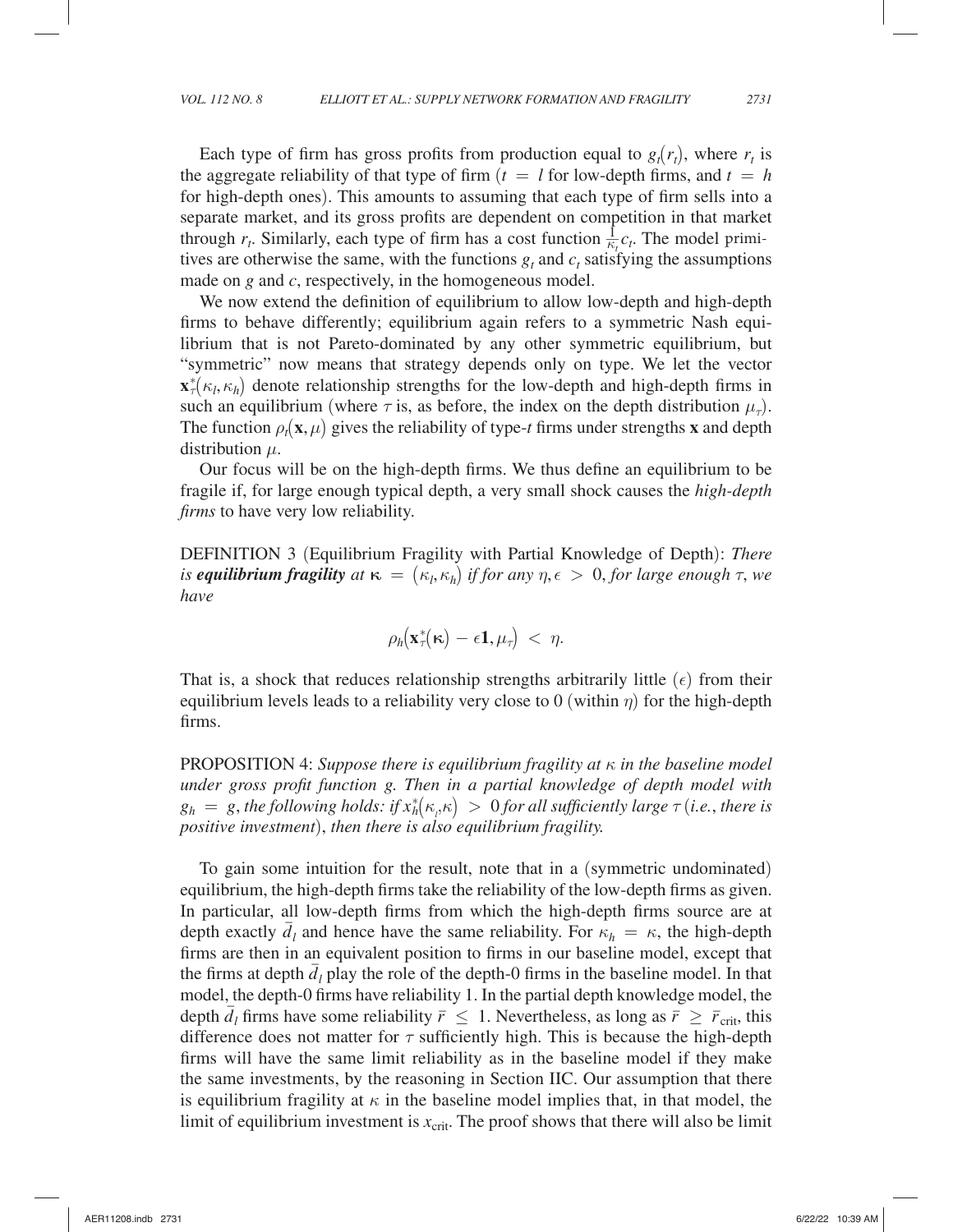Each type of firm has gross profits from production equal to $g_t(r_t)$, where $r_t$ is the aggregate reliability of that type of firm ($t = l$ for low-depth firms, and $t = h$ for high-depth ones). This amounts to assuming that each type of firm sells into a separate market, and its gross profits are dependent on competition in that market through $r_t$. Similarly, each type of firm has a cost function $\frac{1}{\kappa_t} c_t$. The model primitives are otherwise the same, with the functions $g_t$ and $c_t$ satisfying the assumptions made on $g$ and $c$, respectively, in the homogeneous model.

We now extend the definition of equilibrium to allow low-depth and high-depth firms to behave differently; equilibrium again refers to a symmetric Nash equilibrium that is not Pareto-dominated by any other symmetric equilibrium, but "symmetric" now means that strategy depends only on type. We let the vector $\mathbf{x}^*_\tau(\kappa_l, \kappa_h)$ denote relationship strengths for the low-depth and high-depth firms in such an equilibrium (where $\tau$ is, as before, the index on the depth distribution $\mu_\tau$). The function $\rho_t(\mathbf{x}, \mu)$ gives the reliability of type-$t$ firms under strengths $\mathbf{x}$ and depth distribution $\mu$.

Our focus will be on the high-depth firms. We thus define an equilibrium to be fragile if, for large enough typical depth, a very small shock causes the *high-depth firms* to have very low reliability.

DEFINITION 3 (Equilibrium Fragility with Partial Knowledge of Depth): *There is* ***equilibrium fragility*** *at $\boldsymbol{\kappa} = (\kappa_l, \kappa_h)$ if for any $\eta, \epsilon > 0$, for large enough $\tau$, we have*

$$\rho_h\big(\mathbf{x}^*_\tau(\boldsymbol{\kappa}) - \epsilon \mathbf{1}, \mu_\tau\big) < \eta.$$

That is, a shock that reduces relationship strengths arbitrarily little ($\epsilon$) from their equilibrium levels leads to a reliability very close to 0 (within $\eta$) for the high-depth firms.

PROPOSITION 4: *Suppose there is equilibrium fragility at $\kappa$ in the baseline model under gross profit function $g$. Then in a partial knowledge of depth model with $g_h = g$, the following holds: if $x^*_h(\kappa_l, \kappa) > 0$ for all sufficiently large $\tau$ (i.e., there is positive investment), then there is also equilibrium fragility.*

To gain some intuition for the result, note that in a (symmetric undominated) equilibrium, the high-depth firms take the reliability of the low-depth firms as given. In particular, all low-depth firms from which the high-depth firms source are at depth exactly $\bar{d}_l$ and hence have the same reliability. For $\kappa_h = \kappa$, the high-depth firms are then in an equivalent position to firms in our baseline model, except that the firms at depth $\bar{d}_l$ play the role of the depth-0 firms in the baseline model. In that model, the depth-0 firms have reliability 1. In the partial depth knowledge model, the depth $\bar{d}_l$ firms have some reliability $\bar{r} \leq 1$. Nevertheless, as long as $\bar{r} \geq \bar{r}_{\text{crit}}$, this difference does not matter for $\tau$ sufficiently high. This is because the high-depth firms will have the same limit reliability as in the baseline model if they make the same investments, by the reasoning in Section IIC. Our assumption that there is equilibrium fragility at $\kappa$ in the baseline model implies that, in that model, the limit of equilibrium investment is $x_{\text{crit}}$. The proof shows that there will also be limit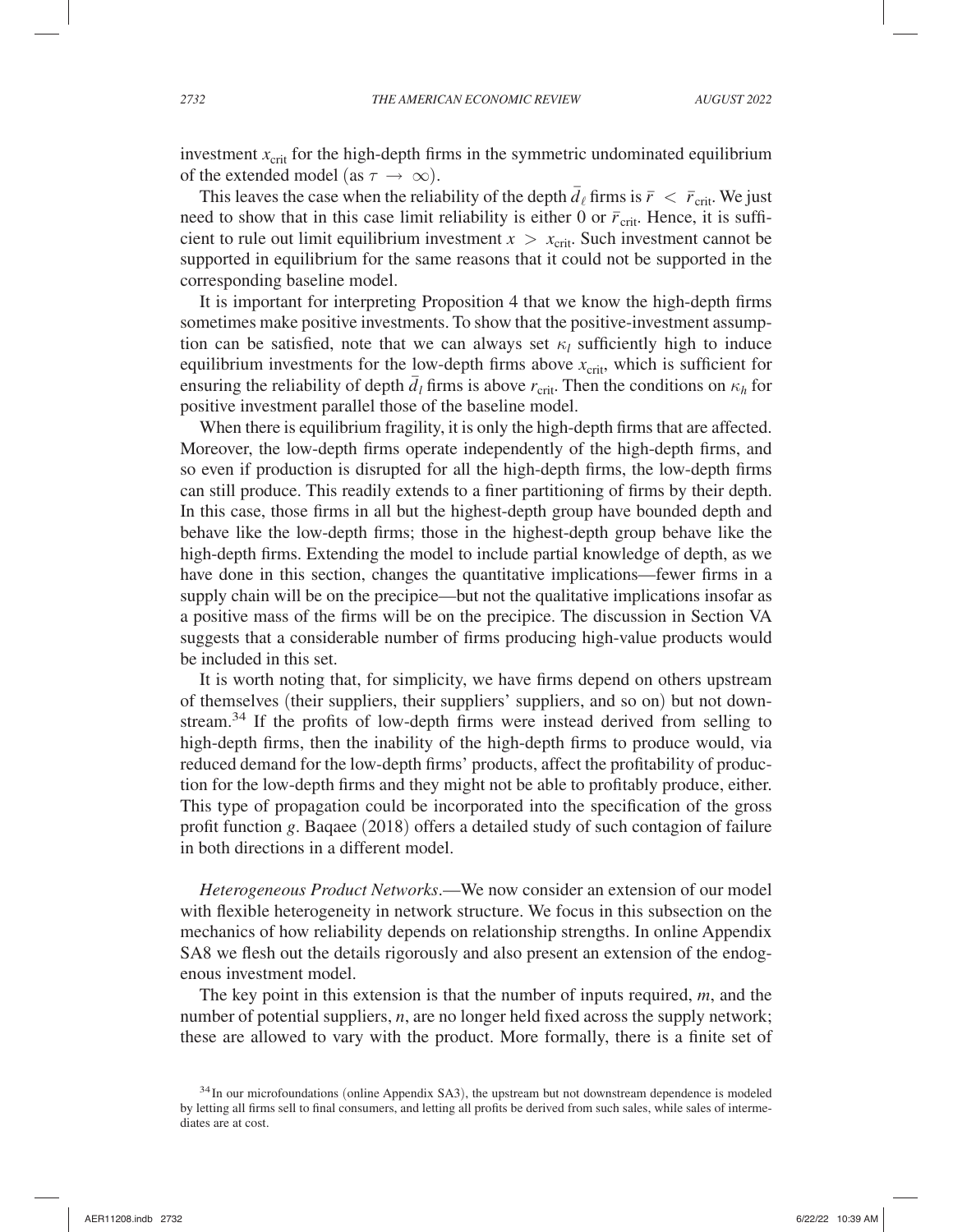investment $x_{\text{crit}}$ for the high-depth firms in the symmetric undominated equilibrium of the extended model (as $\tau \to \infty$).

This leaves the case when the reliability of the depth $\bar{d}_\ell$ firms is $\bar{r} < \bar{r}_{\text{crit}}$. We just need to show that in this case limit reliability is either 0 or $\bar{r}_{\text{crit}}$. Hence, it is sufficient to rule out limit equilibrium investment $x > x_{\text{crit}}$. Such investment cannot be supported in equilibrium for the same reasons that it could not be supported in the corresponding baseline model.

It is important for interpreting Proposition 4 that we know the high-depth firms sometimes make positive investments. To show that the positive-investment assumption can be satisfied, note that we can always set $\kappa_l$ sufficiently high to induce equilibrium investments for the low-depth firms above $x_{\text{crit}}$, which is sufficient for ensuring the reliability of depth $\bar{d}_l$ firms is above $r_{\text{crit}}$. Then the conditions on $\kappa_h$ for positive investment parallel those of the baseline model.

When there is equilibrium fragility, it is only the high-depth firms that are affected. Moreover, the low-depth firms operate independently of the high-depth firms, and so even if production is disrupted for all the high-depth firms, the low-depth firms can still produce. This readily extends to a finer partitioning of firms by their depth. In this case, those firms in all but the highest-depth group have bounded depth and behave like the low-depth firms; those in the highest-depth group behave like the high-depth firms. Extending the model to include partial knowledge of depth, as we have done in this section, changes the quantitative implications—fewer firms in a supply chain will be on the precipice—but not the qualitative implications insofar as a positive mass of the firms will be on the precipice. The discussion in Section VA suggests that a considerable number of firms producing high-value products would be included in this set.

It is worth noting that, for simplicity, we have firms depend on others upstream of themselves (their suppliers, their suppliers' suppliers, and so on) but not downstream.[34] If the profits of low-depth firms were instead derived from selling to high-depth firms, then the inability of the high-depth firms to produce would, via reduced demand for the low-depth firms' products, affect the profitability of production for the low-depth firms and they might not be able to profitably produce, either. This type of propagation could be incorporated into the specification of the gross profit function $g$. Baqaee (2018) offers a detailed study of such contagion of failure in both directions in a different model.

*Heterogeneous Product Networks*.—We now consider an extension of our model with flexible heterogeneity in network structure. We focus in this subsection on the mechanics of how reliability depends on relationship strengths. In online Appendix SA8 we flesh out the details rigorously and also present an extension of the endogenous investment model.

The key point in this extension is that the number of inputs required, $m$, and the number of potential suppliers, $n$, are no longer held fixed across the supply network; these are allowed to vary with the product. More formally, there is a finite set of

[34] In our microfoundations (online Appendix SA3), the upstream but not downstream dependence is modeled by letting all firms sell to final consumers, and letting all profits be derived from such sales, while sales of intermediates are at cost.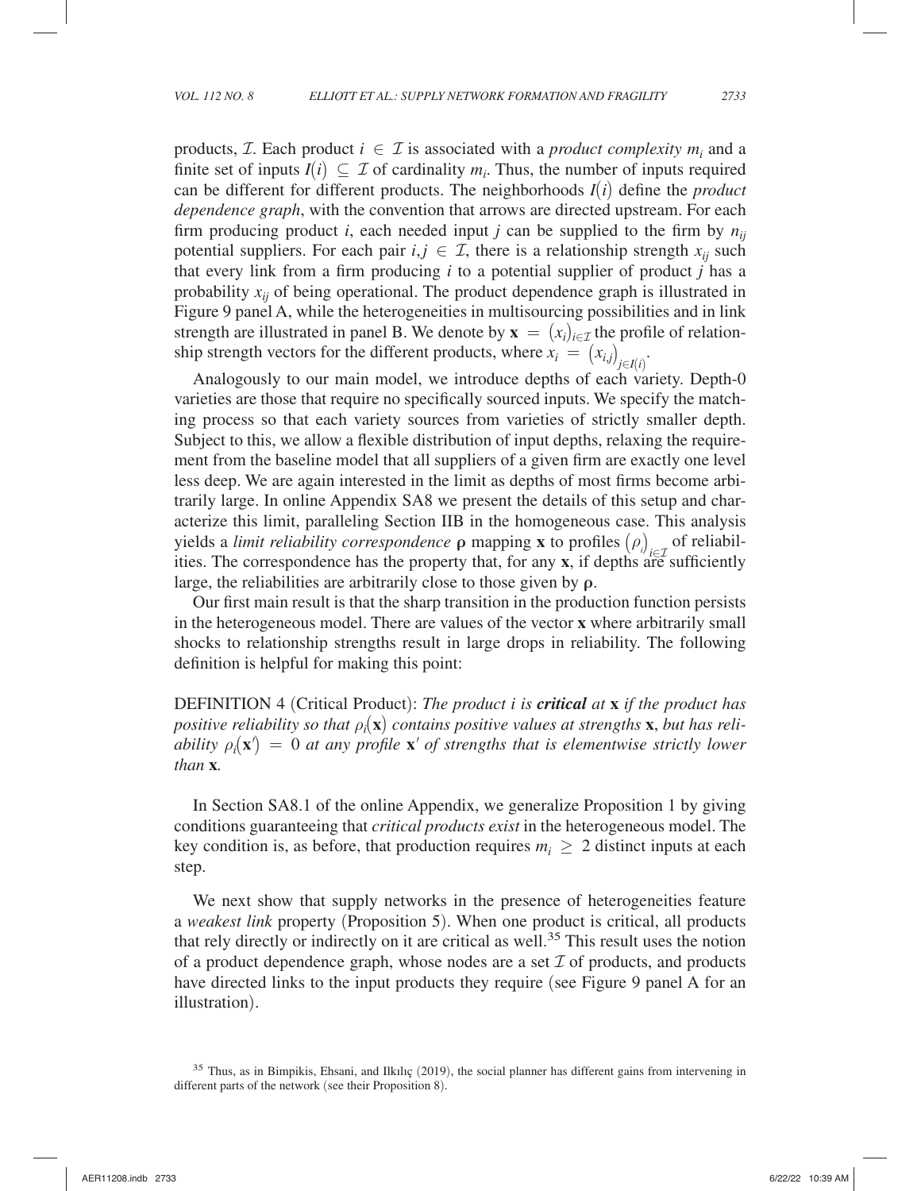products, $\mathcal{I}$. Each product $i \in \mathcal{I}$ is associated with a *product complexity* $m_i$ and a finite set of inputs $I(i) \subseteq \mathcal{I}$ of cardinality $m_i$. Thus, the number of inputs required can be different for different products. The neighborhoods $I(i)$ define the *product dependence graph*, with the convention that arrows are directed upstream. For each firm producing product $i$, each needed input $j$ can be supplied to the firm by $n_{ij}$ potential suppliers. For each pair $i, j \in \mathcal{I}$, there is a relationship strength $x_{ij}$ such that every link from a firm producing $i$ to a potential supplier of product $j$ has a probability $x_{ij}$ of being operational. The product dependence graph is illustrated in Figure 9 panel A, while the heterogeneities in multisourcing possibilities and in link strength are illustrated in panel B. We denote by $\mathbf{x} = (x_i)_{i \in \mathcal{I}}$ the profile of relationship strength vectors for the different products, where $x_i = (x_{i,j})_{j \in I(i)}$.

Analogously to our main model, we introduce depths of each variety. Depth-0 varieties are those that require no specifically sourced inputs. We specify the matching process so that each variety sources from varieties of strictly smaller depth. Subject to this, we allow a flexible distribution of input depths, relaxing the requirement from the baseline model that all suppliers of a given firm are exactly one level less deep. We are again interested in the limit as depths of most firms become arbitrarily large. In online Appendix SA8 we present the details of this setup and characterize this limit, paralleling Section IIB in the homogeneous case. This analysis yields a *limit reliability correspondence* $\boldsymbol{\rho}$ mapping $\mathbf{x}$ to profiles $(\rho_i)_{i \in \mathcal{I}}$ of reliabilities. The correspondence has the property that, for any $\mathbf{x}$, if depths are sufficiently large, the reliabilities are arbitrarily close to those given by $\boldsymbol{\rho}$.

Our first main result is that the sharp transition in the production function persists in the heterogeneous model. There are values of the vector $\mathbf{x}$ where arbitrarily small shocks to relationship strengths result in large drops in reliability. The following definition is helpful for making this point:

DEFINITION 4 (Critical Product): *The product $i$ is* ***critical*** *at* $\mathbf{x}$ *if the product has positive reliability so that $\rho_i(\mathbf{x})$ contains positive values at strengths* $\mathbf{x}$, *but has reliability $\rho_i(\mathbf{x}') = 0$ at any profile $\mathbf{x}'$ of strengths that is elementwise strictly lower than* $\mathbf{x}$.

In Section SA8.1 of the online Appendix, we generalize Proposition 1 by giving conditions guaranteeing that *critical products exist* in the heterogeneous model. The key condition is, as before, that production requires $m_i \geq 2$ distinct inputs at each step.

We next show that supply networks in the presence of heterogeneities feature a *weakest link* property (Proposition 5). When one product is critical, all products that rely directly or indirectly on it are critical as well.[35] This result uses the notion of a product dependence graph, whose nodes are a set $\mathcal{I}$ of products, and products have directed links to the input products they require (see Figure 9 panel A for an illustration).

[35] Thus, as in Bimpikis, Ehsani, and Ilkılıç (2019), the social planner has different gains from intervening in different parts of the network (see their Proposition 8).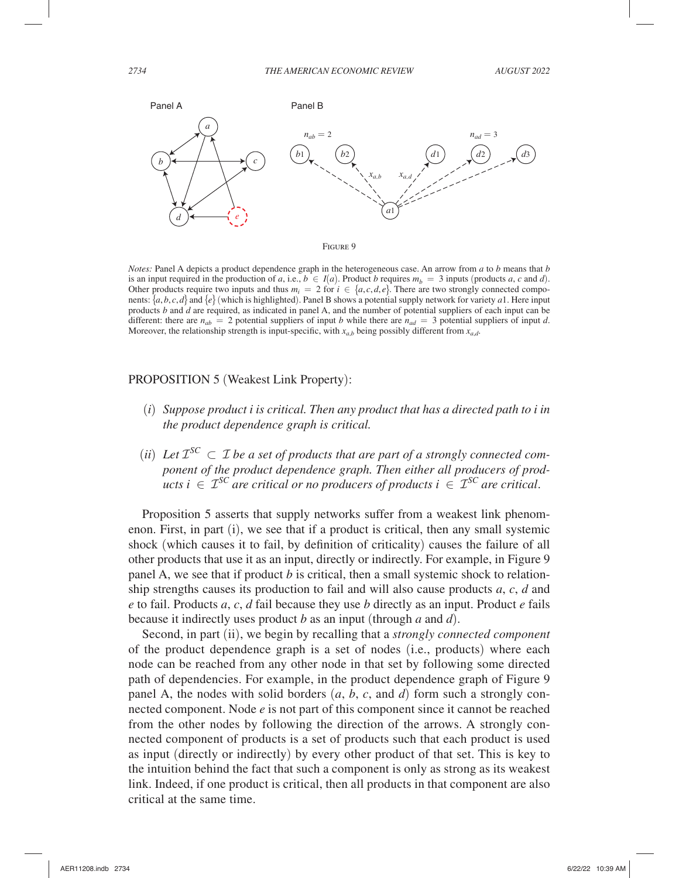Panel A

Panel B

FIGURE 9

*Notes:* Panel A depicts a product dependence graph in the heterogeneous case. An arrow from $a$ to $b$ means that $b$ is an input required in the production of $a$, i.e., $b \in I(a)$. Product $b$ requires $m_b = 3$ inputs (products $a$, $c$ and $d$). Other products require two inputs and thus $m_i = 2$ for $i \in \{a, c, d, e\}$. There are two strongly connected components: $\{a, b, c, d\}$ and $\{e\}$ (which is highlighted). Panel B shows a potential supply network for variety $a1$. Here input products $b$ and $d$ are required, as indicated in panel A, and the number of potential suppliers of each input can be different: there are $n_{ab} = 2$ potential suppliers of input $b$ while there are $n_{ad} = 3$ potential suppliers of input $d$. Moreover, the relationship strength is input-specific, with $x_{a,b}$ being possibly different from $x_{a,d}$.

PROPOSITION 5 (Weakest Link Property):

(*i*) *Suppose product i is critical. Then any product that has a directed path to i in the product dependence graph is critical.*

(*ii*) *Let $\mathcal{I}^{SC} \subset \mathcal{I}$ be a set of products that are part of a strongly connected component of the product dependence graph. Then either all producers of products $i \in \mathcal{I}^{SC}$ are critical or no producers of products $i \in \mathcal{I}^{SC}$ are critical.*

Proposition 5 asserts that supply networks suffer from a weakest link phenomenon. First, in part (i), we see that if a product is critical, then any small systemic shock (which causes it to fail, by definition of criticality) causes the failure of all other products that use it as an input, directly or indirectly. For example, in Figure 9 panel A, we see that if product $b$ is critical, then a small systemic shock to relationship strengths causes its production to fail and will also cause products $a$, $c$, $d$ and $e$ to fail. Products $a$, $c$, $d$ fail because they use $b$ directly as an input. Product $e$ fails because it indirectly uses product $b$ as an input (through $a$ and $d$).

Second, in part (ii), we begin by recalling that a *strongly connected component* of the product dependence graph is a set of nodes (i.e., products) where each node can be reached from any other node in that set by following some directed path of dependencies. For example, in the product dependence graph of Figure 9 panel A, the nodes with solid borders ($a$, $b$, $c$, and $d$) form such a strongly connected component. Node $e$ is not part of this component since it cannot be reached from the other nodes by following the direction of the arrows. A strongly connected component of products is a set of products such that each product is used as input (directly or indirectly) by every other product of that set. This is key to the intuition behind the fact that such a component is only as strong as its weakest link. Indeed, if one product is critical, then all products in that component are also critical at the same time.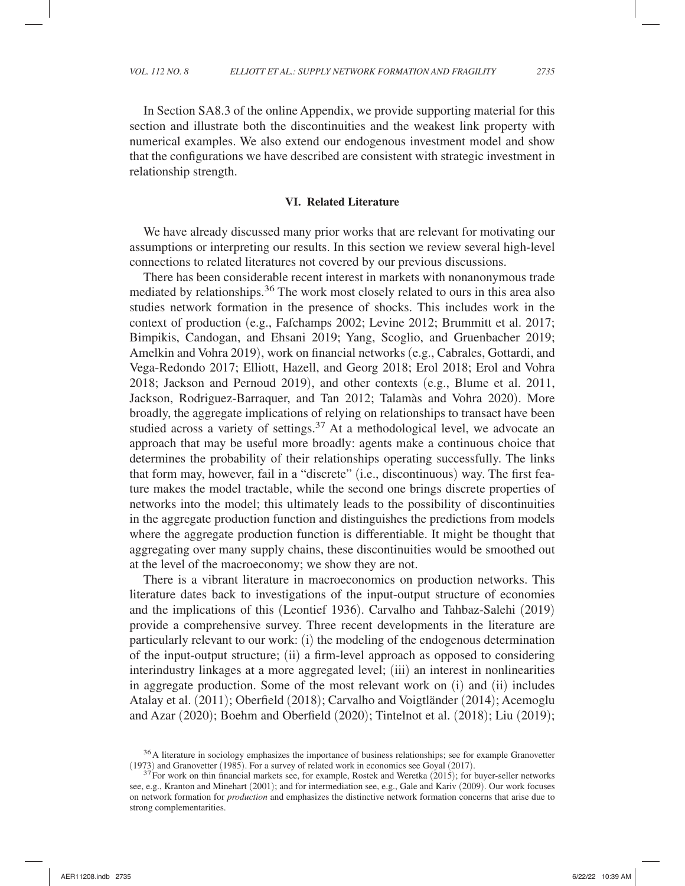In Section SA8.3 of the online Appendix, we provide supporting material for this section and illustrate both the discontinuities and the weakest link property with numerical examples. We also extend our endogenous investment model and show that the configurations we have described are consistent with strategic investment in relationship strength.

## VI. Related Literature

We have already discussed many prior works that are relevant for motivating our assumptions or interpreting our results. In this section we review several high-level connections to related literatures not covered by our previous discussions.

There has been considerable recent interest in markets with nonanonymous trade mediated by relationships.[36] The work most closely related to ours in this area also studies network formation in the presence of shocks. This includes work in the context of production (e.g., Fafchamps 2002; Levine 2012; Brummitt et al. 2017; Bimpikis, Candogan, and Ehsani 2019; Yang, Scoglio, and Gruenbacher 2019; Amelkin and Vohra 2019), work on financial networks (e.g., Cabrales, Gottardi, and Vega-Redondo 2017; Elliott, Hazell, and Georg 2018; Erol 2018; Erol and Vohra 2018; Jackson and Pernoud 2019), and other contexts (e.g., Blume et al. 2011, Jackson, Rodriguez-Barraquer, and Tan 2012; Talamàs and Vohra 2020). More broadly, the aggregate implications of relying on relationships to transact have been studied across a variety of settings.[37] At a methodological level, we advocate an approach that may be useful more broadly: agents make a continuous choice that determines the probability of their relationships operating successfully. The links that form may, however, fail in a "discrete" (i.e., discontinuous) way. The first feature makes the model tractable, while the second one brings discrete properties of networks into the model; this ultimately leads to the possibility of discontinuities in the aggregate production function and distinguishes the predictions from models where the aggregate production function is differentiable. It might be thought that aggregating over many supply chains, these discontinuities would be smoothed out at the level of the macroeconomy; we show they are not.

There is a vibrant literature in macroeconomics on production networks. This literature dates back to investigations of the input-output structure of economies and the implications of this (Leontief 1936). Carvalho and Tahbaz-Salehi (2019) provide a comprehensive survey. Three recent developments in the literature are particularly relevant to our work: (i) the modeling of the endogenous determination of the input-output structure; (ii) a firm-level approach as opposed to considering interindustry linkages at a more aggregated level; (iii) an interest in nonlinearities in aggregate production. Some of the most relevant work on (i) and (ii) includes Atalay et al. (2011); Oberfield (2018); Carvalho and Voigtländer (2014); Acemoglu and Azar (2020); Boehm and Oberfield (2020); Tintelnot et al. (2018); Liu (2019);

[36] A literature in sociology emphasizes the importance of business relationships; see for example Granovetter (1973) and Granovetter (1985). For a survey of related work in economics see Goyal (2017).

[37] For work on thin financial markets see, for example, Rostek and Weretka (2015); for buyer-seller networks see, e.g., Kranton and Minehart (2001); and for intermediation see, e.g., Gale and Kariv (2009). Our work focuses on network formation for *production* and emphasizes the distinctive network formation concerns that arise due to strong complementarities.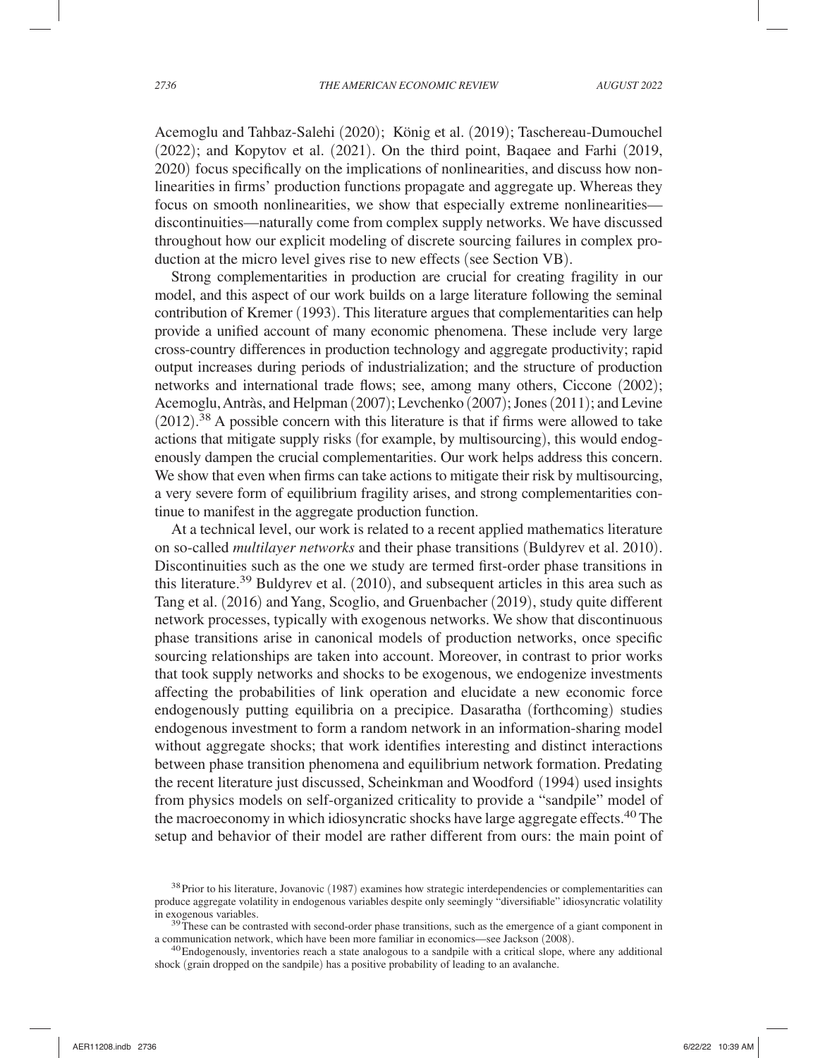Acemoglu and Tahbaz-Salehi (2020); König et al. (2019); Taschereau-Dumouchel (2022); and Kopytov et al. (2021). On the third point, Baqaee and Farhi (2019, 2020) focus specifically on the implications of nonlinearities, and discuss how nonlinearities in firms' production functions propagate and aggregate up. Whereas they focus on smooth nonlinearities, we show that especially extreme nonlinearities—discontinuities—naturally come from complex supply networks. We have discussed throughout how our explicit modeling of discrete sourcing failures in complex production at the micro level gives rise to new effects (see Section VB).

Strong complementarities in production are crucial for creating fragility in our model, and this aspect of our work builds on a large literature following the seminal contribution of Kremer (1993). This literature argues that complementarities can help provide a unified account of many economic phenomena. These include very large cross-country differences in production technology and aggregate productivity; rapid output increases during periods of industrialization; and the structure of production networks and international trade flows; see, among many others, Ciccone (2002); Acemoglu, Antràs, and Helpman (2007); Levchenko (2007); Jones (2011); and Levine (2012).[38] A possible concern with this literature is that if firms were allowed to take actions that mitigate supply risks (for example, by multisourcing), this would endogenously dampen the crucial complementarities. Our work helps address this concern. We show that even when firms can take actions to mitigate their risk by multisourcing, a very severe form of equilibrium fragility arises, and strong complementarities continue to manifest in the aggregate production function.

At a technical level, our work is related to a recent applied mathematics literature on so-called *multilayer networks* and their phase transitions (Buldyrev et al. 2010). Discontinuities such as the one we study are termed first-order phase transitions in this literature.[39] Buldyrev et al. (2010), and subsequent articles in this area such as Tang et al. (2016) and Yang, Scoglio, and Gruenbacher (2019), study quite different network processes, typically with exogenous networks. We show that discontinuous phase transitions arise in canonical models of production networks, once specific sourcing relationships are taken into account. Moreover, in contrast to prior works that took supply networks and shocks to be exogenous, we endogenize investments affecting the probabilities of link operation and elucidate a new economic force endogenously putting equilibria on a precipice. Dasaratha (forthcoming) studies endogenous investment to form a random network in an information-sharing model without aggregate shocks; that work identifies interesting and distinct interactions between phase transition phenomena and equilibrium network formation. Predating the recent literature just discussed, Scheinkman and Woodford (1994) used insights from physics models on self-organized criticality to provide a "sandpile" model of the macroeconomy in which idiosyncratic shocks have large aggregate effects.[40] The setup and behavior of their model are rather different from ours: the main point of

[38] Prior to his literature, Jovanovic (1987) examines how strategic interdependencies or complementarities can produce aggregate volatility in endogenous variables despite only seemingly "diversifiable" idiosyncratic volatility in exogenous variables.

[39] These can be contrasted with second-order phase transitions, such as the emergence of a giant component in a communication network, which have been more familiar in economics—see Jackson (2008).

[40] Endogenously, inventories reach a state analogous to a sandpile with a critical slope, where any additional shock (grain dropped on the sandpile) has a positive probability of leading to an avalanche.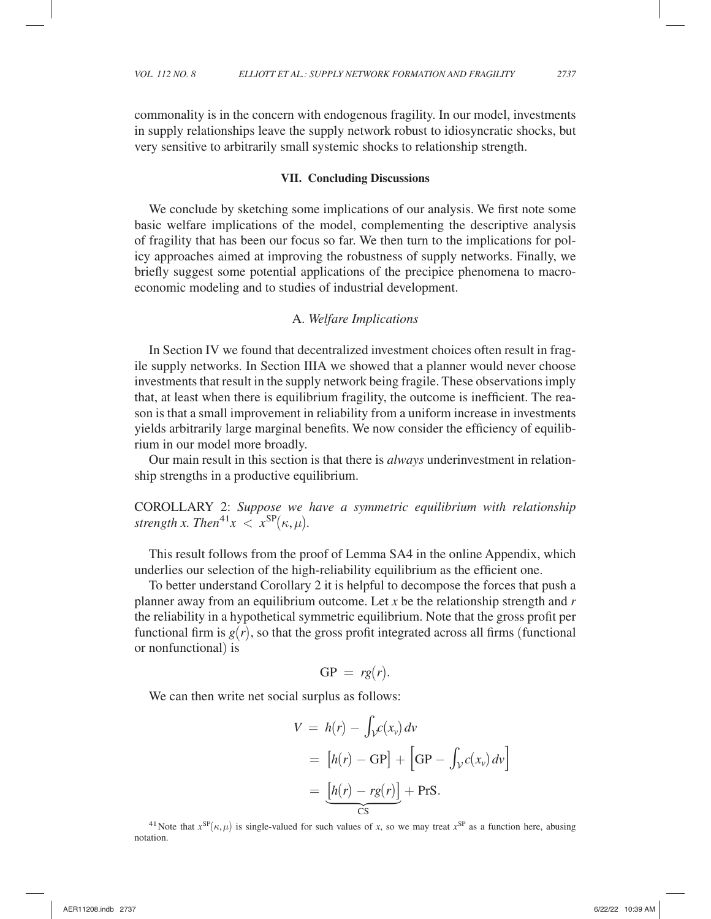commonality is in the concern with endogenous fragility. In our model, investments in supply relationships leave the supply network robust to idiosyncratic shocks, but very sensitive to arbitrarily small systemic shocks to relationship strength.

## VII. Concluding Discussions

We conclude by sketching some implications of our analysis. We first note some basic welfare implications of the model, complementing the descriptive analysis of fragility that has been our focus so far. We then turn to the implications for policy approaches aimed at improving the robustness of supply networks. Finally, we briefly suggest some potential applications of the precipice phenomena to macroeconomic modeling and to studies of industrial development.

### A. *Welfare Implications*

In Section IV we found that decentralized investment choices often result in fragile supply networks. In Section IIIA we showed that a planner would never choose investments that result in the supply network being fragile. These observations imply that, at least when there is equilibrium fragility, the outcome is inefficient. The reason is that a small improvement in reliability from a uniform increase in investments yields arbitrarily large marginal benefits. We now consider the efficiency of equilibrium in our model more broadly.

Our main result in this section is that there is *always* underinvestment in relationship strengths in a productive equilibrium.

COROLLARY 2: *Suppose we have a symmetric equilibrium with relationship strength x. Then*[41] $x < x^{\mathrm{SP}}(\kappa, \mu)$.

This result follows from the proof of Lemma SA4 in the online Appendix, which underlies our selection of the high-reliability equilibrium as the efficient one.

To better understand Corollary 2 it is helpful to decompose the forces that push a planner away from an equilibrium outcome. Let $x$ be the relationship strength and $r$ the reliability in a hypothetical symmetric equilibrium. Note that the gross profit per functional firm is $g(r)$, so that the gross profit integrated across all firms (functional or nonfunctional) is

$$\mathrm{GP} = rg(r).$$

We can then write net social surplus as follows:

$$\begin{aligned} V &= h(r) - \int_{\mathcal{V}} c(x_v)\,dv \\ &= \big[h(r) - \mathrm{GP}\big] + \Big[\mathrm{GP} - \int_{\mathcal{V}} c(x_v)\,dv\Big] \\ &= \underbrace{\big[h(r) - rg(r)\big]}_{\mathrm{CS}} + \mathrm{PrS}. \end{aligned}$$

[41] Note that $x^{\mathrm{SP}}(\kappa, \mu)$ is single-valued for such values of $x$, so we may treat $x^{\mathrm{SP}}$ as a function here, abusing notation.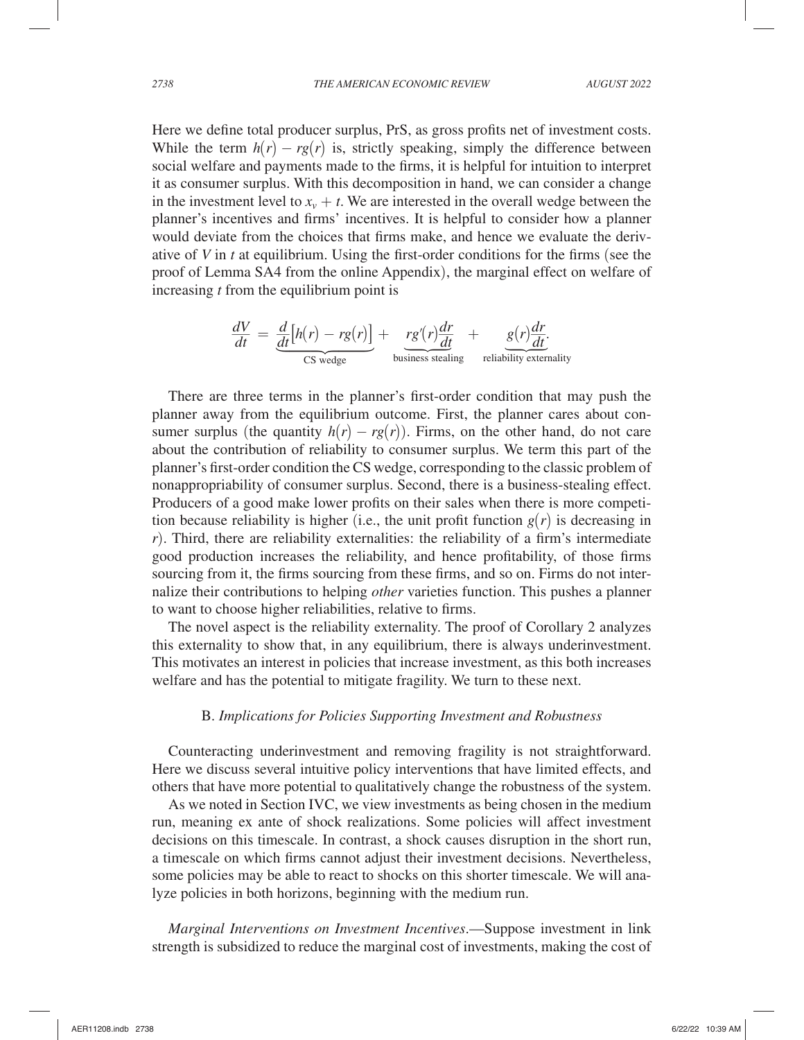Here we define total producer surplus, PrS, as gross profits net of investment costs. While the term $h(r) - rg(r)$ is, strictly speaking, simply the difference between social welfare and payments made to the firms, it is helpful for intuition to interpret it as consumer surplus. With this decomposition in hand, we can consider a change in the investment level to $x_v + t$. We are interested in the overall wedge between the planner's incentives and firms' incentives. It is helpful to consider how a planner would deviate from the choices that firms make, and hence we evaluate the derivative of $V$ in $t$ at equilibrium. Using the first-order conditions for the firms (see the proof of Lemma SA4 from the online Appendix), the marginal effect on welfare of increasing $t$ from the equilibrium point is

$$\frac{dV}{dt} = \underbrace{\frac{d}{dt}\left[h(r) - rg(r)\right]}_{\text{CS wedge}} + \underbrace{rg'(r)\frac{dr}{dt}}_{\text{business stealing}} + \underbrace{g(r)\frac{dr}{dt}}_{\text{reliability externality}}.$$

There are three terms in the planner's first-order condition that may push the planner away from the equilibrium outcome. First, the planner cares about consumer surplus (the quantity $h(r) - rg(r)$). Firms, on the other hand, do not care about the contribution of reliability to consumer surplus. We term this part of the planner's first-order condition the CS wedge, corresponding to the classic problem of nonappropriability of consumer surplus. Second, there is a business-stealing effect. Producers of a good make lower profits on their sales when there is more competition because reliability is higher (i.e., the unit profit function $g(r)$ is decreasing in $r$). Third, there are reliability externalities: the reliability of a firm's intermediate good production increases the reliability, and hence profitability, of those firms sourcing from it, the firms sourcing from these firms, and so on. Firms do not internalize their contributions to helping *other* varieties function. This pushes a planner to want to choose higher reliabilities, relative to firms.

The novel aspect is the reliability externality. The proof of Corollary 2 analyzes this externality to show that, in any equilibrium, there is always underinvestment. This motivates an interest in policies that increase investment, as this both increases welfare and has the potential to mitigate fragility. We turn to these next.

### B. *Implications for Policies Supporting Investment and Robustness*

Counteracting underinvestment and removing fragility is not straightforward. Here we discuss several intuitive policy interventions that have limited effects, and others that have more potential to qualitatively change the robustness of the system.

As we noted in Section IVC, we view investments as being chosen in the medium run, meaning ex ante of shock realizations. Some policies will affect investment decisions on this timescale. In contrast, a shock causes disruption in the short run, a timescale on which firms cannot adjust their investment decisions. Nevertheless, some policies may be able to react to shocks on this shorter timescale. We will analyze policies in both horizons, beginning with the medium run.

*Marginal Interventions on Investment Incentives*.—Suppose investment in link strength is subsidized to reduce the marginal cost of investments, making the cost of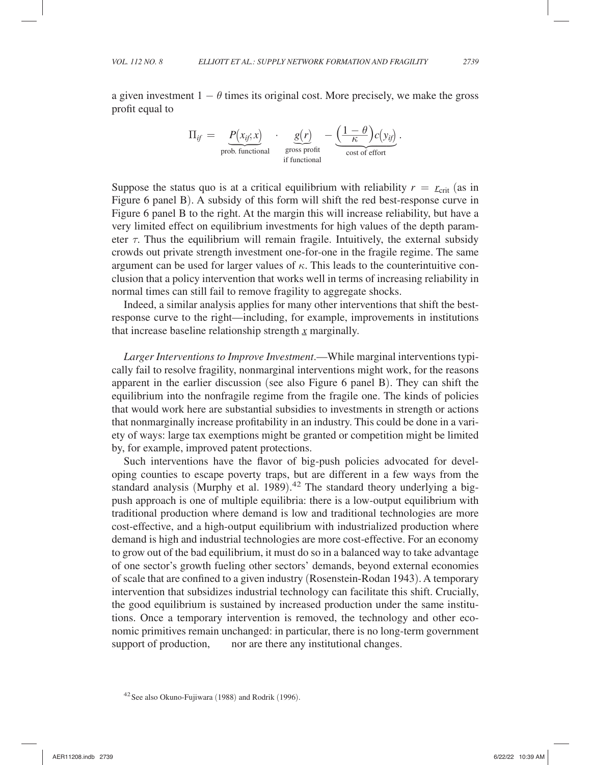a given investment $1 - \theta$ times its original cost. More precisely, we make the gross profit equal to

$$\Pi_{if} = \underbrace{P(x_{if}; x)}_{\text{prob. functional}} \cdot \underbrace{g(r)}_{\substack{\text{gross profit} \\ \text{if functional}}} - \underbrace{\left(\frac{1-\theta}{\kappa}\right) c(y_{if})}_{\text{cost of effort}}.$$

Suppose the status quo is at a critical equilibrium with reliability $r = \underline{r}_{\text{crit}}$ (as in Figure 6 panel B). A subsidy of this form will shift the red best-response curve in Figure 6 panel B to the right. At the margin this will increase reliability, but have a very limited effect on equilibrium investments for high values of the depth parameter $\tau$. Thus the equilibrium will remain fragile. Intuitively, the external subsidy crowds out private strength investment one-for-one in the fragile regime. The same argument can be used for larger values of $\kappa$. This leads to the counterintuitive conclusion that a policy intervention that works well in terms of increasing reliability in normal times can still fail to remove fragility to aggregate shocks.

Indeed, a similar analysis applies for many other interventions that shift the best-response curve to the right—including, for example, improvements in institutions that increase baseline relationship strength $\underline{x}$ marginally.

*Larger Interventions to Improve Investment*.—While marginal interventions typically fail to resolve fragility, nonmarginal interventions might work, for the reasons apparent in the earlier discussion (see also Figure 6 panel B). They can shift the equilibrium into the nonfragile regime from the fragile one. The kinds of policies that would work here are substantial subsidies to investments in strength or actions that nonmarginally increase profitability in an industry. This could be done in a variety of ways: large tax exemptions might be granted or competition might be limited by, for example, improved patent protections.

Such interventions have the flavor of big-push policies advocated for developing counties to escape poverty traps, but are different in a few ways from the standard analysis (Murphy et al. 1989).[42] The standard theory underlying a big-push approach is one of multiple equilibria: there is a low-output equilibrium with traditional production where demand is low and traditional technologies are more cost-effective, and a high-output equilibrium with industrialized production where demand is high and industrial technologies are more cost-effective. For an economy to grow out of the bad equilibrium, it must do so in a balanced way to take advantage of one sector's growth fueling other sectors' demands, beyond external economies of scale that are confined to a given industry (Rosenstein-Rodan 1943). A temporary intervention that subsidizes industrial technology can facilitate this shift. Crucially, the good equilibrium is sustained by increased production under the same institutions. Once a temporary intervention is removed, the technology and other economic primitives remain unchanged: in particular, there is no long-term government support of production, nor are there any institutional changes.

[42] See also Okuno-Fujiwara (1988) and Rodrik (1996).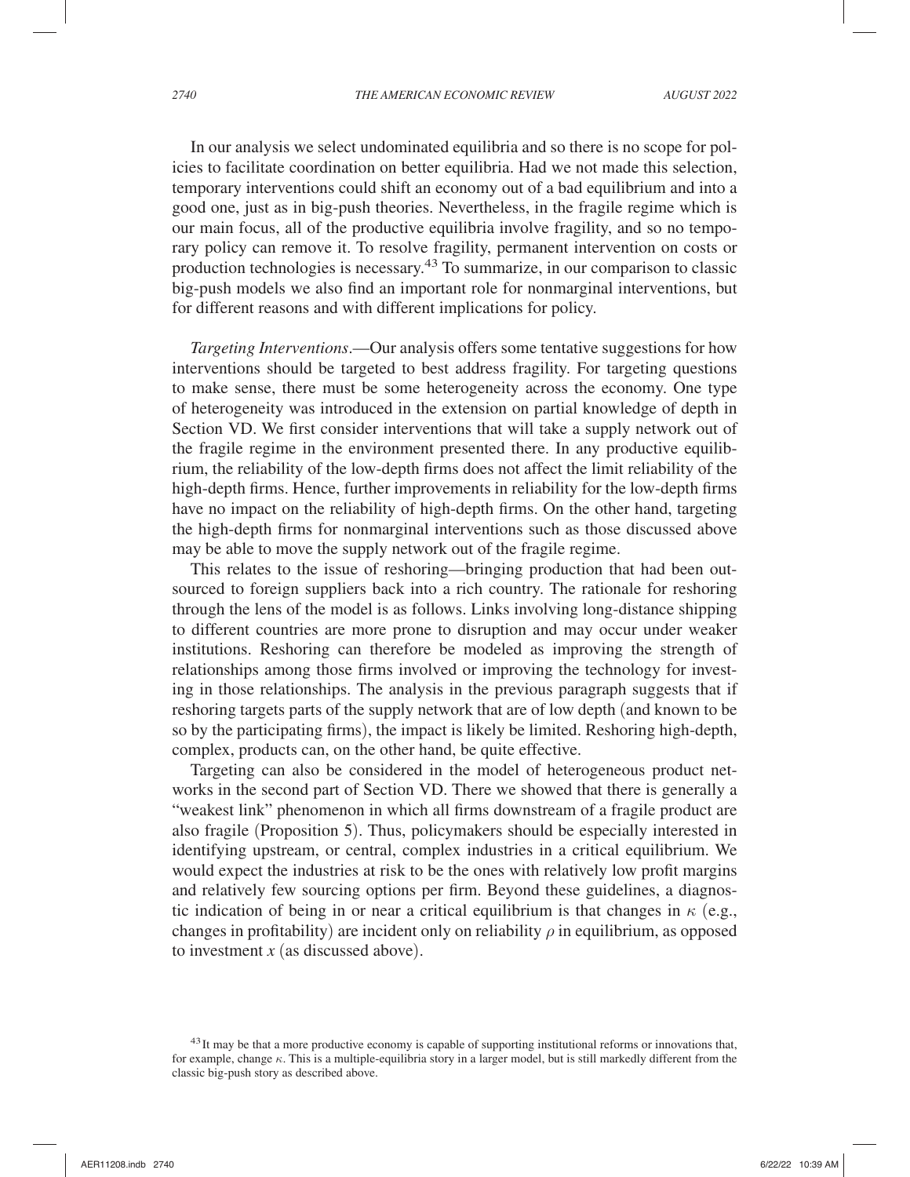In our analysis we select undominated equilibria and so there is no scope for policies to facilitate coordination on better equilibria. Had we not made this selection, temporary interventions could shift an economy out of a bad equilibrium and into a good one, just as in big-push theories. Nevertheless, in the fragile regime which is our main focus, all of the productive equilibria involve fragility, and so no temporary policy can remove it. To resolve fragility, permanent intervention on costs or production technologies is necessary.[43] To summarize, in our comparison to classic big-push models we also find an important role for nonmarginal interventions, but for different reasons and with different implications for policy.

*Targeting Interventions*.—Our analysis offers some tentative suggestions for how interventions should be targeted to best address fragility. For targeting questions to make sense, there must be some heterogeneity across the economy. One type of heterogeneity was introduced in the extension on partial knowledge of depth in Section VD. We first consider interventions that will take a supply network out of the fragile regime in the environment presented there. In any productive equilibrium, the reliability of the low-depth firms does not affect the limit reliability of the high-depth firms. Hence, further improvements in reliability for the low-depth firms have no impact on the reliability of high-depth firms. On the other hand, targeting the high-depth firms for nonmarginal interventions such as those discussed above may be able to move the supply network out of the fragile regime.

This relates to the issue of reshoring—bringing production that had been outsourced to foreign suppliers back into a rich country. The rationale for reshoring through the lens of the model is as follows. Links involving long-distance shipping to different countries are more prone to disruption and may occur under weaker institutions. Reshoring can therefore be modeled as improving the strength of relationships among those firms involved or improving the technology for investing in those relationships. The analysis in the previous paragraph suggests that if reshoring targets parts of the supply network that are of low depth (and known to be so by the participating firms), the impact is likely be limited. Reshoring high-depth, complex, products can, on the other hand, be quite effective.

Targeting can also be considered in the model of heterogeneous product networks in the second part of Section VD. There we showed that there is generally a "weakest link" phenomenon in which all firms downstream of a fragile product are also fragile (Proposition 5). Thus, policymakers should be especially interested in identifying upstream, or central, complex industries in a critical equilibrium. We would expect the industries at risk to be the ones with relatively low profit margins and relatively few sourcing options per firm. Beyond these guidelines, a diagnostic indication of being in or near a critical equilibrium is that changes in $\kappa$ (e.g., changes in profitability) are incident only on reliability $\rho$ in equilibrium, as opposed to investment $x$ (as discussed above).

[43] It may be that a more productive economy is capable of supporting institutional reforms or innovations that, for example, change $\kappa$. This is a multiple-equilibria story in a larger model, but is still markedly different from the classic big-push story as described above.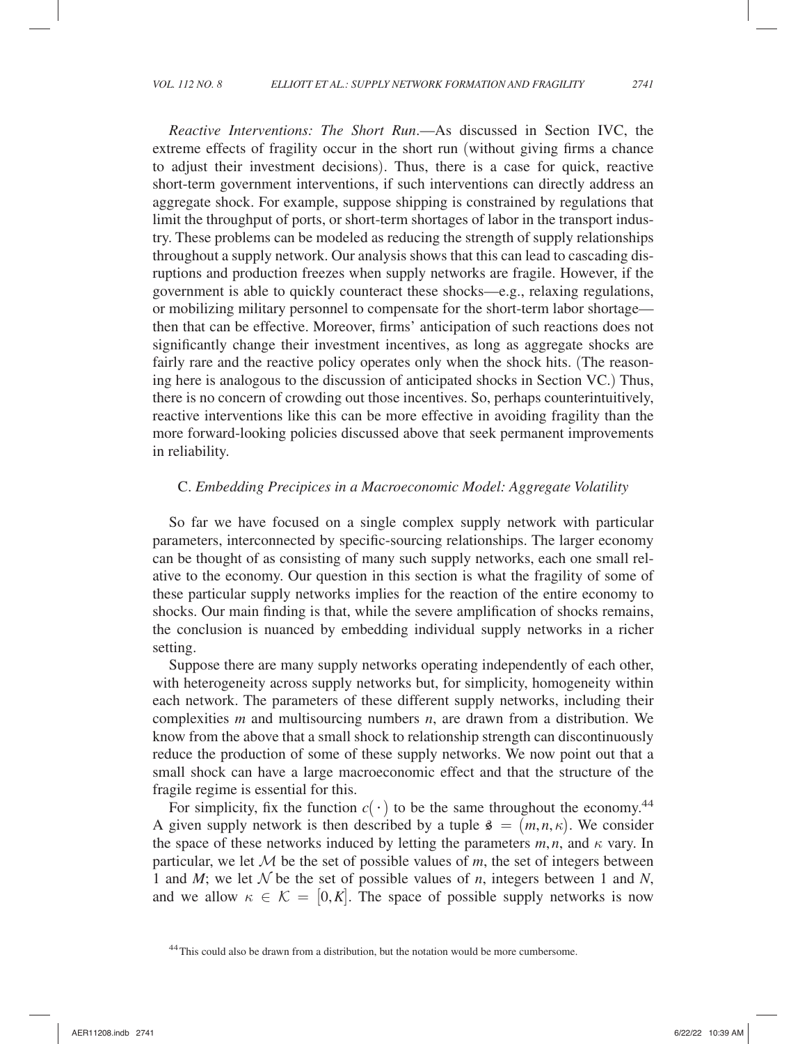*Reactive Interventions: The Short Run*.—As discussed in Section IVC, the extreme effects of fragility occur in the short run (without giving firms a chance to adjust their investment decisions). Thus, there is a case for quick, reactive short-term government interventions, if such interventions can directly address an aggregate shock. For example, suppose shipping is constrained by regulations that limit the throughput of ports, or short-term shortages of labor in the transport industry. These problems can be modeled as reducing the strength of supply relationships throughout a supply network. Our analysis shows that this can lead to cascading disruptions and production freezes when supply networks are fragile. However, if the government is able to quickly counteract these shocks—e.g., relaxing regulations, or mobilizing military personnel to compensate for the short-term labor shortage—then that can be effective. Moreover, firms' anticipation of such reactions does not significantly change their investment incentives, as long as aggregate shocks are fairly rare and the reactive policy operates only when the shock hits. (The reasoning here is analogous to the discussion of anticipated shocks in Section VC.) Thus, there is no concern of crowding out those incentives. So, perhaps counterintuitively, reactive interventions like this can be more effective in avoiding fragility than the more forward-looking policies discussed above that seek permanent improvements in reliability.

### C. *Embedding Precipices in a Macroeconomic Model: Aggregate Volatility*

So far we have focused on a single complex supply network with particular parameters, interconnected by specific-sourcing relationships. The larger economy can be thought of as consisting of many such supply networks, each one small relative to the economy. Our question in this section is what the fragility of some of these particular supply networks implies for the reaction of the entire economy to shocks. Our main finding is that, while the severe amplification of shocks remains, the conclusion is nuanced by embedding individual supply networks in a richer setting.

Suppose there are many supply networks operating independently of each other, with heterogeneity across supply networks but, for simplicity, homogeneity within each network. The parameters of these different supply networks, including their complexities $m$ and multisourcing numbers $n$, are drawn from a distribution. We know from the above that a small shock to relationship strength can discontinuously reduce the production of some of these supply networks. We now point out that a small shock can have a large macroeconomic effect and that the structure of the fragile regime is essential for this.

For simplicity, fix the function $c(\cdot)$ to be the same throughout the economy.[44] A given supply network is then described by a tuple $\mathfrak{s} = (m, n, \kappa)$. We consider the space of these networks induced by letting the parameters $m, n$, and $\kappa$ vary. In particular, we let $\mathcal{M}$ be the set of possible values of $m$, the set of integers between 1 and $M$; we let $\mathcal{N}$ be the set of possible values of $n$, integers between 1 and $N$, and we allow $\kappa \in \mathcal{K} = [0, K]$. The space of possible supply networks is now

[44] This could also be drawn from a distribution, but the notation would be more cumbersome.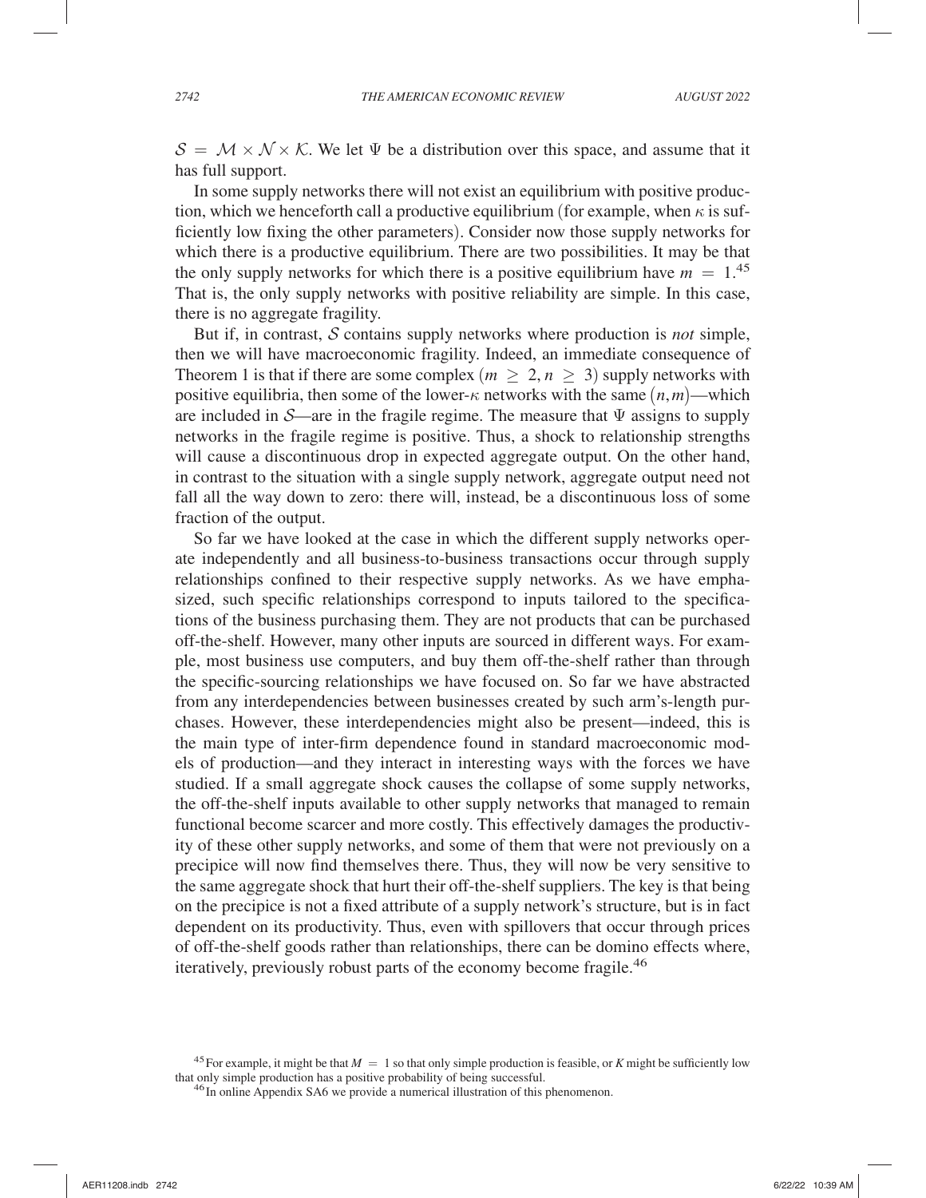$\mathcal{S} = \mathcal{M} \times \mathcal{N} \times \mathcal{K}$. We let $\Psi$ be a distribution over this space, and assume that it has full support.

In some supply networks there will not exist an equilibrium with positive production, which we henceforth call a productive equilibrium (for example, when $\kappa$ is sufficiently low fixing the other parameters). Consider now those supply networks for which there is a productive equilibrium. There are two possibilities. It may be that the only supply networks for which there is a positive equilibrium have $m = 1$.[45] That is, the only supply networks with positive reliability are simple. In this case, there is no aggregate fragility.

But if, in contrast, $\mathcal{S}$ contains supply networks where production is *not* simple, then we will have macroeconomic fragility. Indeed, an immediate consequence of Theorem 1 is that if there are some complex ($m \geq 2, n \geq 3$) supply networks with positive equilibria, then some of the lower-$\kappa$ networks with the same $(n, m)$—which are included in $\mathcal{S}$—are in the fragile regime. The measure that $\Psi$ assigns to supply networks in the fragile regime is positive. Thus, a shock to relationship strengths will cause a discontinuous drop in expected aggregate output. On the other hand, in contrast to the situation with a single supply network, aggregate output need not fall all the way down to zero: there will, instead, be a discontinuous loss of some fraction of the output.

So far we have looked at the case in which the different supply networks operate independently and all business-to-business transactions occur through supply relationships confined to their respective supply networks. As we have emphasized, such specific relationships correspond to inputs tailored to the specifications of the business purchasing them. They are not products that can be purchased off-the-shelf. However, many other inputs are sourced in different ways. For example, most business use computers, and buy them off-the-shelf rather than through the specific-sourcing relationships we have focused on. So far we have abstracted from any interdependencies between businesses created by such arm's-length purchases. However, these interdependencies might also be present—indeed, this is the main type of inter-firm dependence found in standard macroeconomic models of production—and they interact in interesting ways with the forces we have studied. If a small aggregate shock causes the collapse of some supply networks, the off-the-shelf inputs available to other supply networks that managed to remain functional become scarcer and more costly. This effectively damages the productivity of these other supply networks, and some of them that were not previously on a precipice will now find themselves there. Thus, they will now be very sensitive to the same aggregate shock that hurt their off-the-shelf suppliers. The key is that being on the precipice is not a fixed attribute of a supply network's structure, but is in fact dependent on its productivity. Thus, even with spillovers that occur through prices of off-the-shelf goods rather than relationships, there can be domino effects where, iteratively, previously robust parts of the economy become fragile.[46]

[45] For example, it might be that $M = 1$ so that only simple production is feasible, or $K$ might be sufficiently low that only simple production has a positive probability of being successful.

[46] In online Appendix SA6 we provide a numerical illustration of this phenomenon.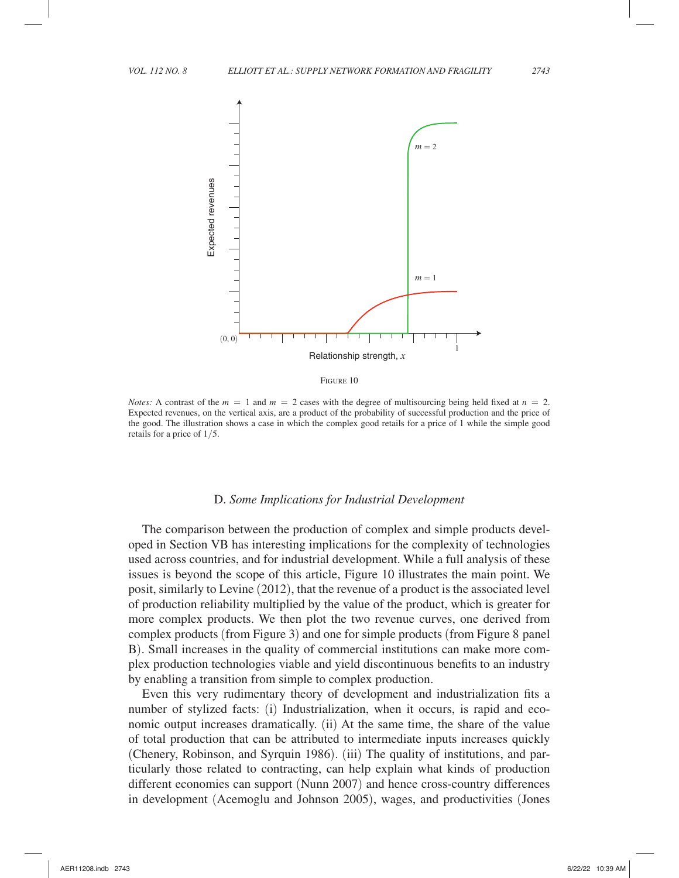Figure 10

*Notes:* A contrast of the $m = 1$ and $m = 2$ cases with the degree of multisourcing being held fixed at $n = 2$. Expected revenues, on the vertical axis, are a product of the probability of successful production and the price of the good. The illustration shows a case in which the complex good retails for a price of 1 while the simple good retails for a price of $1/5$.

### D. *Some Implications for Industrial Development*

The comparison between the production of complex and simple products developed in Section VB has interesting implications for the complexity of technologies used across countries, and for industrial development. While a full analysis of these issues is beyond the scope of this article, Figure 10 illustrates the main point. We posit, similarly to Levine (2012), that the revenue of a product is the associated level of production reliability multiplied by the value of the product, which is greater for more complex products. We then plot the two revenue curves, one derived from complex products (from Figure 3) and one for simple products (from Figure 8 panel B). Small increases in the quality of commercial institutions can make more complex production technologies viable and yield discontinuous benefits to an industry by enabling a transition from simple to complex production.

Even this very rudimentary theory of development and industrialization fits a number of stylized facts: (i) Industrialization, when it occurs, is rapid and economic output increases dramatically. (ii) At the same time, the share of the value of total production that can be attributed to intermediate inputs increases quickly (Chenery, Robinson, and Syrquin 1986). (iii) The quality of institutions, and particularly those related to contracting, can help explain what kinds of production different economies can support (Nunn 2007) and hence cross-country differences in development (Acemoglu and Johnson 2005), wages, and productivities (Jones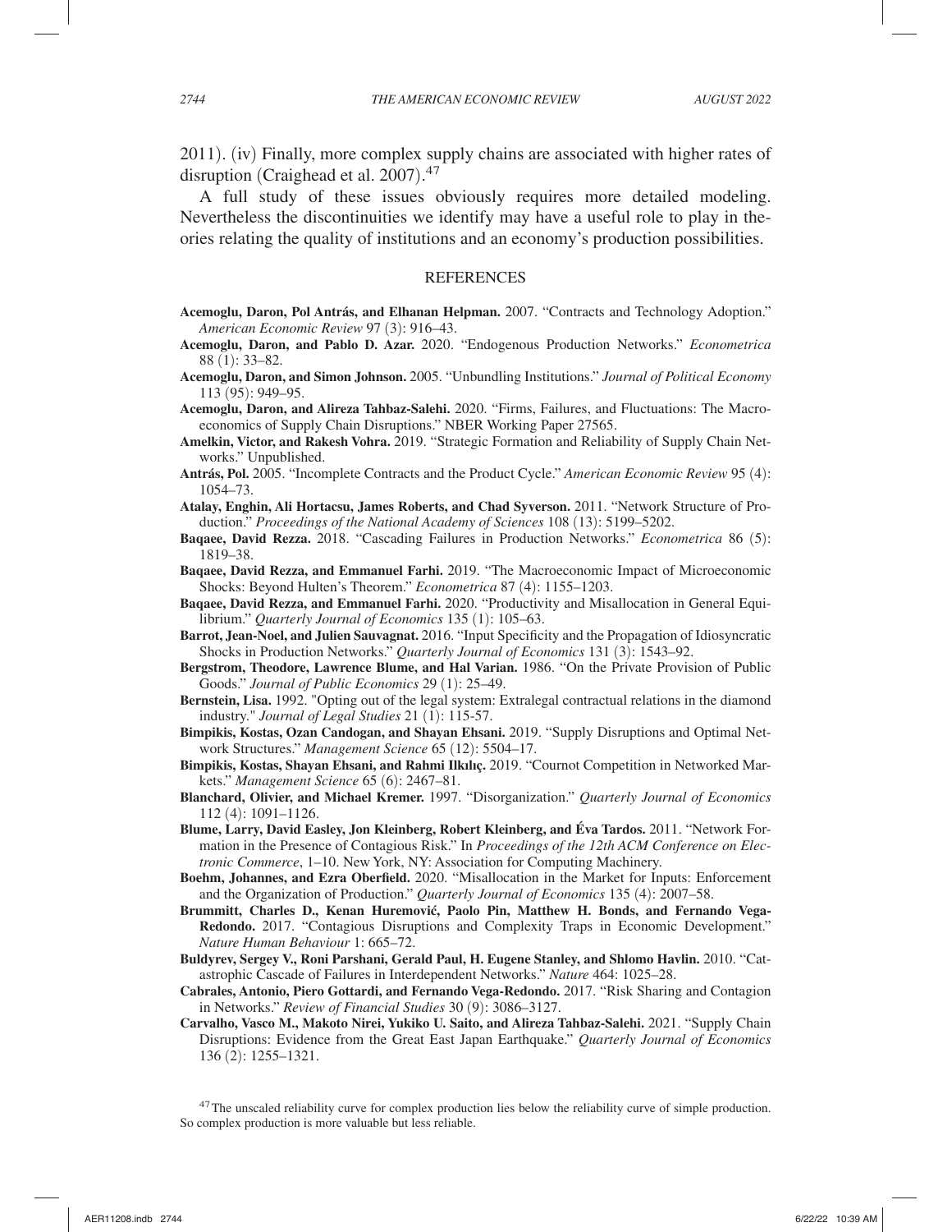2011). (iv) Finally, more complex supply chains are associated with higher rates of disruption (Craighead et al. 2007).[47]

A full study of these issues obviously requires more detailed modeling. Nevertheless the discontinuities we identify may have a useful role to play in theories relating the quality of institutions and an economy's production possibilities.

## REFERENCES

**Acemoglu, Daron, Pol Antrás, and Elhanan Helpman.** 2007. "Contracts and Technology Adoption." *American Economic Review* 97 (3): 916–43.

**Acemoglu, Daron, and Pablo D. Azar.** 2020. "Endogenous Production Networks." *Econometrica* 88 (1): 33–82.

**Acemoglu, Daron, and Simon Johnson.** 2005. "Unbundling Institutions." *Journal of Political Economy* 113 (95): 949–95.

**Acemoglu, Daron, and Alireza Tahbaz-Salehi.** 2020. "Firms, Failures, and Fluctuations: The Macroeconomics of Supply Chain Disruptions." NBER Working Paper 27565.

**Amelkin, Victor, and Rakesh Vohra.** 2019. "Strategic Formation and Reliability of Supply Chain Networks." Unpublished.

**Antrás, Pol.** 2005. "Incomplete Contracts and the Product Cycle." *American Economic Review* 95 (4): 1054–73.

**Atalay, Enghin, Ali Hortacsu, James Roberts, and Chad Syverson.** 2011. "Network Structure of Production." *Proceedings of the National Academy of Sciences* 108 (13): 5199–5202.

**Baqaee, David Rezza.** 2018. "Cascading Failures in Production Networks." *Econometrica* 86 (5): 1819–38.

**Baqaee, David Rezza, and Emmanuel Farhi.** 2019. "The Macroeconomic Impact of Microeconomic Shocks: Beyond Hulten's Theorem." *Econometrica* 87 (4): 1155–1203.

**Baqaee, David Rezza, and Emmanuel Farhi.** 2020. "Productivity and Misallocation in General Equilibrium." *Quarterly Journal of Economics* 135 (1): 105–63.

**Barrot, Jean-Noel, and Julien Sauvagnat.** 2016. "Input Specificity and the Propagation of Idiosyncratic Shocks in Production Networks." *Quarterly Journal of Economics* 131 (3): 1543–92.

**Bergstrom, Theodore, Lawrence Blume, and Hal Varian.** 1986. "On the Private Provision of Public Goods." *Journal of Public Economics* 29 (1): 25–49.

**Bernstein, Lisa.** 1992. "Opting out of the legal system: Extralegal contractual relations in the diamond industry." *Journal of Legal Studies* 21 (1): 115-57.

**Bimpikis, Kostas, Ozan Candogan, and Shayan Ehsani.** 2019. "Supply Disruptions and Optimal Network Structures." *Management Science* 65 (12): 5504–17.

**Bimpikis, Kostas, Shayan Ehsani, and Rahmi Ilkılıç.** 2019. "Cournot Competition in Networked Markets." *Management Science* 65 (6): 2467–81.

**Blanchard, Olivier, and Michael Kremer.** 1997. "Disorganization." *Quarterly Journal of Economics* 112 (4): 1091–1126.

**Blume, Larry, David Easley, Jon Kleinberg, Robert Kleinberg, and Éva Tardos.** 2011. "Network Formation in the Presence of Contagious Risk." In *Proceedings of the 12th ACM Conference on Electronic Commerce*, 1–10. New York, NY: Association for Computing Machinery.

**Boehm, Johannes, and Ezra Oberfield.** 2020. "Misallocation in the Market for Inputs: Enforcement and the Organization of Production." *Quarterly Journal of Economics* 135 (4): 2007–58.

**Brummitt, Charles D., Kenan Huremović, Paolo Pin, Matthew H. Bonds, and Fernando Vega-Redondo.** 2017. "Contagious Disruptions and Complexity Traps in Economic Development." *Nature Human Behaviour* 1: 665–72.

**Buldyrev, Sergey V., Roni Parshani, Gerald Paul, H. Eugene Stanley, and Shlomo Havlin.** 2010. "Catastrophic Cascade of Failures in Interdependent Networks." *Nature* 464: 1025–28.

**Cabrales, Antonio, Piero Gottardi, and Fernando Vega-Redondo.** 2017. "Risk Sharing and Contagion in Networks." *Review of Financial Studies* 30 (9): 3086–3127.

**Carvalho, Vasco M., Makoto Nirei, Yukiko U. Saito, and Alireza Tahbaz-Salehi.** 2021. "Supply Chain Disruptions: Evidence from the Great East Japan Earthquake." *Quarterly Journal of Economics* 136 (2): 1255–1321.

[47] The unscaled reliability curve for complex production lies below the reliability curve of simple production. So complex production is more valuable but less reliable.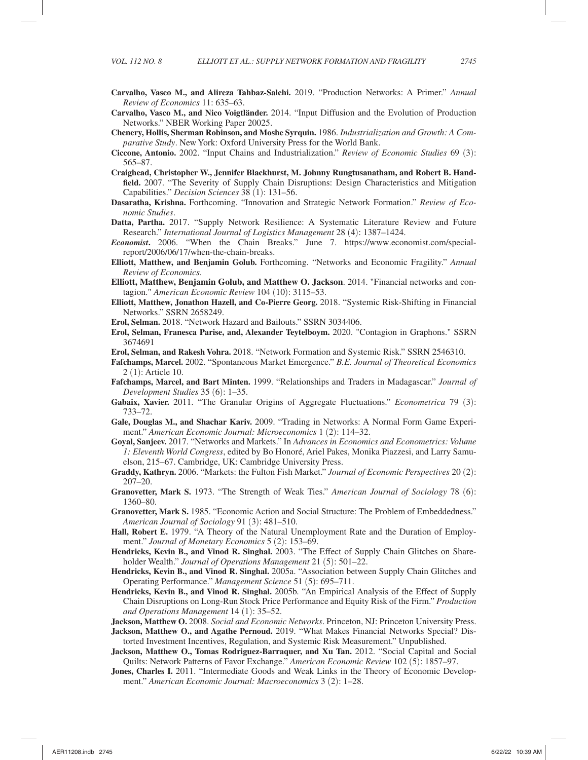**Carvalho, Vasco M., and Alireza Tahbaz-Salehi.** 2019. "Production Networks: A Primer." *Annual Review of Economics* 11: 635–63.

**Carvalho, Vasco M., and Nico Voigtländer.** 2014. "Input Diffusion and the Evolution of Production Networks." NBER Working Paper 20025.

**Chenery, Hollis, Sherman Robinson, and Moshe Syrquin.** 1986. *Industrialization and Growth: A Comparative Study*. New York: Oxford University Press for the World Bank.

**Ciccone, Antonio.** 2002. "Input Chains and Industrialization." *Review of Economic Studies* 69 (3): 565–87.

**Craighead, Christopher W., Jennifer Blackhurst, M. Johnny Rungtusanatham, and Robert B. Handfield.** 2007. "The Severity of Supply Chain Disruptions: Design Characteristics and Mitigation Capabilities." *Decision Sciences* 38 (1): 131–56.

**Dasaratha, Krishna.** Forthcoming. "Innovation and Strategic Network Formation." *Review of Economic Studies*.

**Datta, Partha.** 2017. "Supply Network Resilience: A Systematic Literature Review and Future Research." *International Journal of Logistics Management* 28 (4): 1387–1424.

***Economist*.** 2006. "When the Chain Breaks." June 7. https://www.economist.com/special-report/2006/06/17/when-the-chain-breaks.

**Elliott, Matthew, and Benjamin Golub.** Forthcoming. "Networks and Economic Fragility." *Annual Review of Economics*.

**Elliott, Matthew, Benjamin Golub, and Matthew O. Jackson**. 2014. "Financial networks and contagion." *American Economic Review* 104 (10): 3115–53.

**Elliott, Matthew, Jonathon Hazell, and Co-Pierre Georg.** 2018. "Systemic Risk-Shifting in Financial Networks." SSRN 2658249.

**Erol, Selman.** 2018. "Network Hazard and Bailouts." SSRN 3034406.

**Erol, Selman, Franesca Parise, and, Alexander Teytelboym.** 2020. "Contagion in Graphons." SSRN 3674691

**Erol, Selman, and Rakesh Vohra.** 2018. "Network Formation and Systemic Risk." SSRN 2546310.

**Fafchamps, Marcel.** 2002. "Spontaneous Market Emergence." *B.E. Journal of Theoretical Economics* 2 (1): Article 10.

**Fafchamps, Marcel, and Bart Minten.** 1999. "Relationships and Traders in Madagascar." *Journal of Development Studies* 35 (6): 1–35.

**Gabaix, Xavier.** 2011. "The Granular Origins of Aggregate Fluctuations." *Econometrica* 79 (3): 733–72.

**Gale, Douglas M., and Shachar Kariv.** 2009. "Trading in Networks: A Normal Form Game Experiment." *American Economic Journal: Microeconomics* 1 (2): 114–32.

**Goyal, Sanjeev.** 2017. "Networks and Markets." In *Advances in Economics and Econometrics: Volume 1: Eleventh World Congress*, edited by Bo Honoré, Ariel Pakes, Monika Piazzesi, and Larry Samuelson, 215–67. Cambridge, UK: Cambridge University Press.

**Graddy, Kathryn.** 2006. "Markets: the Fulton Fish Market." *Journal of Economic Perspectives* 20 (2): 207–20.

**Granovetter, Mark S.** 1973. "The Strength of Weak Ties." *American Journal of Sociology* 78 (6): 1360–80.

**Granovetter, Mark S.** 1985. "Economic Action and Social Structure: The Problem of Embeddedness." *American Journal of Sociology* 91 (3): 481–510.

**Hall, Robert E.** 1979. "A Theory of the Natural Unemployment Rate and the Duration of Employment." *Journal of Monetary Economics* 5 (2): 153–69.

**Hendricks, Kevin B., and Vinod R. Singhal.** 2003. "The Effect of Supply Chain Glitches on Shareholder Wealth." *Journal of Operations Management* 21 (5): 501–22.

**Hendricks, Kevin B., and Vinod R. Singhal.** 2005a. "Association between Supply Chain Glitches and Operating Performance." *Management Science* 51 (5): 695–711.

**Hendricks, Kevin B., and Vinod R. Singhal.** 2005b. "An Empirical Analysis of the Effect of Supply Chain Disruptions on Long-Run Stock Price Performance and Equity Risk of the Firm." *Production and Operations Management* 14 (1): 35–52.

**Jackson, Matthew O.** 2008. *Social and Economic Networks*. Princeton, NJ: Princeton University Press.

**Jackson, Matthew O., and Agathe Pernoud.** 2019. "What Makes Financial Networks Special? Distorted Investment Incentives, Regulation, and Systemic Risk Measurement." Unpublished.

**Jackson, Matthew O., Tomas Rodriguez-Barraquer, and Xu Tan.** 2012. "Social Capital and Social Quilts: Network Patterns of Favor Exchange." *American Economic Review* 102 (5): 1857–97.

**Jones, Charles I.** 2011. "Intermediate Goods and Weak Links in the Theory of Economic Development." *American Economic Journal: Macroeconomics* 3 (2): 1–28.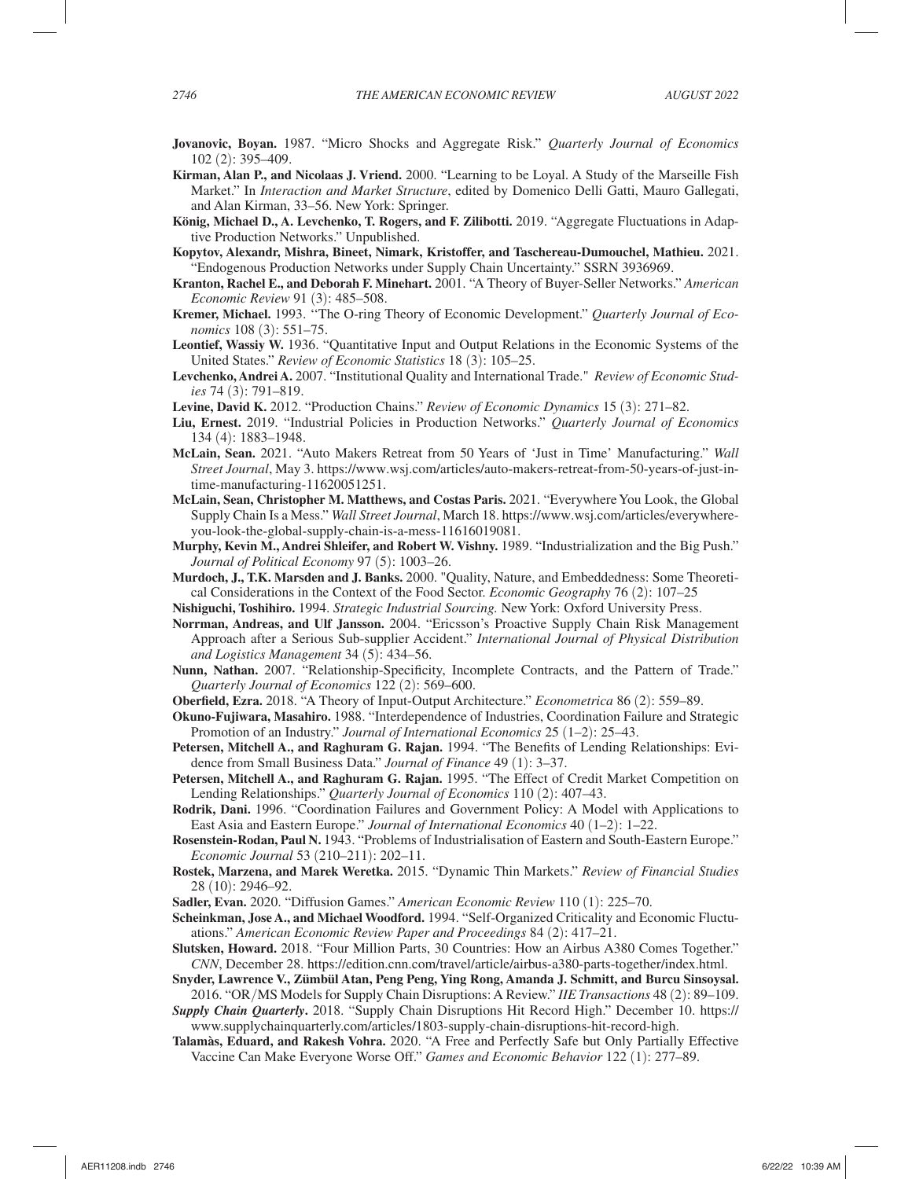**Jovanovic, Boyan.** 1987. "Micro Shocks and Aggregate Risk." *Quarterly Journal of Economics* 102 (2): 395–409.

**Kirman, Alan P., and Nicolaas J. Vriend.** 2000. "Learning to be Loyal. A Study of the Marseille Fish Market." In *Interaction and Market Structure*, edited by Domenico Delli Gatti, Mauro Gallegati, and Alan Kirman, 33–56. New York: Springer.

**König, Michael D., A. Levchenko, T. Rogers, and F. Zilibotti.** 2019. "Aggregate Fluctuations in Adaptive Production Networks." Unpublished.

**Kopytov, Alexandr, Mishra, Bineet, Nimark, Kristoffer, and Taschereau-Dumouchel, Mathieu.** 2021. "Endogenous Production Networks under Supply Chain Uncertainty." SSRN 3936969.

**Kranton, Rachel E., and Deborah F. Minehart.** 2001. "A Theory of Buyer-Seller Networks." *American Economic Review* 91 (3): 485–508.

**Kremer, Michael.** 1993. "The O-ring Theory of Economic Development." *Quarterly Journal of Economics* 108 (3): 551–75.

**Leontief, Wassiy W.** 1936. "Quantitative Input and Output Relations in the Economic Systems of the United States." *Review of Economic Statistics* 18 (3): 105–25.

**Levchenko, Andrei A.** 2007. "Institutional Quality and International Trade." *Review of Economic Studies* 74 (3): 791–819.

**Levine, David K.** 2012. "Production Chains." *Review of Economic Dynamics* 15 (3): 271–82.

**Liu, Ernest.** 2019. "Industrial Policies in Production Networks." *Quarterly Journal of Economics* 134 (4): 1883–1948.

**McLain, Sean.** 2021. "Auto Makers Retreat from 50 Years of 'Just in Time' Manufacturing." *Wall Street Journal*, May 3. https://www.wsj.com/articles/auto-makers-retreat-from-50-years-of-just-in-time-manufacturing-11620051251.

**McLain, Sean, Christopher M. Matthews, and Costas Paris.** 2021. "Everywhere You Look, the Global Supply Chain Is a Mess." *Wall Street Journal*, March 18. https://www.wsj.com/articles/everywhere-you-look-the-global-supply-chain-is-a-mess-11616019081.

**Murphy, Kevin M., Andrei Shleifer, and Robert W. Vishny.** 1989. "Industrialization and the Big Push." *Journal of Political Economy* 97 (5): 1003–26.

**Murdoch, J., T.K. Marsden and J. Banks.** 2000. "Quality, Nature, and Embeddedness: Some Theoretical Considerations in the Context of the Food Sector. *Economic Geography* 76 (2): 107–25

**Nishiguchi, Toshihiro.** 1994. *Strategic Industrial Sourcing.* New York: Oxford University Press.

**Norrman, Andreas, and Ulf Jansson.** 2004. "Ericsson's Proactive Supply Chain Risk Management Approach after a Serious Sub-supplier Accident." *International Journal of Physical Distribution and Logistics Management* 34 (5): 434–56.

**Nunn, Nathan.** 2007. "Relationship-Specificity, Incomplete Contracts, and the Pattern of Trade." *Quarterly Journal of Economics* 122 (2): 569–600.

**Oberfield, Ezra.** 2018. "A Theory of Input-Output Architecture." *Econometrica* 86 (2): 559–89.

**Okuno-Fujiwara, Masahiro.** 1988. "Interdependence of Industries, Coordination Failure and Strategic Promotion of an Industry." *Journal of International Economics* 25 (1–2): 25–43.

**Petersen, Mitchell A., and Raghuram G. Rajan.** 1994. "The Benefits of Lending Relationships: Evidence from Small Business Data." *Journal of Finance* 49 (1): 3–37.

**Petersen, Mitchell A., and Raghuram G. Rajan.** 1995. "The Effect of Credit Market Competition on Lending Relationships." *Quarterly Journal of Economics* 110 (2): 407–43.

**Rodrik, Dani.** 1996. "Coordination Failures and Government Policy: A Model with Applications to East Asia and Eastern Europe." *Journal of International Economics* 40 (1–2): 1–22.

**Rosenstein-Rodan, Paul N.** 1943. "Problems of Industrialisation of Eastern and South-Eastern Europe." *Economic Journal* 53 (210–211): 202–11.

**Rostek, Marzena, and Marek Weretka.** 2015. "Dynamic Thin Markets." *Review of Financial Studies* 28 (10): 2946–92.

**Sadler, Evan.** 2020. "Diffusion Games." *American Economic Review* 110 (1): 225–70.

**Scheinkman, Jose A., and Michael Woodford.** 1994. "Self-Organized Criticality and Economic Fluctuations." *American Economic Review Paper and Proceedings* 84 (2): 417–21.

**Slutsken, Howard.** 2018. "Four Million Parts, 30 Countries: How an Airbus A380 Comes Together." *CNN*, December 28. https://edition.cnn.com/travel/article/airbus-a380-parts-together/index.html.

**Snyder, Lawrence V., Zümbül Atan, Peng Peng, Ying Rong, Amanda J. Schmitt, and Burcu Sinsoysal.** 2016. "OR/MS Models for Supply Chain Disruptions: A Review." *IIE Transactions* 48 (2): 89–109.

***Supply Chain Quarterly*****.** 2018. "Supply Chain Disruptions Hit Record High." December 10. https://www.supplychainquarterly.com/articles/1803-supply-chain-disruptions-hit-record-high.

**Talamàs, Eduard, and Rakesh Vohra.** 2020. "A Free and Perfectly Safe but Only Partially Effective Vaccine Can Make Everyone Worse Off." *Games and Economic Behavior* 122 (1): 277–89.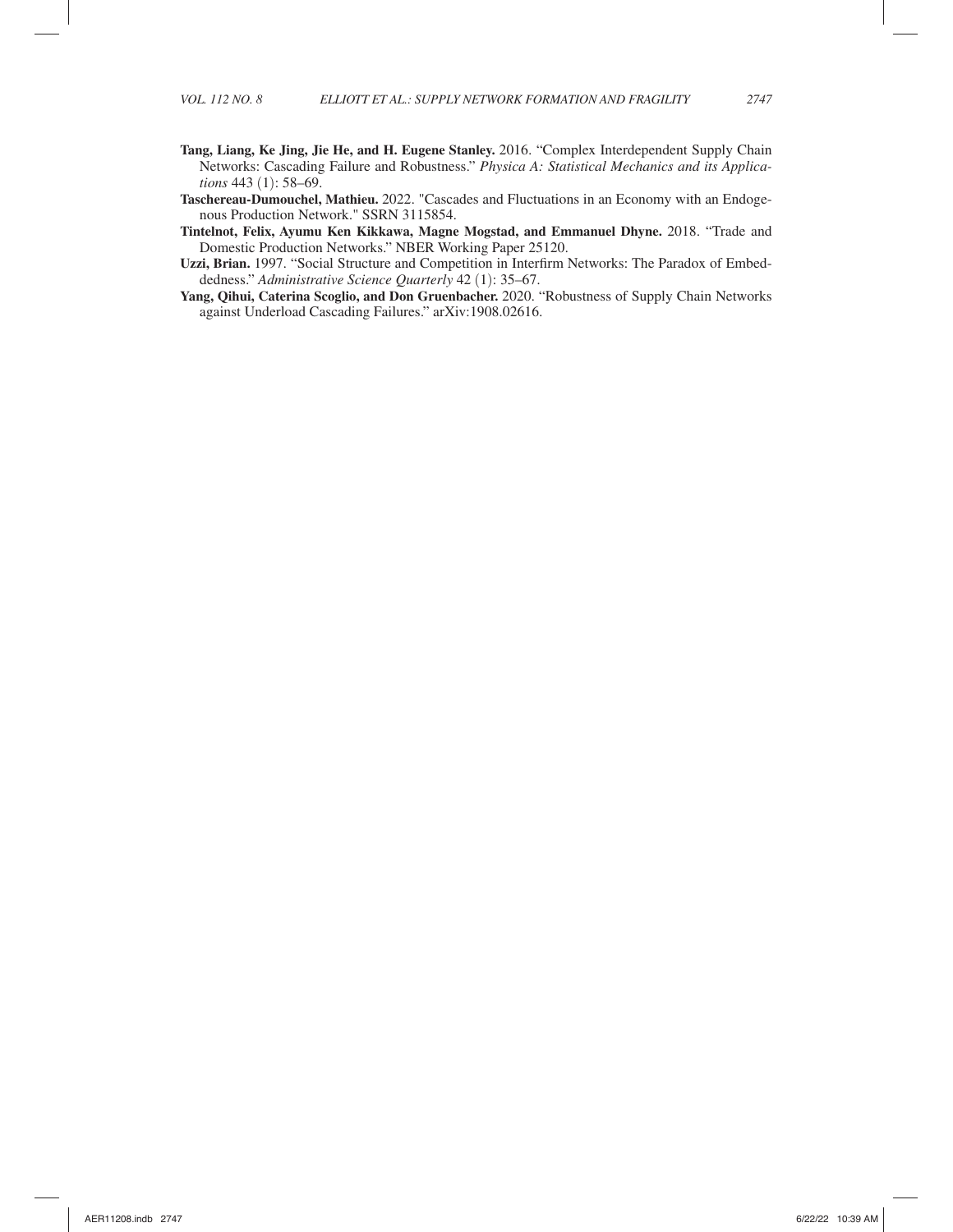**Tang, Liang, Ke Jing, Jie He, and H. Eugene Stanley.** 2016. "Complex Interdependent Supply Chain Networks: Cascading Failure and Robustness." *Physica A: Statistical Mechanics and its Applications* 443 (1): 58–69.

**Taschereau-Dumouchel, Mathieu.** 2022. "Cascades and Fluctuations in an Economy with an Endogenous Production Network." SSRN 3115854.

**Tintelnot, Felix, Ayumu Ken Kikkawa, Magne Mogstad, and Emmanuel Dhyne.** 2018. "Trade and Domestic Production Networks." NBER Working Paper 25120.

**Uzzi, Brian.** 1997. "Social Structure and Competition in Interfirm Networks: The Paradox of Embeddedness." *Administrative Science Quarterly* 42 (1): 35–67.

**Yang, Qihui, Caterina Scoglio, and Don Gruenbacher.** 2020. "Robustness of Supply Chain Networks against Underload Cascading Failures." arXiv:1908.02616.